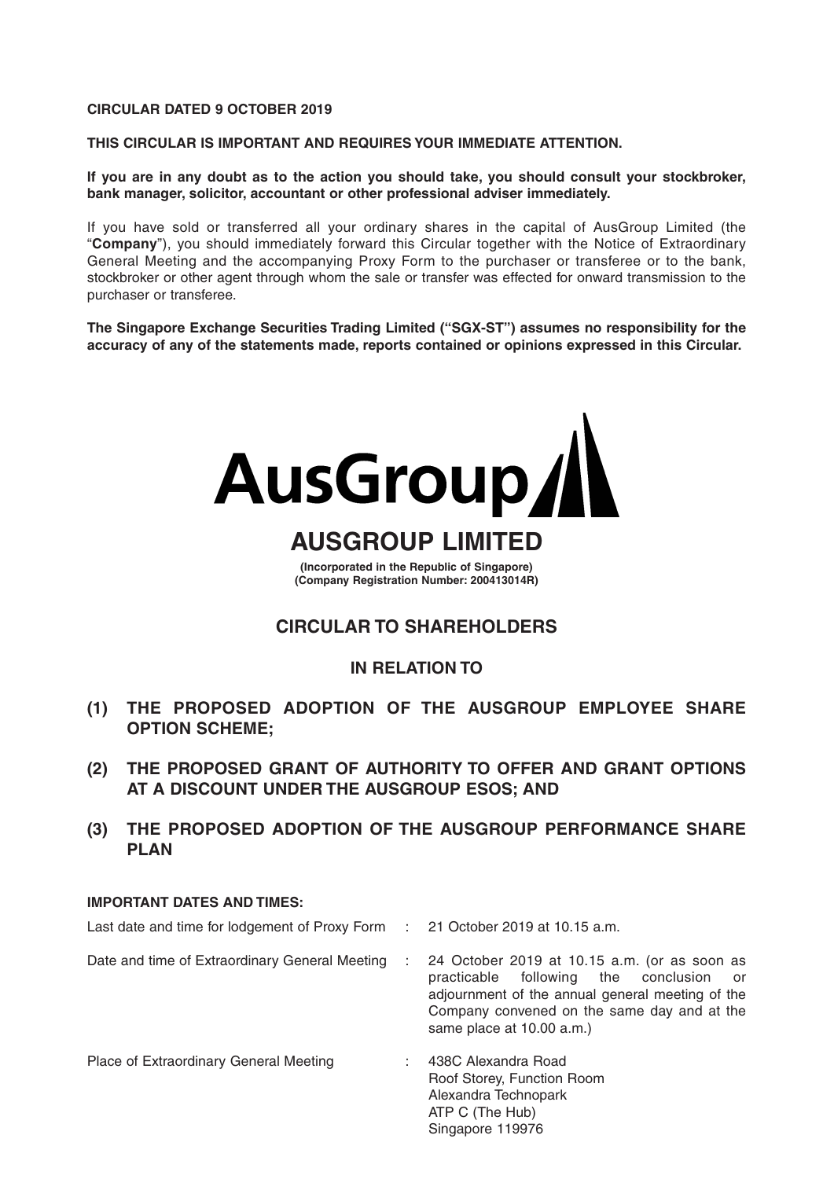**CIRCULAR DATED 9 OCTOBER 2019**

**THIS CIRCULAR IS IMPORTANT AND REQUIRES YOUR IMMEDIATE ATTENTION.**

**If you are in any doubt as to the action you should take, you should consult your stockbroker, bank manager, solicitor, accountant or other professional adviser immediately.**

If you have sold or transferred all your ordinary shares in the capital of AusGroup Limited (the "**Company**"), you should immediately forward this Circular together with the Notice of Extraordinary General Meeting and the accompanying Proxy Form to the purchaser or transferee or to the bank, stockbroker or other agent through whom the sale or transfer was effected for onward transmission to the purchaser or transferee.

**The Singapore Exchange Securities Trading Limited ("SGX-ST") assumes no responsibility for the accuracy of any of the statements made, reports contained or opinions expressed in this Circular.**

AusGroup

# AUSGROUP LIMITED

**(Incorporated in the Republic of Singapore)**
**(Company Registration Number: 200413014R)**

## CIRCULAR TO SHAREHOLDERS

## IN RELATION TO

**(1) THE PROPOSED ADOPTION OF THE AUSGROUP EMPLOYEE SHARE OPTION SCHEME;**

**(2) THE PROPOSED GRANT OF AUTHORITY TO OFFER AND GRANT OPTIONS AT A DISCOUNT UNDER THE AUSGROUP ESOS; AND**

**(3) THE PROPOSED ADOPTION OF THE AUSGROUP PERFORMANCE SHARE PLAN**

**IMPORTANT DATES AND TIMES:**

| | | |
|---|---|---|
| Last date and time for lodgement of Proxy Form | : | 21 October 2019 at 10.15 a.m. |
| Date and time of Extraordinary General Meeting | : | 24 October 2019 at 10.15 a.m. (or as soon as practicable following the conclusion or adjournment of the annual general meeting of the Company convened on the same day and at the same place at 10.00 a.m.) |
| Place of Extraordinary General Meeting | : | 438C Alexandra Road<br>Roof Storey, Function Room<br>Alexandra Technopark<br>ATP C (The Hub)<br>Singapore 119976 |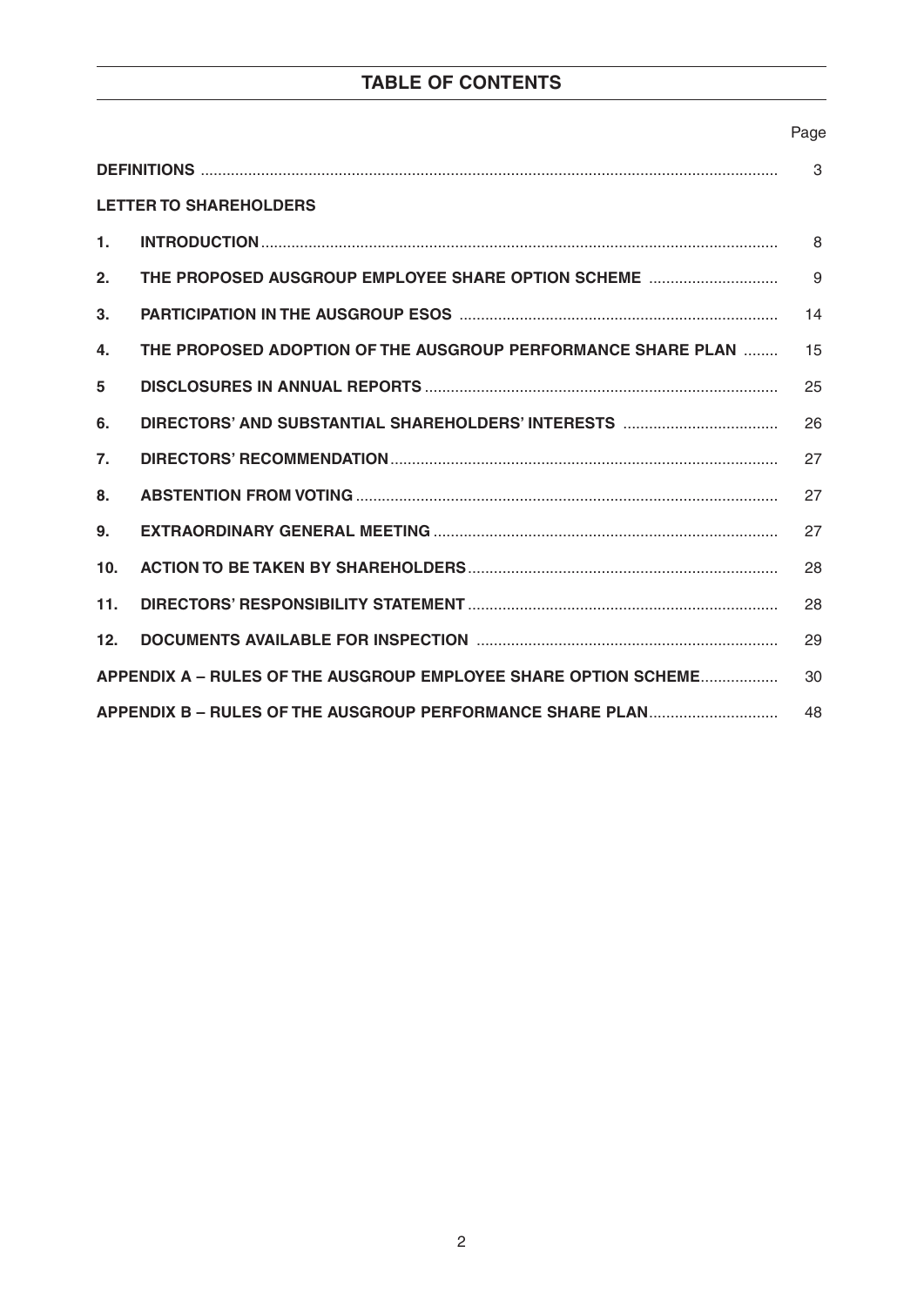# TABLE OF CONTENTS

| | | Page |
|---|---|---|
| **DEFINITIONS** | | 3 |
| **LETTER TO SHAREHOLDERS** | | |
| **1.** | **INTRODUCTION** | 8 |
| **2.** | **THE PROPOSED AUSGROUP EMPLOYEE SHARE OPTION SCHEME** | 9 |
| **3.** | **PARTICIPATION IN THE AUSGROUP ESOS** | 14 |
| **4.** | **THE PROPOSED ADOPTION OF THE AUSGROUP PERFORMANCE SHARE PLAN** | 15 |
| **5** | **DISCLOSURES IN ANNUAL REPORTS** | 25 |
| **6.** | **DIRECTORS' AND SUBSTANTIAL SHAREHOLDERS' INTERESTS** | 26 |
| **7.** | **DIRECTORS' RECOMMENDATION** | 27 |
| **8.** | **ABSTENTION FROM VOTING** | 27 |
| **9.** | **EXTRAORDINARY GENERAL MEETING** | 27 |
| **10.** | **ACTION TO BE TAKEN BY SHAREHOLDERS** | 28 |
| **11.** | **DIRECTORS' RESPONSIBILITY STATEMENT** | 28 |
| **12.** | **DOCUMENTS AVAILABLE FOR INSPECTION** | 29 |
| **APPENDIX A – RULES OF THE AUSGROUP EMPLOYEE SHARE OPTION SCHEME** | | 30 |
| **APPENDIX B – RULES OF THE AUSGROUP PERFORMANCE SHARE PLAN** | | 48 |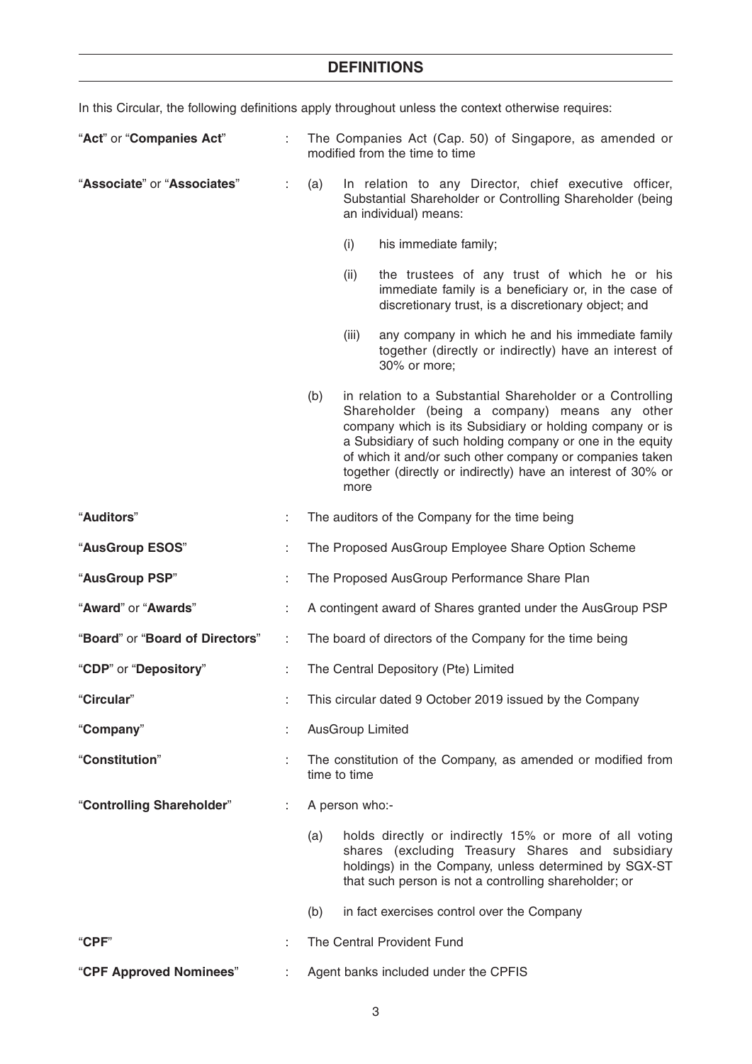## DEFINITIONS

In this Circular, the following definitions apply throughout unless the context otherwise requires:

"**Act**" or "**Companies Act**" : The Companies Act (Cap. 50) of Singapore, as amended or modified from the time to time

"**Associate**" or "**Associates**" :

(a) In relation to any Director, chief executive officer, Substantial Shareholder or Controlling Shareholder (being an individual) means:

  (i) his immediate family;

  (ii) the trustees of any trust of which he or his immediate family is a beneficiary or, in the case of discretionary trust, is a discretionary object; and

  (iii) any company in which he and his immediate family together (directly or indirectly) have an interest of 30% or more;

(b) in relation to a Substantial Shareholder or a Controlling Shareholder (being a company) means any other company which is its Subsidiary or holding company or is a Subsidiary of such holding company or one in the equity of which it and/or such other company or companies taken together (directly or indirectly) have an interest of 30% or more

"**Auditors**" : The auditors of the Company for the time being

"**AusGroup ESOS**" : The Proposed AusGroup Employee Share Option Scheme

"**AusGroup PSP**" : The Proposed AusGroup Performance Share Plan

"**Award**" or "**Awards**" : A contingent award of Shares granted under the AusGroup PSP

"**Board**" or "**Board of Directors**" : The board of directors of the Company for the time being

"**CDP**" or "**Depository**" : The Central Depository (Pte) Limited

"**Circular**" : This circular dated 9 October 2019 issued by the Company

"**Company**" : AusGroup Limited

"**Constitution**" : The constitution of the Company, as amended or modified from time to time

"**Controlling Shareholder**" : A person who:-

(a) holds directly or indirectly 15% or more of all voting shares (excluding Treasury Shares and subsidiary holdings) in the Company, unless determined by SGX-ST that such person is not a controlling shareholder; or

(b) in fact exercises control over the Company

"**CPF**" : The Central Provident Fund

"**CPF Approved Nominees**" : Agent banks included under the CPFIS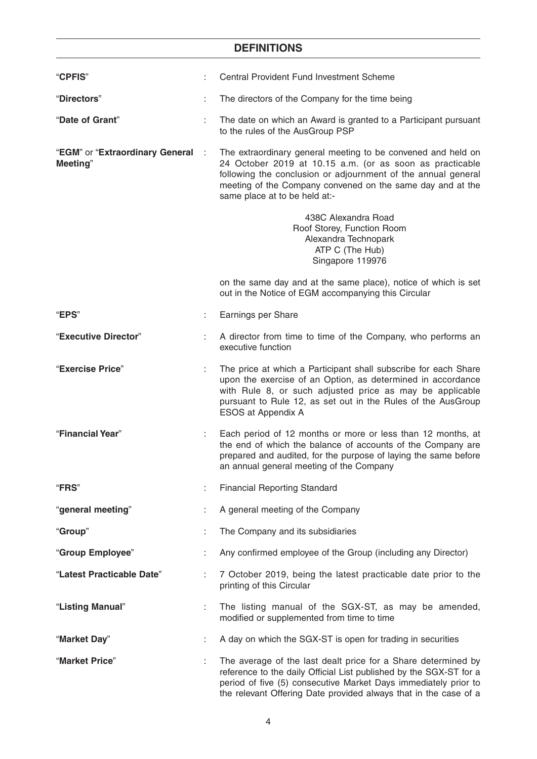## DEFINITIONS

| | | |
|---|---|---|
| "**CPFIS**" | : | Central Provident Fund Investment Scheme |
| "**Directors**" | : | The directors of the Company for the time being |
| "**Date of Grant**" | : | The date on which an Award is granted to a Participant pursuant to the rules of the AusGroup PSP |
| "**EGM**" or "**Extraordinary General Meeting**" | : | The extraordinary general meeting to be convened and held on 24 October 2019 at 10.15 a.m. (or as soon as practicable following the conclusion or adjournment of the annual general meeting of the Company convened on the same day and at the same place at to be held at:- 438C Alexandra Road, Roof Storey, Function Room, Alexandra Technopark, ATP C (The Hub), Singapore 119976 on the same day and at the same place), notice of which is set out in the Notice of EGM accompanying this Circular |
| "**EPS**" | : | Earnings per Share |
| "**Executive Director**" | : | A director from time to time of the Company, who performs an executive function |
| "**Exercise Price**" | : | The price at which a Participant shall subscribe for each Share upon the exercise of an Option, as determined in accordance with Rule 8, or such adjusted price as may be applicable pursuant to Rule 12, as set out in the Rules of the AusGroup ESOS at Appendix A |
| "**Financial Year**" | : | Each period of 12 months or more or less than 12 months, at the end of which the balance of accounts of the Company are prepared and audited, for the purpose of laying the same before an annual general meeting of the Company |
| "**FRS**" | : | Financial Reporting Standard |
| "**general meeting**" | : | A general meeting of the Company |
| "**Group**" | : | The Company and its subsidiaries |
| "**Group Employee**" | : | Any confirmed employee of the Group (including any Director) |
| "**Latest Practicable Date**" | : | 7 October 2019, being the latest practicable date prior to the printing of this Circular |
| "**Listing Manual**" | : | The listing manual of the SGX-ST, as may be amended, modified or supplemented from time to time |
| "**Market Day**" | : | A day on which the SGX-ST is open for trading in securities |
| "**Market Price**" | : | The average of the last dealt price for a Share determined by reference to the daily Official List published by the SGX-ST for a period of five (5) consecutive Market Days immediately prior to the relevant Offering Date provided always that in the case of a |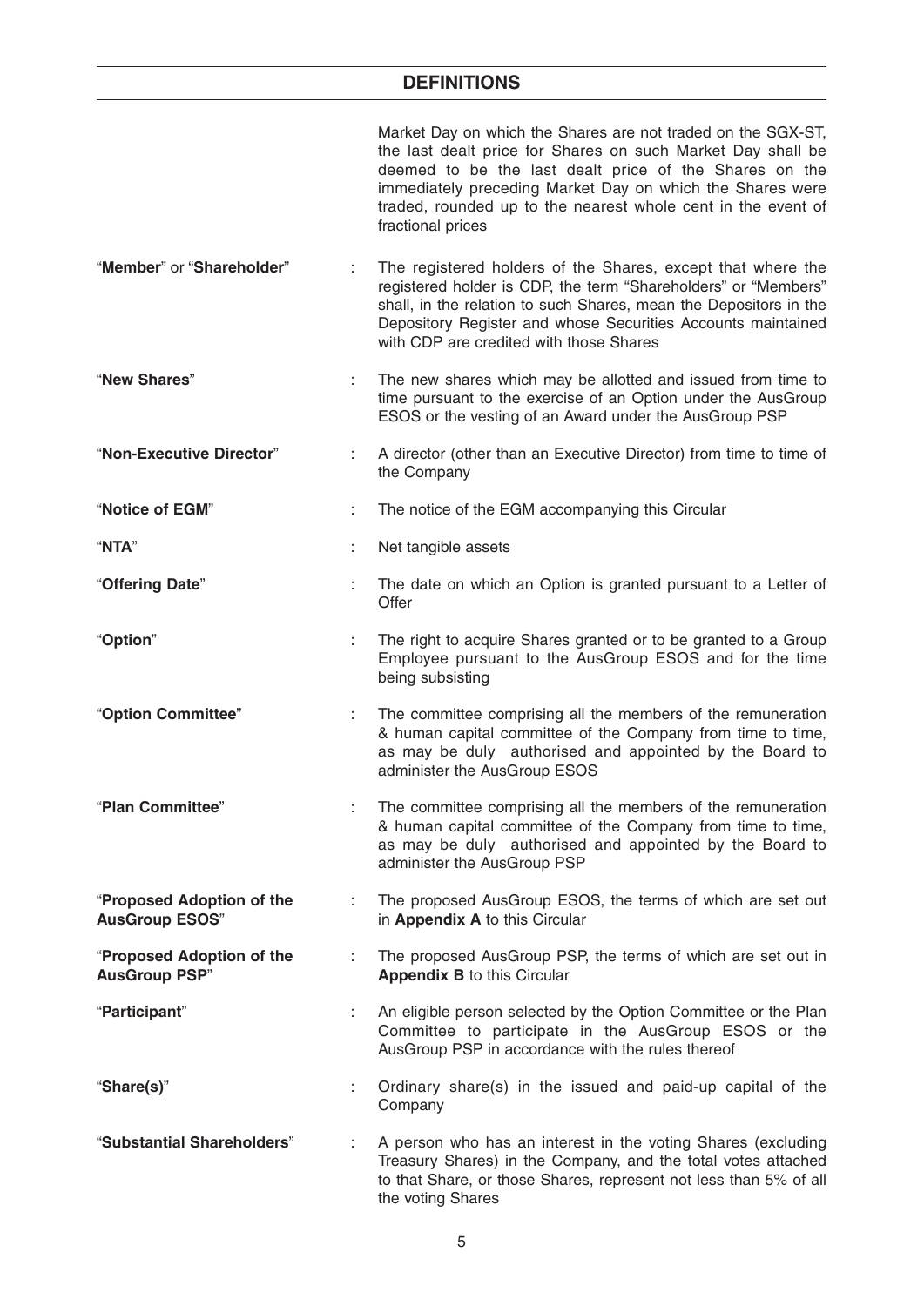## DEFINITIONS

| | | |
|---|---|---|
| | | Market Day on which the Shares are not traded on the SGX-ST, the last dealt price for Shares on such Market Day shall be deemed to be the last dealt price of the Shares on the immediately preceding Market Day on which the Shares were traded, rounded up to the nearest whole cent in the event of fractional prices |
| "**Member**" or "**Shareholder**" | : | The registered holders of the Shares, except that where the registered holder is CDP, the term "Shareholders" or "Members" shall, in the relation to such Shares, mean the Depositors in the Depository Register and whose Securities Accounts maintained with CDP are credited with those Shares |
| "**New Shares**" | : | The new shares which may be allotted and issued from time to time pursuant to the exercise of an Option under the AusGroup ESOS or the vesting of an Award under the AusGroup PSP |
| "**Non-Executive Director**" | : | A director (other than an Executive Director) from time to time of the Company |
| "**Notice of EGM**" | : | The notice of the EGM accompanying this Circular |
| "**NTA**" | : | Net tangible assets |
| "**Offering Date**" | : | The date on which an Option is granted pursuant to a Letter of Offer |
| "**Option**" | : | The right to acquire Shares granted or to be granted to a Group Employee pursuant to the AusGroup ESOS and for the time being subsisting |
| "**Option Committee**" | : | The committee comprising all the members of the remuneration & human capital committee of the Company from time to time, as may be duly authorised and appointed by the Board to administer the AusGroup ESOS |
| "**Plan Committee**" | : | The committee comprising all the members of the remuneration & human capital committee of the Company from time to time, as may be duly authorised and appointed by the Board to administer the AusGroup PSP |
| "**Proposed Adoption of the AusGroup ESOS**" | : | The proposed AusGroup ESOS, the terms of which are set out in **Appendix A** to this Circular |
| "**Proposed Adoption of the AusGroup PSP**" | : | The proposed AusGroup PSP, the terms of which are set out in **Appendix B** to this Circular |
| "**Participant**" | : | An eligible person selected by the Option Committee or the Plan Committee to participate in the AusGroup ESOS or the AusGroup PSP in accordance with the rules thereof |
| "**Share(s)**" | : | Ordinary share(s) in the issued and paid-up capital of the Company |
| "**Substantial Shareholders**" | : | A person who has an interest in the voting Shares (excluding Treasury Shares) in the Company, and the total votes attached to that Share, or those Shares, represent not less than 5% of all the voting Shares |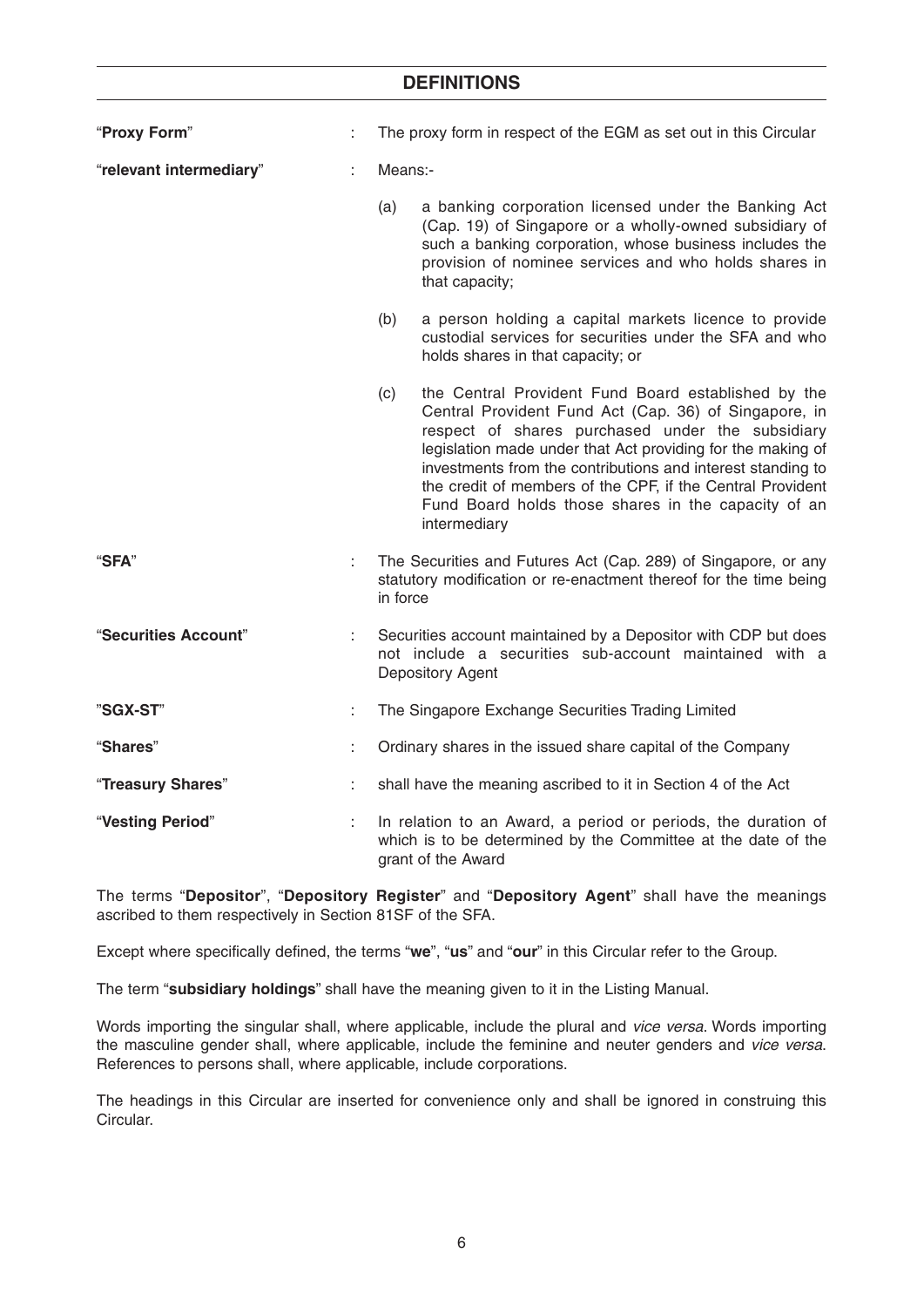## DEFINITIONS

| | | |
|---|---|---|
| "**Proxy Form**" | : | The proxy form in respect of the EGM as set out in this Circular |
| "**relevant intermediary**" | : | Means:-<br><br>(a) a banking corporation licensed under the Banking Act (Cap. 19) of Singapore or a wholly-owned subsidiary of such a banking corporation, whose business includes the provision of nominee services and who holds shares in that capacity;<br><br>(b) a person holding a capital markets licence to provide custodial services for securities under the SFA and who holds shares in that capacity; or<br><br>(c) the Central Provident Fund Board established by the Central Provident Fund Act (Cap. 36) of Singapore, in respect of shares purchased under the subsidiary legislation made under that Act providing for the making of investments from the contributions and interest standing to the credit of members of the CPF, if the Central Provident Fund Board holds those shares in the capacity of an intermediary |
| "**SFA**" | : | The Securities and Futures Act (Cap. 289) of Singapore, or any statutory modification or re-enactment thereof for the time being in force |
| "**Securities Account**" | : | Securities account maintained by a Depositor with CDP but does not include a securities sub-account maintained with a Depository Agent |
| "**SGX-ST**" | : | The Singapore Exchange Securities Trading Limited |
| "**Shares**" | : | Ordinary shares in the issued share capital of the Company |
| "**Treasury Shares**" | : | shall have the meaning ascribed to it in Section 4 of the Act |
| "**Vesting Period**" | : | In relation to an Award, a period or periods, the duration of which is to be determined by the Committee at the date of the grant of the Award |

The terms "**Depositor**", "**Depository Register**" and "**Depository Agent**" shall have the meanings ascribed to them respectively in Section 81SF of the SFA.

Except where specifically defined, the terms "**we**", "**us**" and "**our**" in this Circular refer to the Group.

The term "**subsidiary holdings**" shall have the meaning given to it in the Listing Manual.

Words importing the singular shall, where applicable, include the plural and *vice versa*. Words importing the masculine gender shall, where applicable, include the feminine and neuter genders and *vice versa*. References to persons shall, where applicable, include corporations.

The headings in this Circular are inserted for convenience only and shall be ignored in construing this Circular.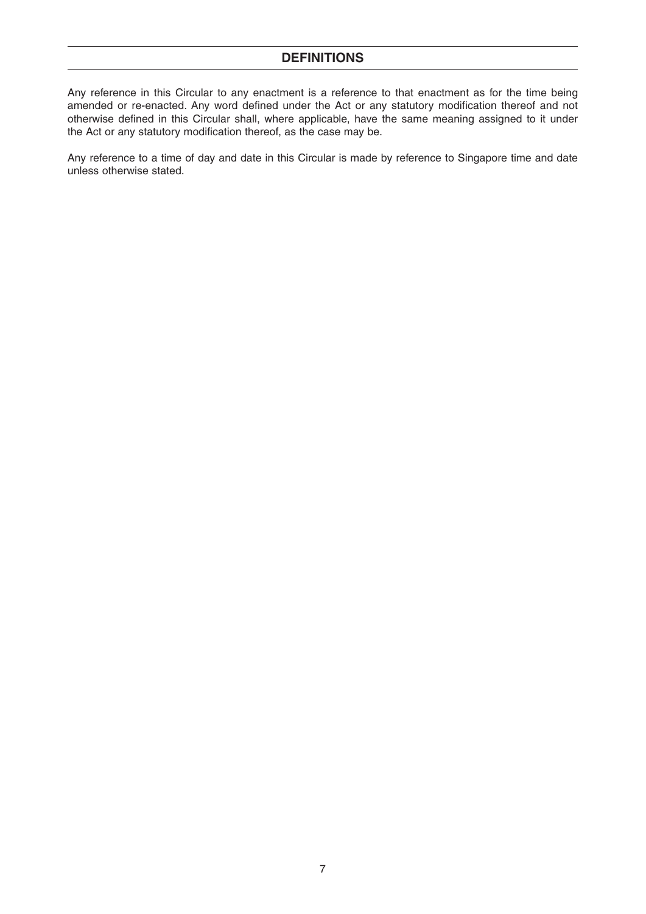## DEFINITIONS

Any reference in this Circular to any enactment is a reference to that enactment as for the time being amended or re-enacted. Any word defined under the Act or any statutory modification thereof and not otherwise defined in this Circular shall, where applicable, have the same meaning assigned to it under the Act or any statutory modification thereof, as the case may be.

Any reference to a time of day and date in this Circular is made by reference to Singapore time and date unless otherwise stated.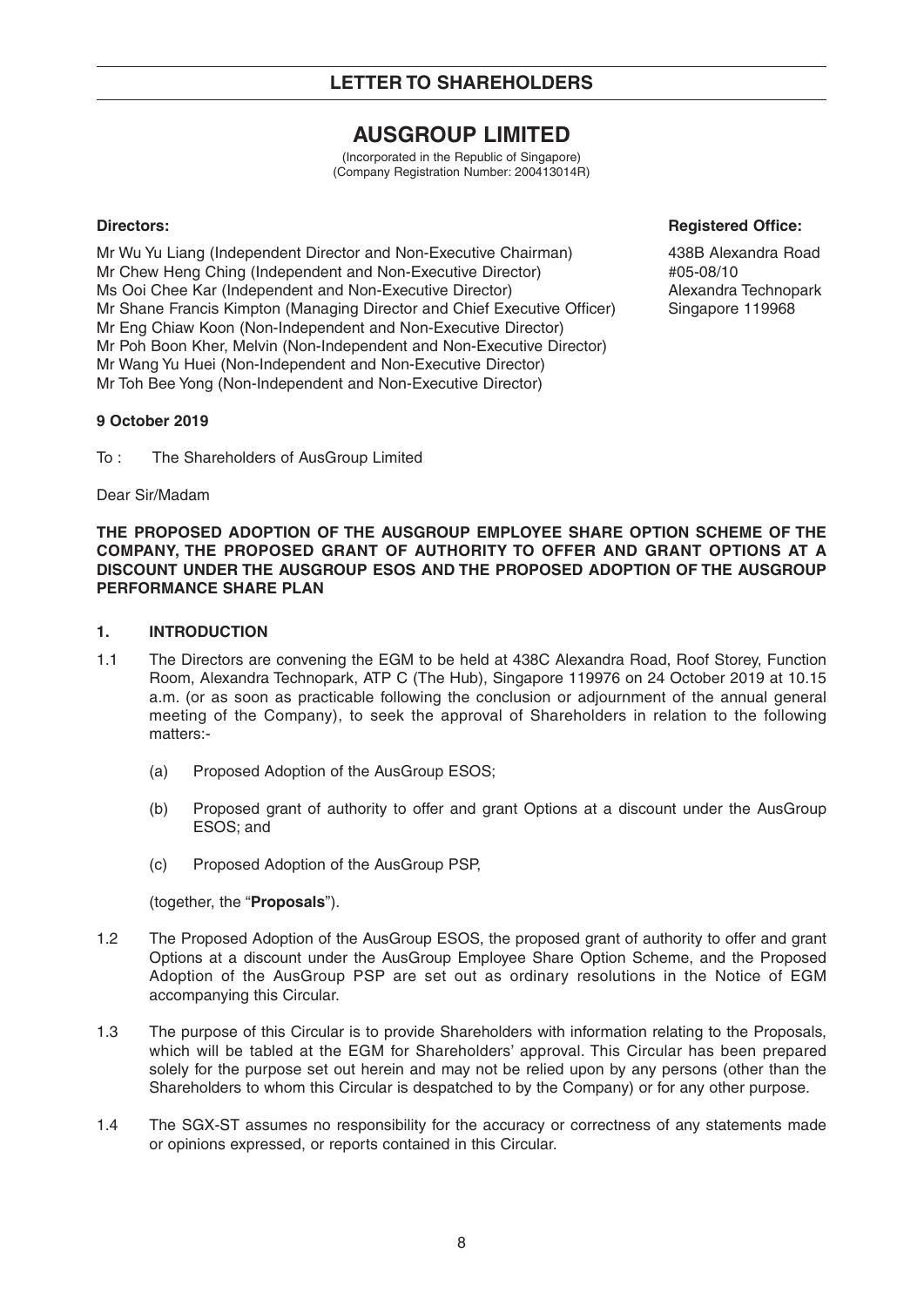## LETTER TO SHAREHOLDERS

# AUSGROUP LIMITED

(Incorporated in the Republic of Singapore)
(Company Registration Number: 200413014R)

**Directors:**

Mr Wu Yu Liang (Independent Director and Non-Executive Chairman)
Mr Chew Heng Ching (Independent and Non-Executive Director)
Ms Ooi Chee Kar (Independent and Non-Executive Director)
Mr Shane Francis Kimpton (Managing Director and Chief Executive Officer)
Mr Eng Chiaw Koon (Non-Independent and Non-Executive Director)
Mr Poh Boon Kher, Melvin (Non-Independent and Non-Executive Director)
Mr Wang Yu Huei (Non-Independent and Non-Executive Director)
Mr Toh Bee Yong (Non-Independent and Non-Executive Director)

**Registered Office:**

438B Alexandra Road
#05-08/10
Alexandra Technopark
Singapore 119968

**9 October 2019**

To : The Shareholders of AusGroup Limited

Dear Sir/Madam

**THE PROPOSED ADOPTION OF THE AUSGROUP EMPLOYEE SHARE OPTION SCHEME OF THE COMPANY, THE PROPOSED GRANT OF AUTHORITY TO OFFER AND GRANT OPTIONS AT A DISCOUNT UNDER THE AUSGROUP ESOS AND THE PROPOSED ADOPTION OF THE AUSGROUP PERFORMANCE SHARE PLAN**

### 1. INTRODUCTION

1.1 The Directors are convening the EGM to be held at 438C Alexandra Road, Roof Storey, Function Room, Alexandra Technopark, ATP C (The Hub), Singapore 119976 on 24 October 2019 at 10.15 a.m. (or as soon as practicable following the conclusion or adjournment of the annual general meeting of the Company), to seek the approval of Shareholders in relation to the following matters:-

(a) Proposed Adoption of the AusGroup ESOS;

(b) Proposed grant of authority to offer and grant Options at a discount under the AusGroup ESOS; and

(c) Proposed Adoption of the AusGroup PSP,

(together, the "**Proposals**").

1.2 The Proposed Adoption of the AusGroup ESOS, the proposed grant of authority to offer and grant Options at a discount under the AusGroup Employee Share Option Scheme, and the Proposed Adoption of the AusGroup PSP are set out as ordinary resolutions in the Notice of EGM accompanying this Circular.

1.3 The purpose of this Circular is to provide Shareholders with information relating to the Proposals, which will be tabled at the EGM for Shareholders' approval. This Circular has been prepared solely for the purpose set out herein and may not be relied upon by any persons (other than the Shareholders to whom this Circular is despatched to by the Company) or for any other purpose.

1.4 The SGX-ST assumes no responsibility for the accuracy or correctness of any statements made or opinions expressed, or reports contained in this Circular.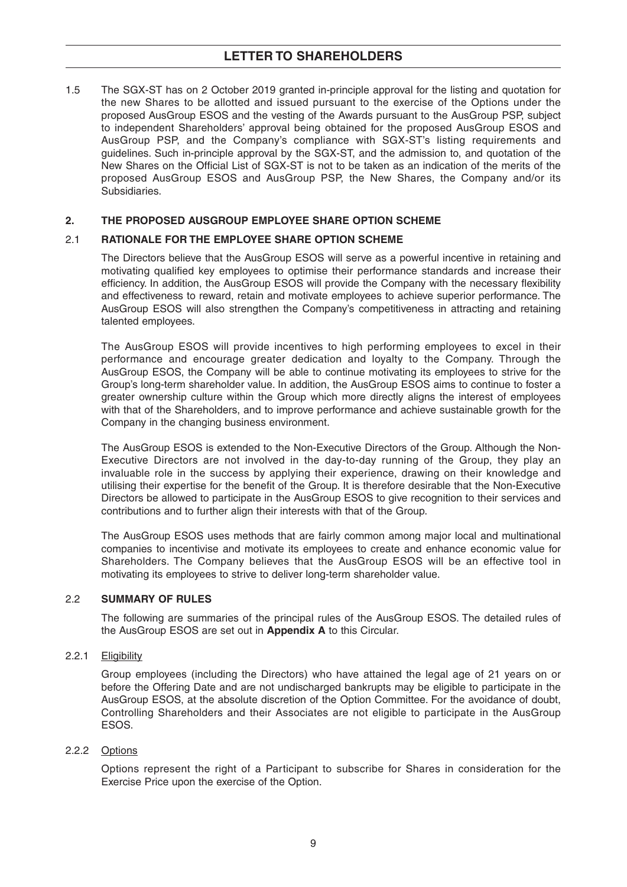1.5 The SGX-ST has on 2 October 2019 granted in-principle approval for the listing and quotation for the new Shares to be allotted and issued pursuant to the exercise of the Options under the proposed AusGroup ESOS and the vesting of the Awards pursuant to the AusGroup PSP, subject to independent Shareholders' approval being obtained for the proposed AusGroup ESOS and AusGroup PSP, and the Company's compliance with SGX-ST's listing requirements and guidelines. Such in-principle approval by the SGX-ST, and the admission to, and quotation of the New Shares on the Official List of SGX-ST is not to be taken as an indication of the merits of the proposed AusGroup ESOS and AusGroup PSP, the New Shares, the Company and/or its Subsidiaries.

## 2. THE PROPOSED AUSGROUP EMPLOYEE SHARE OPTION SCHEME

### 2.1 RATIONALE FOR THE EMPLOYEE SHARE OPTION SCHEME

The Directors believe that the AusGroup ESOS will serve as a powerful incentive in retaining and motivating qualified key employees to optimise their performance standards and increase their efficiency. In addition, the AusGroup ESOS will provide the Company with the necessary flexibility and effectiveness to reward, retain and motivate employees to achieve superior performance. The AusGroup ESOS will also strengthen the Company's competitiveness in attracting and retaining talented employees.

The AusGroup ESOS will provide incentives to high performing employees to excel in their performance and encourage greater dedication and loyalty to the Company. Through the AusGroup ESOS, the Company will be able to continue motivating its employees to strive for the Group's long-term shareholder value. In addition, the AusGroup ESOS aims to continue to foster a greater ownership culture within the Group which more directly aligns the interest of employees with that of the Shareholders, and to improve performance and achieve sustainable growth for the Company in the changing business environment.

The AusGroup ESOS is extended to the Non-Executive Directors of the Group. Although the Non-Executive Directors are not involved in the day-to-day running of the Group, they play an invaluable role in the success by applying their experience, drawing on their knowledge and utilising their expertise for the benefit of the Group. It is therefore desirable that the Non-Executive Directors be allowed to participate in the AusGroup ESOS to give recognition to their services and contributions and to further align their interests with that of the Group.

The AusGroup ESOS uses methods that are fairly common among major local and multinational companies to incentivise and motivate its employees to create and enhance economic value for Shareholders. The Company believes that the AusGroup ESOS will be an effective tool in motivating its employees to strive to deliver long-term shareholder value.

### 2.2 SUMMARY OF RULES

The following are summaries of the principal rules of the AusGroup ESOS. The detailed rules of the AusGroup ESOS are set out in **Appendix A** to this Circular.

#### 2.2.1 Eligibility

Group employees (including the Directors) who have attained the legal age of 21 years on or before the Offering Date and are not undischarged bankrupts may be eligible to participate in the AusGroup ESOS, at the absolute discretion of the Option Committee. For the avoidance of doubt, Controlling Shareholders and their Associates are not eligible to participate in the AusGroup ESOS.

#### 2.2.2 Options

Options represent the right of a Participant to subscribe for Shares in consideration for the Exercise Price upon the exercise of the Option.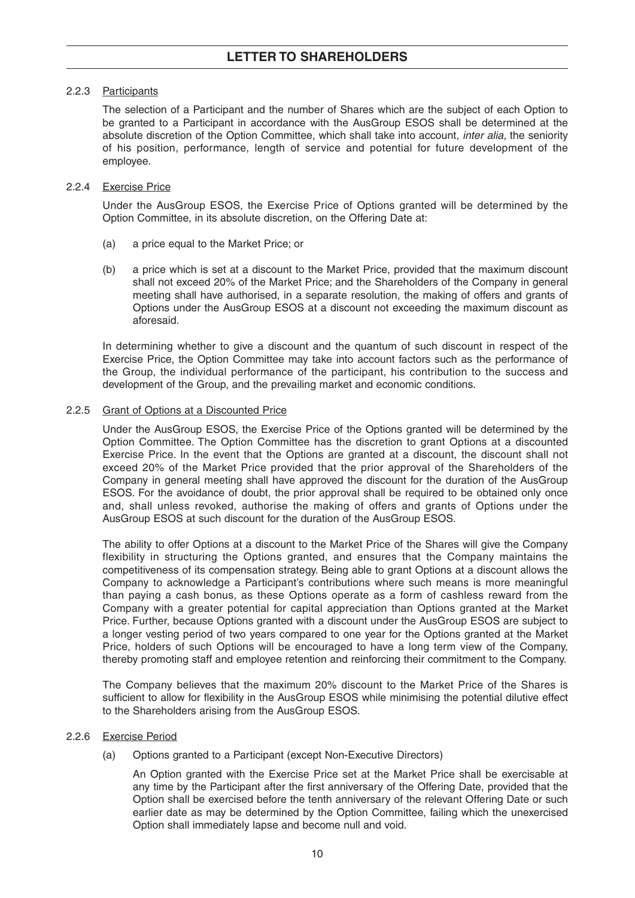#### 2.2.3 Participants

The selection of a Participant and the number of Shares which are the subject of each Option to be granted to a Participant in accordance with the AusGroup ESOS shall be determined at the absolute discretion of the Option Committee, which shall take into account, *inter alia,* the seniority of his position, performance, length of service and potential for future development of the employee.

#### 2.2.4 Exercise Price

Under the AusGroup ESOS, the Exercise Price of Options granted will be determined by the Option Committee, in its absolute discretion, on the Offering Date at:

(a) a price equal to the Market Price; or

(b) a price which is set at a discount to the Market Price, provided that the maximum discount shall not exceed 20% of the Market Price; and the Shareholders of the Company in general meeting shall have authorised, in a separate resolution, the making of offers and grants of Options under the AusGroup ESOS at a discount not exceeding the maximum discount as aforesaid.

In determining whether to give a discount and the quantum of such discount in respect of the Exercise Price, the Option Committee may take into account factors such as the performance of the Group, the individual performance of the participant, his contribution to the success and development of the Group, and the prevailing market and economic conditions.

#### 2.2.5 Grant of Options at a Discounted Price

Under the AusGroup ESOS, the Exercise Price of the Options granted will be determined by the Option Committee. The Option Committee has the discretion to grant Options at a discounted Exercise Price. In the event that the Options are granted at a discount, the discount shall not exceed 20% of the Market Price provided that the prior approval of the Shareholders of the Company in general meeting shall have approved the discount for the duration of the AusGroup ESOS. For the avoidance of doubt, the prior approval shall be required to be obtained only once and, shall unless revoked, authorise the making of offers and grants of Options under the AusGroup ESOS at such discount for the duration of the AusGroup ESOS.

The ability to offer Options at a discount to the Market Price of the Shares will give the Company flexibility in structuring the Options granted, and ensures that the Company maintains the competitiveness of its compensation strategy. Being able to grant Options at a discount allows the Company to acknowledge a Participant's contributions where such means is more meaningful than paying a cash bonus, as these Options operate as a form of cashless reward from the Company with a greater potential for capital appreciation than Options granted at the Market Price. Further, because Options granted with a discount under the AusGroup ESOS are subject to a longer vesting period of two years compared to one year for the Options granted at the Market Price, holders of such Options will be encouraged to have a long term view of the Company, thereby promoting staff and employee retention and reinforcing their commitment to the Company.

The Company believes that the maximum 20% discount to the Market Price of the Shares is sufficient to allow for flexibility in the AusGroup ESOS while minimising the potential dilutive effect to the Shareholders arising from the AusGroup ESOS.

#### 2.2.6 Exercise Period

(a) Options granted to a Participant (except Non-Executive Directors)

An Option granted with the Exercise Price set at the Market Price shall be exercisable at any time by the Participant after the first anniversary of the Offering Date, provided that the Option shall be exercised before the tenth anniversary of the relevant Offering Date or such earlier date as may be determined by the Option Committee, failing which the unexercised Option shall immediately lapse and become null and void.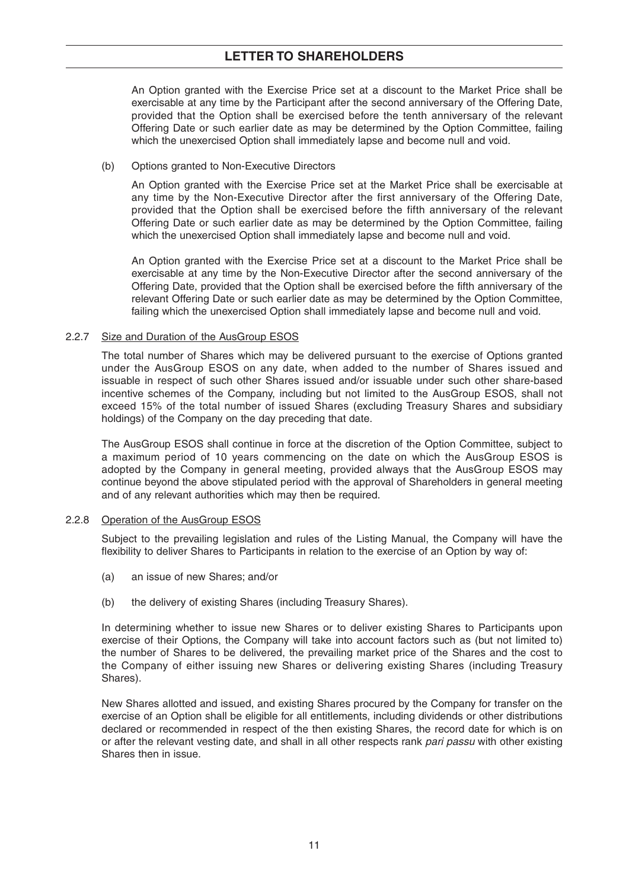An Option granted with the Exercise Price set at a discount to the Market Price shall be exercisable at any time by the Participant after the second anniversary of the Offering Date, provided that the Option shall be exercised before the tenth anniversary of the relevant Offering Date or such earlier date as may be determined by the Option Committee, failing which the unexercised Option shall immediately lapse and become null and void.

(b) Options granted to Non-Executive Directors

An Option granted with the Exercise Price set at the Market Price shall be exercisable at any time by the Non-Executive Director after the first anniversary of the Offering Date, provided that the Option shall be exercised before the fifth anniversary of the relevant Offering Date or such earlier date as may be determined by the Option Committee, failing which the unexercised Option shall immediately lapse and become null and void.

An Option granted with the Exercise Price set at a discount to the Market Price shall be exercisable at any time by the Non-Executive Director after the second anniversary of the Offering Date, provided that the Option shall be exercised before the fifth anniversary of the relevant Offering Date or such earlier date as may be determined by the Option Committee, failing which the unexercised Option shall immediately lapse and become null and void.

2.2.7 Size and Duration of the AusGroup ESOS

The total number of Shares which may be delivered pursuant to the exercise of Options granted under the AusGroup ESOS on any date, when added to the number of Shares issued and issuable in respect of such other Shares issued and/or issuable under such other share-based incentive schemes of the Company, including but not limited to the AusGroup ESOS, shall not exceed 15% of the total number of issued Shares (excluding Treasury Shares and subsidiary holdings) of the Company on the day preceding that date.

The AusGroup ESOS shall continue in force at the discretion of the Option Committee, subject to a maximum period of 10 years commencing on the date on which the AusGroup ESOS is adopted by the Company in general meeting, provided always that the AusGroup ESOS may continue beyond the above stipulated period with the approval of Shareholders in general meeting and of any relevant authorities which may then be required.

2.2.8 Operation of the AusGroup ESOS

Subject to the prevailing legislation and rules of the Listing Manual, the Company will have the flexibility to deliver Shares to Participants in relation to the exercise of an Option by way of:

(a) an issue of new Shares; and/or

(b) the delivery of existing Shares (including Treasury Shares).

In determining whether to issue new Shares or to deliver existing Shares to Participants upon exercise of their Options, the Company will take into account factors such as (but not limited to) the number of Shares to be delivered, the prevailing market price of the Shares and the cost to the Company of either issuing new Shares or delivering existing Shares (including Treasury Shares).

New Shares allotted and issued, and existing Shares procured by the Company for transfer on the exercise of an Option shall be eligible for all entitlements, including dividends or other distributions declared or recommended in respect of the then existing Shares, the record date for which is on or after the relevant vesting date, and shall in all other respects rank *pari passu* with other existing Shares then in issue.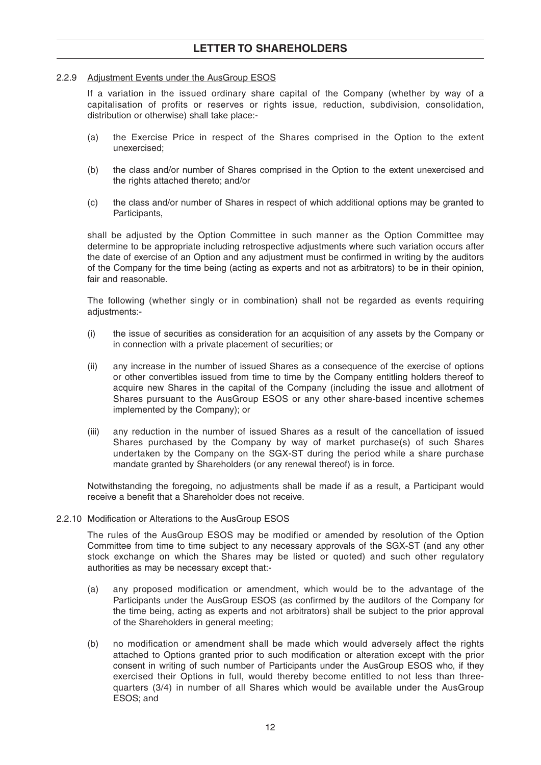#### 2.2.9 Adjustment Events under the AusGroup ESOS

If a variation in the issued ordinary share capital of the Company (whether by way of a capitalisation of profits or reserves or rights issue, reduction, subdivision, consolidation, distribution or otherwise) shall take place:-

(a) the Exercise Price in respect of the Shares comprised in the Option to the extent unexercised;

(b) the class and/or number of Shares comprised in the Option to the extent unexercised and the rights attached thereto; and/or

(c) the class and/or number of Shares in respect of which additional options may be granted to Participants,

shall be adjusted by the Option Committee in such manner as the Option Committee may determine to be appropriate including retrospective adjustments where such variation occurs after the date of exercise of an Option and any adjustment must be confirmed in writing by the auditors of the Company for the time being (acting as experts and not as arbitrators) to be in their opinion, fair and reasonable.

The following (whether singly or in combination) shall not be regarded as events requiring adjustments:-

(i) the issue of securities as consideration for an acquisition of any assets by the Company or in connection with a private placement of securities; or

(ii) any increase in the number of issued Shares as a consequence of the exercise of options or other convertibles issued from time to time by the Company entitling holders thereof to acquire new Shares in the capital of the Company (including the issue and allotment of Shares pursuant to the AusGroup ESOS or any other share-based incentive schemes implemented by the Company); or

(iii) any reduction in the number of issued Shares as a result of the cancellation of issued Shares purchased by the Company by way of market purchase(s) of such Shares undertaken by the Company on the SGX-ST during the period while a share purchase mandate granted by Shareholders (or any renewal thereof) is in force.

Notwithstanding the foregoing, no adjustments shall be made if as a result, a Participant would receive a benefit that a Shareholder does not receive.

#### 2.2.10 Modification or Alterations to the AusGroup ESOS

The rules of the AusGroup ESOS may be modified or amended by resolution of the Option Committee from time to time subject to any necessary approvals of the SGX-ST (and any other stock exchange on which the Shares may be listed or quoted) and such other regulatory authorities as may be necessary except that:-

(a) any proposed modification or amendment, which would be to the advantage of the Participants under the AusGroup ESOS (as confirmed by the auditors of the Company for the time being, acting as experts and not arbitrators) shall be subject to the prior approval of the Shareholders in general meeting;

(b) no modification or amendment shall be made which would adversely affect the rights attached to Options granted prior to such modification or alteration except with the prior consent in writing of such number of Participants under the AusGroup ESOS who, if they exercised their Options in full, would thereby become entitled to not less than three-quarters (3/4) in number of all Shares which would be available under the AusGroup ESOS; and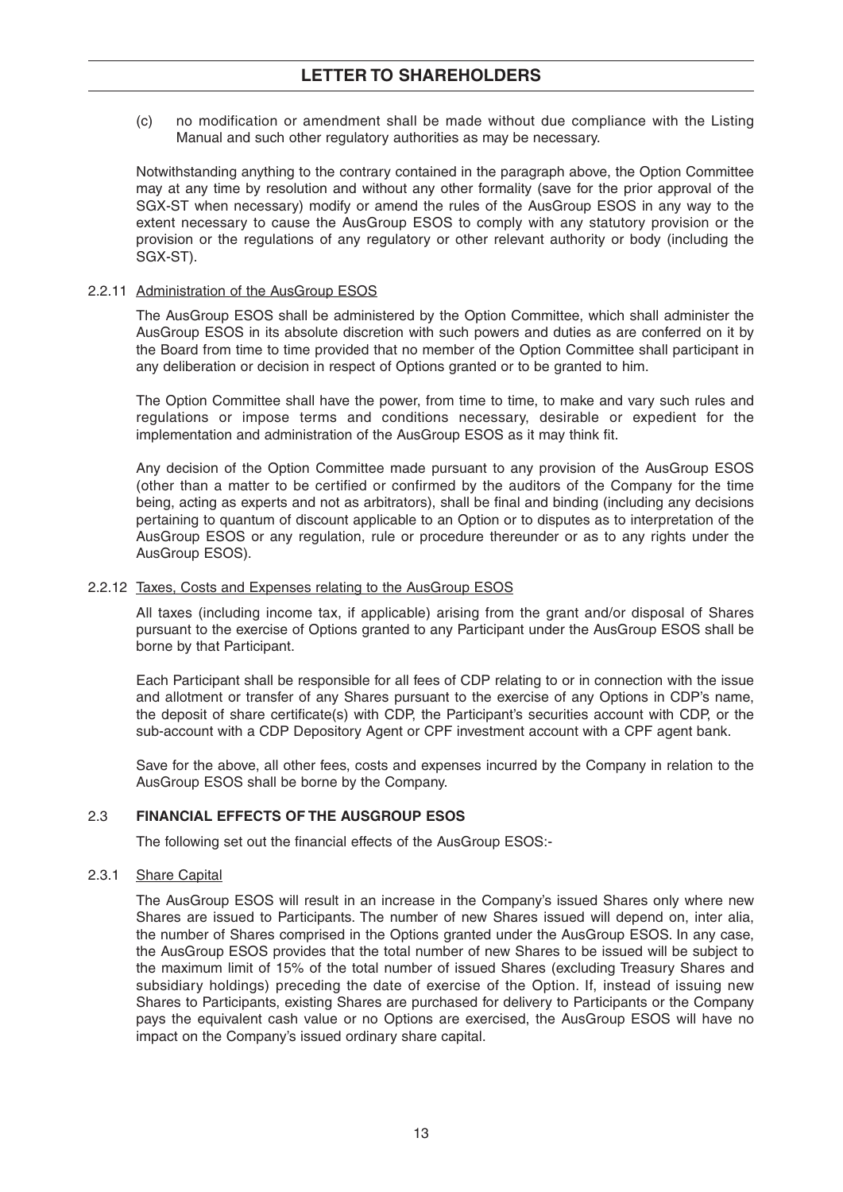(c) no modification or amendment shall be made without due compliance with the Listing Manual and such other regulatory authorities as may be necessary.

Notwithstanding anything to the contrary contained in the paragraph above, the Option Committee may at any time by resolution and without any other formality (save for the prior approval of the SGX-ST when necessary) modify or amend the rules of the AusGroup ESOS in any way to the extent necessary to cause the AusGroup ESOS to comply with any statutory provision or the provision or the regulations of any regulatory or other relevant authority or body (including the SGX-ST).

2.2.11 Administration of the AusGroup ESOS

The AusGroup ESOS shall be administered by the Option Committee, which shall administer the AusGroup ESOS in its absolute discretion with such powers and duties as are conferred on it by the Board from time to time provided that no member of the Option Committee shall participant in any deliberation or decision in respect of Options granted or to be granted to him.

The Option Committee shall have the power, from time to time, to make and vary such rules and regulations or impose terms and conditions necessary, desirable or expedient for the implementation and administration of the AusGroup ESOS as it may think fit.

Any decision of the Option Committee made pursuant to any provision of the AusGroup ESOS (other than a matter to be certified or confirmed by the auditors of the Company for the time being, acting as experts and not as arbitrators), shall be final and binding (including any decisions pertaining to quantum of discount applicable to an Option or to disputes as to interpretation of the AusGroup ESOS or any regulation, rule or procedure thereunder or as to any rights under the AusGroup ESOS).

2.2.12 Taxes, Costs and Expenses relating to the AusGroup ESOS

All taxes (including income tax, if applicable) arising from the grant and/or disposal of Shares pursuant to the exercise of Options granted to any Participant under the AusGroup ESOS shall be borne by that Participant.

Each Participant shall be responsible for all fees of CDP relating to or in connection with the issue and allotment or transfer of any Shares pursuant to the exercise of any Options in CDP's name, the deposit of share certificate(s) with CDP, the Participant's securities account with CDP, or the sub-account with a CDP Depository Agent or CPF investment account with a CPF agent bank.

Save for the above, all other fees, costs and expenses incurred by the Company in relation to the AusGroup ESOS shall be borne by the Company.

## 2.3 FINANCIAL EFFECTS OF THE AUSGROUP ESOS

The following set out the financial effects of the AusGroup ESOS:-

2.3.1 Share Capital

The AusGroup ESOS will result in an increase in the Company's issued Shares only where new Shares are issued to Participants. The number of new Shares issued will depend on, inter alia, the number of Shares comprised in the Options granted under the AusGroup ESOS. In any case, the AusGroup ESOS provides that the total number of new Shares to be issued will be subject to the maximum limit of 15% of the total number of issued Shares (excluding Treasury Shares and subsidiary holdings) preceding the date of exercise of the Option. If, instead of issuing new Shares to Participants, existing Shares are purchased for delivery to Participants or the Company pays the equivalent cash value or no Options are exercised, the AusGroup ESOS will have no impact on the Company's issued ordinary share capital.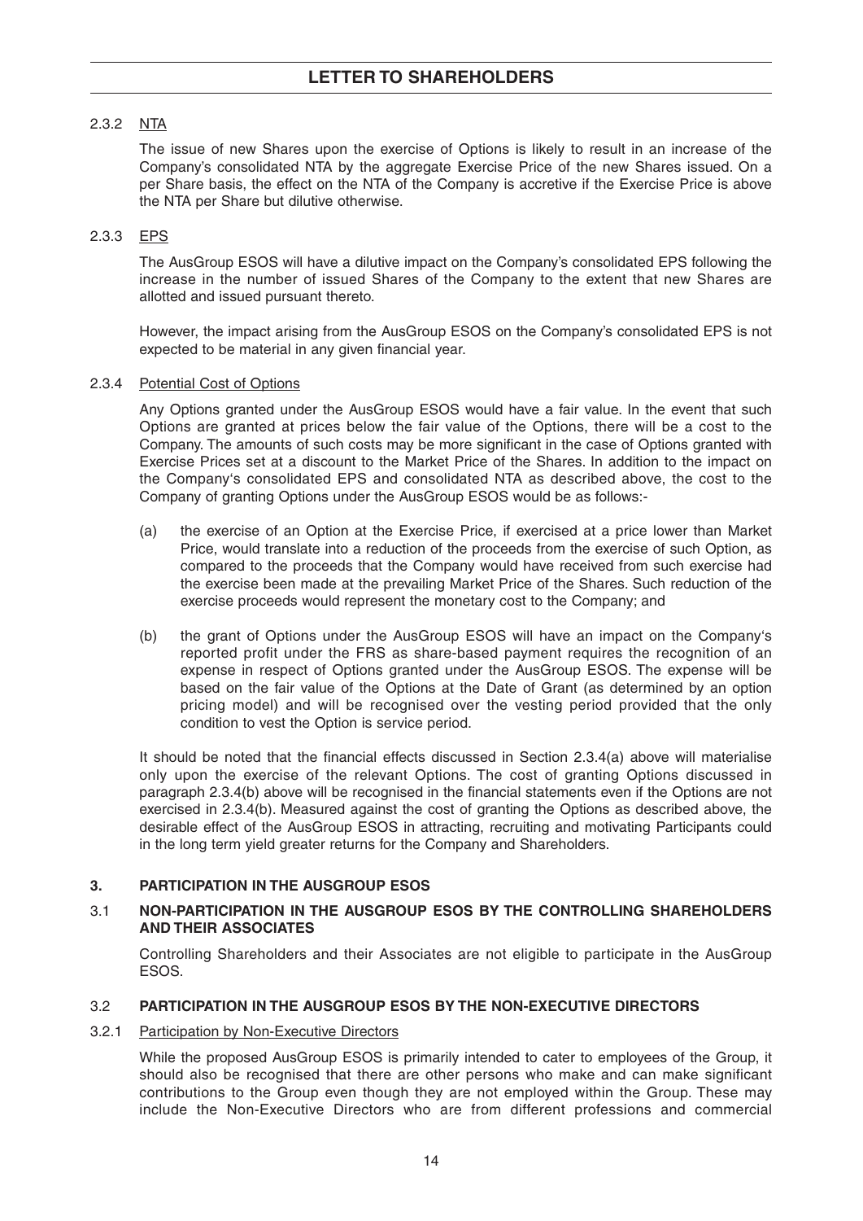#### 2.3.2 NTA

The issue of new Shares upon the exercise of Options is likely to result in an increase of the Company's consolidated NTA by the aggregate Exercise Price of the new Shares issued. On a per Share basis, the effect on the NTA of the Company is accretive if the Exercise Price is above the NTA per Share but dilutive otherwise.

#### 2.3.3 EPS

The AusGroup ESOS will have a dilutive impact on the Company's consolidated EPS following the increase in the number of issued Shares of the Company to the extent that new Shares are allotted and issued pursuant thereto.

However, the impact arising from the AusGroup ESOS on the Company's consolidated EPS is not expected to be material in any given financial year.

#### 2.3.4 Potential Cost of Options

Any Options granted under the AusGroup ESOS would have a fair value. In the event that such Options are granted at prices below the fair value of the Options, there will be a cost to the Company. The amounts of such costs may be more significant in the case of Options granted with Exercise Prices set at a discount to the Market Price of the Shares. In addition to the impact on the Company's consolidated EPS and consolidated NTA as described above, the cost to the Company of granting Options under the AusGroup ESOS would be as follows:-

(a) the exercise of an Option at the Exercise Price, if exercised at a price lower than Market Price, would translate into a reduction of the proceeds from the exercise of such Option, as compared to the proceeds that the Company would have received from such exercise had the exercise been made at the prevailing Market Price of the Shares. Such reduction of the exercise proceeds would represent the monetary cost to the Company; and

(b) the grant of Options under the AusGroup ESOS will have an impact on the Company's reported profit under the FRS as share-based payment requires the recognition of an expense in respect of Options granted under the AusGroup ESOS. The expense will be based on the fair value of the Options at the Date of Grant (as determined by an option pricing model) and will be recognised over the vesting period provided that the only condition to vest the Option is service period.

It should be noted that the financial effects discussed in Section 2.3.4(a) above will materialise only upon the exercise of the relevant Options. The cost of granting Options discussed in paragraph 2.3.4(b) above will be recognised in the financial statements even if the Options are not exercised in 2.3.4(b). Measured against the cost of granting the Options as described above, the desirable effect of the AusGroup ESOS in attracting, recruiting and motivating Participants could in the long term yield greater returns for the Company and Shareholders.

## 3. PARTICIPATION IN THE AUSGROUP ESOS

### 3.1 NON-PARTICIPATION IN THE AUSGROUP ESOS BY THE CONTROLLING SHAREHOLDERS AND THEIR ASSOCIATES

Controlling Shareholders and their Associates are not eligible to participate in the AusGroup ESOS.

### 3.2 PARTICIPATION IN THE AUSGROUP ESOS BY THE NON-EXECUTIVE DIRECTORS

#### 3.2.1 Participation by Non-Executive Directors

While the proposed AusGroup ESOS is primarily intended to cater to employees of the Group, it should also be recognised that there are other persons who make and can make significant contributions to the Group even though they are not employed within the Group. These may include the Non-Executive Directors who are from different professions and commercial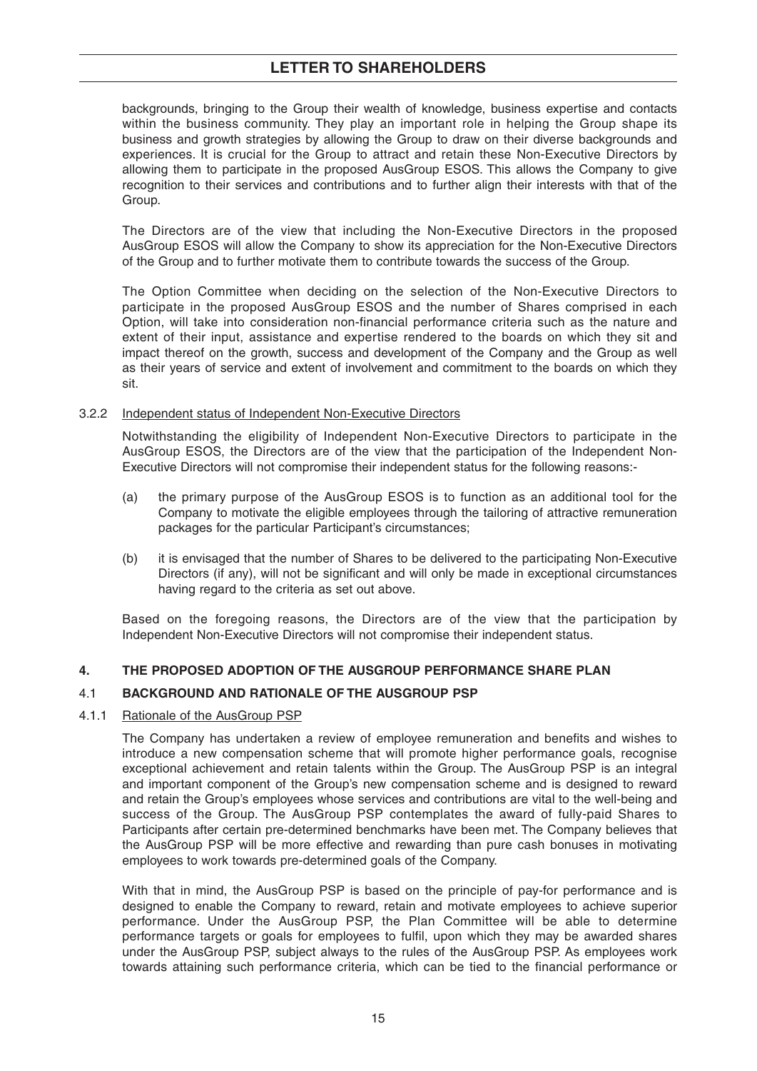backgrounds, bringing to the Group their wealth of knowledge, business expertise and contacts within the business community. They play an important role in helping the Group shape its business and growth strategies by allowing the Group to draw on their diverse backgrounds and experiences. It is crucial for the Group to attract and retain these Non-Executive Directors by allowing them to participate in the proposed AusGroup ESOS. This allows the Company to give recognition to their services and contributions and to further align their interests with that of the Group.

The Directors are of the view that including the Non-Executive Directors in the proposed AusGroup ESOS will allow the Company to show its appreciation for the Non-Executive Directors of the Group and to further motivate them to contribute towards the success of the Group.

The Option Committee when deciding on the selection of the Non-Executive Directors to participate in the proposed AusGroup ESOS and the number of Shares comprised in each Option, will take into consideration non-financial performance criteria such as the nature and extent of their input, assistance and expertise rendered to the boards on which they sit and impact thereof on the growth, success and development of the Company and the Group as well as their years of service and extent of involvement and commitment to the boards on which they sit.

3.2.2 Independent status of Independent Non-Executive Directors

Notwithstanding the eligibility of Independent Non-Executive Directors to participate in the AusGroup ESOS, the Directors are of the view that the participation of the Independent Non-Executive Directors will not compromise their independent status for the following reasons:-

(a) the primary purpose of the AusGroup ESOS is to function as an additional tool for the Company to motivate the eligible employees through the tailoring of attractive remuneration packages for the particular Participant's circumstances;

(b) it is envisaged that the number of Shares to be delivered to the participating Non-Executive Directors (if any), will not be significant and will only be made in exceptional circumstances having regard to the criteria as set out above.

Based on the foregoing reasons, the Directors are of the view that the participation by Independent Non-Executive Directors will not compromise their independent status.

## 4. THE PROPOSED ADOPTION OF THE AUSGROUP PERFORMANCE SHARE PLAN

### 4.1 BACKGROUND AND RATIONALE OF THE AUSGROUP PSP

4.1.1 Rationale of the AusGroup PSP

The Company has undertaken a review of employee remuneration and benefits and wishes to introduce a new compensation scheme that will promote higher performance goals, recognise exceptional achievement and retain talents within the Group. The AusGroup PSP is an integral and important component of the Group's new compensation scheme and is designed to reward and retain the Group's employees whose services and contributions are vital to the well-being and success of the Group. The AusGroup PSP contemplates the award of fully-paid Shares to Participants after certain pre-determined benchmarks have been met. The Company believes that the AusGroup PSP will be more effective and rewarding than pure cash bonuses in motivating employees to work towards pre-determined goals of the Company.

With that in mind, the AusGroup PSP is based on the principle of pay-for performance and is designed to enable the Company to reward, retain and motivate employees to achieve superior performance. Under the AusGroup PSP, the Plan Committee will be able to determine performance targets or goals for employees to fulfil, upon which they may be awarded shares under the AusGroup PSP, subject always to the rules of the AusGroup PSP. As employees work towards attaining such performance criteria, which can be tied to the financial performance or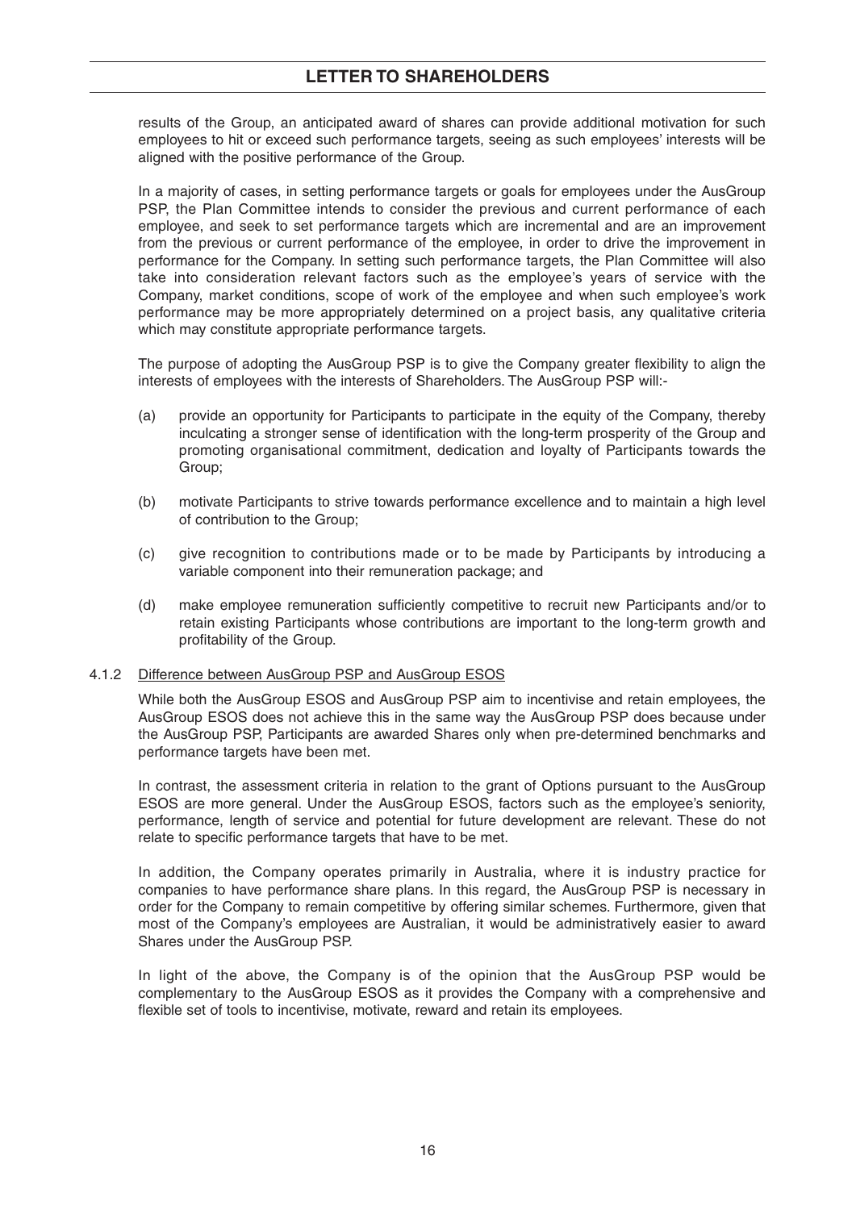results of the Group, an anticipated award of shares can provide additional motivation for such employees to hit or exceed such performance targets, seeing as such employees' interests will be aligned with the positive performance of the Group.

In a majority of cases, in setting performance targets or goals for employees under the AusGroup PSP, the Plan Committee intends to consider the previous and current performance of each employee, and seek to set performance targets which are incremental and are an improvement from the previous or current performance of the employee, in order to drive the improvement in performance for the Company. In setting such performance targets, the Plan Committee will also take into consideration relevant factors such as the employee's years of service with the Company, market conditions, scope of work of the employee and when such employee's work performance may be more appropriately determined on a project basis, any qualitative criteria which may constitute appropriate performance targets.

The purpose of adopting the AusGroup PSP is to give the Company greater flexibility to align the interests of employees with the interests of Shareholders. The AusGroup PSP will:-

(a) provide an opportunity for Participants to participate in the equity of the Company, thereby inculcating a stronger sense of identification with the long-term prosperity of the Group and promoting organisational commitment, dedication and loyalty of Participants towards the Group;

(b) motivate Participants to strive towards performance excellence and to maintain a high level of contribution to the Group;

(c) give recognition to contributions made or to be made by Participants by introducing a variable component into their remuneration package; and

(d) make employee remuneration sufficiently competitive to recruit new Participants and/or to retain existing Participants whose contributions are important to the long-term growth and profitability of the Group.

4.1.2 Difference between AusGroup PSP and AusGroup ESOS

While both the AusGroup ESOS and AusGroup PSP aim to incentivise and retain employees, the AusGroup ESOS does not achieve this in the same way the AusGroup PSP does because under the AusGroup PSP, Participants are awarded Shares only when pre-determined benchmarks and performance targets have been met.

In contrast, the assessment criteria in relation to the grant of Options pursuant to the AusGroup ESOS are more general. Under the AusGroup ESOS, factors such as the employee's seniority, performance, length of service and potential for future development are relevant. These do not relate to specific performance targets that have to be met.

In addition, the Company operates primarily in Australia, where it is industry practice for companies to have performance share plans. In this regard, the AusGroup PSP is necessary in order for the Company to remain competitive by offering similar schemes. Furthermore, given that most of the Company's employees are Australian, it would be administratively easier to award Shares under the AusGroup PSP.

In light of the above, the Company is of the opinion that the AusGroup PSP would be complementary to the AusGroup ESOS as it provides the Company with a comprehensive and flexible set of tools to incentivise, motivate, reward and retain its employees.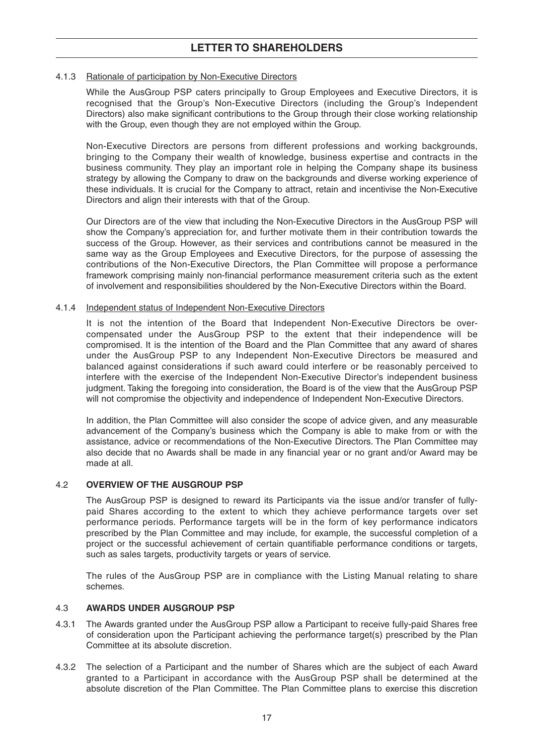## LETTER TO SHAREHOLDERS

4.1.3 Rationale of participation by Non-Executive Directors

While the AusGroup PSP caters principally to Group Employees and Executive Directors, it is recognised that the Group's Non-Executive Directors (including the Group's Independent Directors) also make significant contributions to the Group through their close working relationship with the Group, even though they are not employed within the Group.

Non-Executive Directors are persons from different professions and working backgrounds, bringing to the Company their wealth of knowledge, business expertise and contracts in the business community. They play an important role in helping the Company shape its business strategy by allowing the Company to draw on the backgrounds and diverse working experience of these individuals. It is crucial for the Company to attract, retain and incentivise the Non-Executive Directors and align their interests with that of the Group.

Our Directors are of the view that including the Non-Executive Directors in the AusGroup PSP will show the Company's appreciation for, and further motivate them in their contribution towards the success of the Group. However, as their services and contributions cannot be measured in the same way as the Group Employees and Executive Directors, for the purpose of assessing the contributions of the Non-Executive Directors, the Plan Committee will propose a performance framework comprising mainly non-financial performance measurement criteria such as the extent of involvement and responsibilities shouldered by the Non-Executive Directors within the Board.

4.1.4 Independent status of Independent Non-Executive Directors

It is not the intention of the Board that Independent Non-Executive Directors be over-compensated under the AusGroup PSP to the extent that their independence will be compromised. It is the intention of the Board and the Plan Committee that any award of shares under the AusGroup PSP to any Independent Non-Executive Directors be measured and balanced against considerations if such award could interfere or be reasonably perceived to interfere with the exercise of the Independent Non-Executive Director's independent business judgment. Taking the foregoing into consideration, the Board is of the view that the AusGroup PSP will not compromise the objectivity and independence of Independent Non-Executive Directors.

In addition, the Plan Committee will also consider the scope of advice given, and any measurable advancement of the Company's business which the Company is able to make from or with the assistance, advice or recommendations of the Non-Executive Directors. The Plan Committee may also decide that no Awards shall be made in any financial year or no grant and/or Award may be made at all.

### 4.2 OVERVIEW OF THE AUSGROUP PSP

The AusGroup PSP is designed to reward its Participants via the issue and/or transfer of fully-paid Shares according to the extent to which they achieve performance targets over set performance periods. Performance targets will be in the form of key performance indicators prescribed by the Plan Committee and may include, for example, the successful completion of a project or the successful achievement of certain quantifiable performance conditions or targets, such as sales targets, productivity targets or years of service.

The rules of the AusGroup PSP are in compliance with the Listing Manual relating to share schemes.

### 4.3 AWARDS UNDER AUSGROUP PSP

4.3.1 The Awards granted under the AusGroup PSP allow a Participant to receive fully-paid Shares free of consideration upon the Participant achieving the performance target(s) prescribed by the Plan Committee at its absolute discretion.

4.3.2 The selection of a Participant and the number of Shares which are the subject of each Award granted to a Participant in accordance with the AusGroup PSP shall be determined at the absolute discretion of the Plan Committee. The Plan Committee plans to exercise this discretion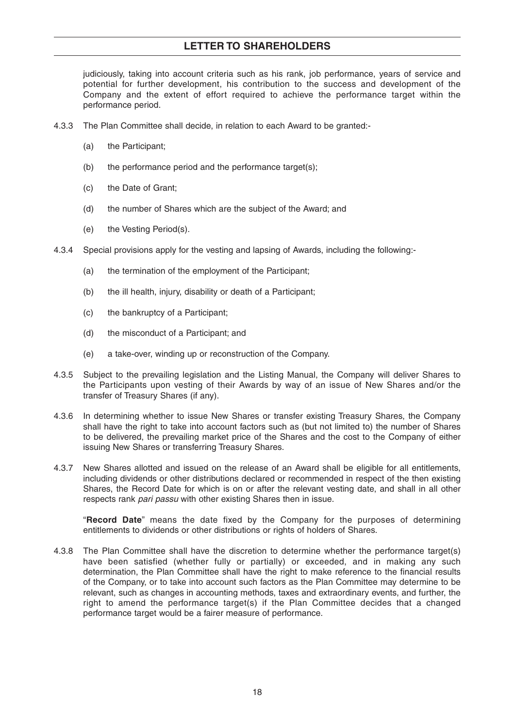judiciously, taking into account criteria such as his rank, job performance, years of service and potential for further development, his contribution to the success and development of the Company and the extent of effort required to achieve the performance target within the performance period.

4.3.3 The Plan Committee shall decide, in relation to each Award to be granted:-

(a) the Participant;

(b) the performance period and the performance target(s);

(c) the Date of Grant;

(d) the number of Shares which are the subject of the Award; and

(e) the Vesting Period(s).

4.3.4 Special provisions apply for the vesting and lapsing of Awards, including the following:-

(a) the termination of the employment of the Participant;

(b) the ill health, injury, disability or death of a Participant;

(c) the bankruptcy of a Participant;

(d) the misconduct of a Participant; and

(e) a take-over, winding up or reconstruction of the Company.

4.3.5 Subject to the prevailing legislation and the Listing Manual, the Company will deliver Shares to the Participants upon vesting of their Awards by way of an issue of New Shares and/or the transfer of Treasury Shares (if any).

4.3.6 In determining whether to issue New Shares or transfer existing Treasury Shares, the Company shall have the right to take into account factors such as (but not limited to) the number of Shares to be delivered, the prevailing market price of the Shares and the cost to the Company of either issuing New Shares or transferring Treasury Shares.

4.3.7 New Shares allotted and issued on the release of an Award shall be eligible for all entitlements, including dividends or other distributions declared or recommended in respect of the then existing Shares, the Record Date for which is on or after the relevant vesting date, and shall in all other respects rank *pari passu* with other existing Shares then in issue.

"**Record Date**" means the date fixed by the Company for the purposes of determining entitlements to dividends or other distributions or rights of holders of Shares.

4.3.8 The Plan Committee shall have the discretion to determine whether the performance target(s) have been satisfied (whether fully or partially) or exceeded, and in making any such determination, the Plan Committee shall have the right to make reference to the financial results of the Company, or to take into account such factors as the Plan Committee may determine to be relevant, such as changes in accounting methods, taxes and extraordinary events, and further, the right to amend the performance target(s) if the Plan Committee decides that a changed performance target would be a fairer measure of performance.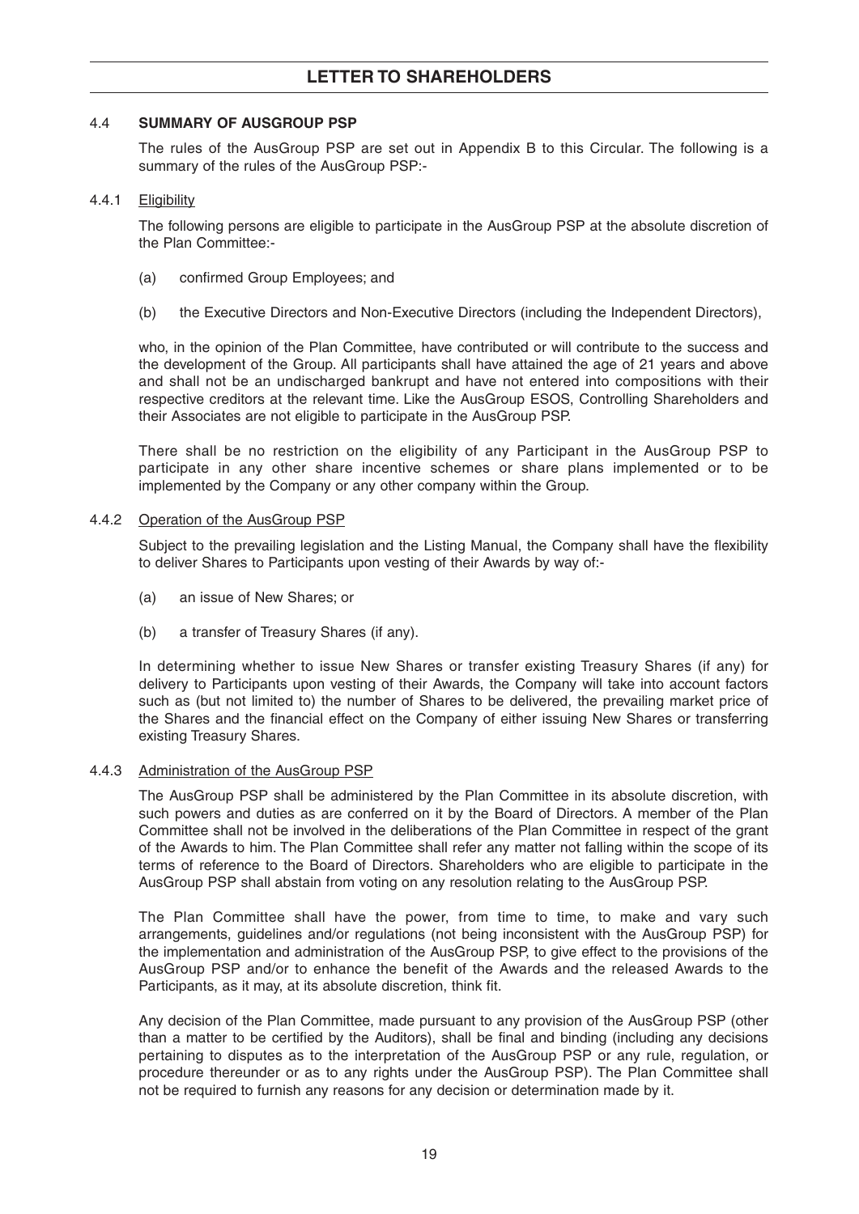## 4.4 SUMMARY OF AUSGROUP PSP

The rules of the AusGroup PSP are set out in Appendix B to this Circular. The following is a summary of the rules of the AusGroup PSP:-

### 4.4.1 Eligibility

The following persons are eligible to participate in the AusGroup PSP at the absolute discretion of the Plan Committee:-

(a) confirmed Group Employees; and

(b) the Executive Directors and Non-Executive Directors (including the Independent Directors),

who, in the opinion of the Plan Committee, have contributed or will contribute to the success and the development of the Group. All participants shall have attained the age of 21 years and above and shall not be an undischarged bankrupt and have not entered into compositions with their respective creditors at the relevant time. Like the AusGroup ESOS, Controlling Shareholders and their Associates are not eligible to participate in the AusGroup PSP.

There shall be no restriction on the eligibility of any Participant in the AusGroup PSP to participate in any other share incentive schemes or share plans implemented or to be implemented by the Company or any other company within the Group.

### 4.4.2 Operation of the AusGroup PSP

Subject to the prevailing legislation and the Listing Manual, the Company shall have the flexibility to deliver Shares to Participants upon vesting of their Awards by way of:-

(a) an issue of New Shares; or

(b) a transfer of Treasury Shares (if any).

In determining whether to issue New Shares or transfer existing Treasury Shares (if any) for delivery to Participants upon vesting of their Awards, the Company will take into account factors such as (but not limited to) the number of Shares to be delivered, the prevailing market price of the Shares and the financial effect on the Company of either issuing New Shares or transferring existing Treasury Shares.

### 4.4.3 Administration of the AusGroup PSP

The AusGroup PSP shall be administered by the Plan Committee in its absolute discretion, with such powers and duties as are conferred on it by the Board of Directors. A member of the Plan Committee shall not be involved in the deliberations of the Plan Committee in respect of the grant of the Awards to him. The Plan Committee shall refer any matter not falling within the scope of its terms of reference to the Board of Directors. Shareholders who are eligible to participate in the AusGroup PSP shall abstain from voting on any resolution relating to the AusGroup PSP.

The Plan Committee shall have the power, from time to time, to make and vary such arrangements, guidelines and/or regulations (not being inconsistent with the AusGroup PSP) for the implementation and administration of the AusGroup PSP, to give effect to the provisions of the AusGroup PSP and/or to enhance the benefit of the Awards and the released Awards to the Participants, as it may, at its absolute discretion, think fit.

Any decision of the Plan Committee, made pursuant to any provision of the AusGroup PSP (other than a matter to be certified by the Auditors), shall be final and binding (including any decisions pertaining to disputes as to the interpretation of the AusGroup PSP or any rule, regulation, or procedure thereunder or as to any rights under the AusGroup PSP). The Plan Committee shall not be required to furnish any reasons for any decision or determination made by it.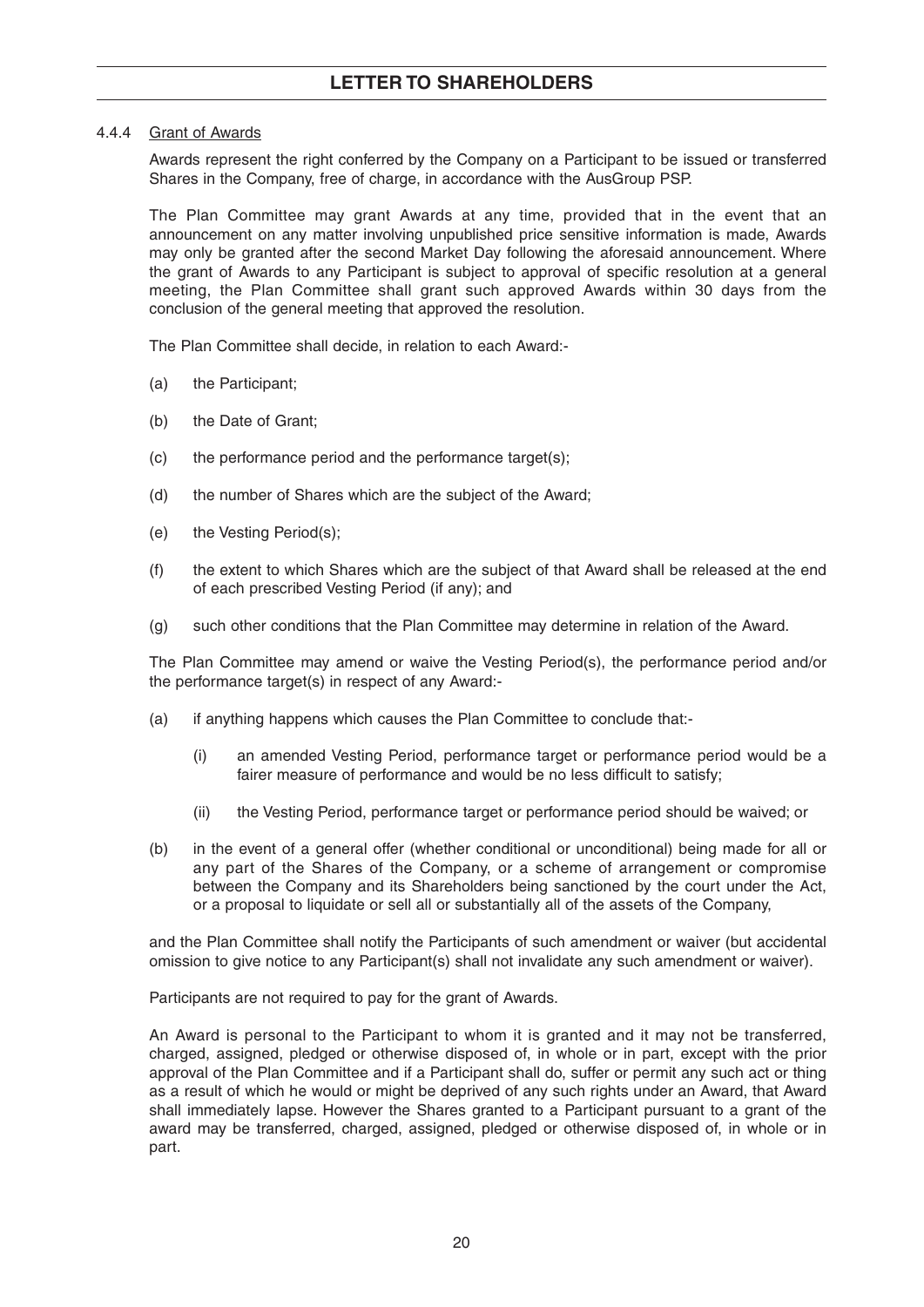#### 4.4.4 Grant of Awards

Awards represent the right conferred by the Company on a Participant to be issued or transferred Shares in the Company, free of charge, in accordance with the AusGroup PSP.

The Plan Committee may grant Awards at any time, provided that in the event that an announcement on any matter involving unpublished price sensitive information is made, Awards may only be granted after the second Market Day following the aforesaid announcement. Where the grant of Awards to any Participant is subject to approval of specific resolution at a general meeting, the Plan Committee shall grant such approved Awards within 30 days from the conclusion of the general meeting that approved the resolution.

The Plan Committee shall decide, in relation to each Award:-

(a) the Participant;

(b) the Date of Grant;

(c) the performance period and the performance target(s);

(d) the number of Shares which are the subject of the Award;

(e) the Vesting Period(s);

(f) the extent to which Shares which are the subject of that Award shall be released at the end of each prescribed Vesting Period (if any); and

(g) such other conditions that the Plan Committee may determine in relation of the Award.

The Plan Committee may amend or waive the Vesting Period(s), the performance period and/or the performance target(s) in respect of any Award:-

(a) if anything happens which causes the Plan Committee to conclude that:-

  (i) an amended Vesting Period, performance target or performance period would be a fairer measure of performance and would be no less difficult to satisfy;

  (ii) the Vesting Period, performance target or performance period should be waived; or

(b) in the event of a general offer (whether conditional or unconditional) being made for all or any part of the Shares of the Company, or a scheme of arrangement or compromise between the Company and its Shareholders being sanctioned by the court under the Act, or a proposal to liquidate or sell all or substantially all of the assets of the Company,

and the Plan Committee shall notify the Participants of such amendment or waiver (but accidental omission to give notice to any Participant(s) shall not invalidate any such amendment or waiver).

Participants are not required to pay for the grant of Awards.

An Award is personal to the Participant to whom it is granted and it may not be transferred, charged, assigned, pledged or otherwise disposed of, in whole or in part, except with the prior approval of the Plan Committee and if a Participant shall do, suffer or permit any such act or thing as a result of which he would or might be deprived of any such rights under an Award, that Award shall immediately lapse. However the Shares granted to a Participant pursuant to a grant of the award may be transferred, charged, assigned, pledged or otherwise disposed of, in whole or in part.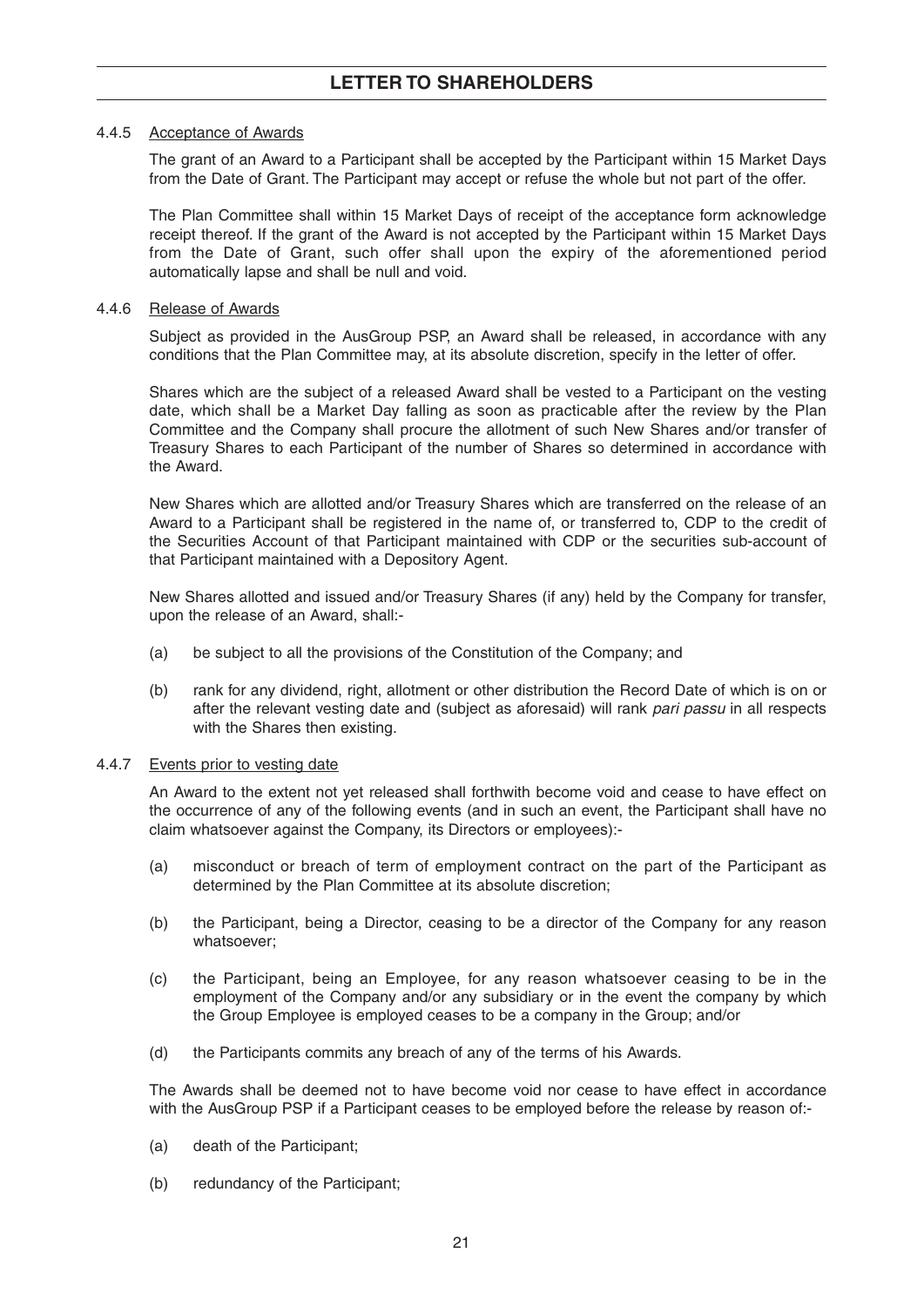#### 4.4.5 Acceptance of Awards

The grant of an Award to a Participant shall be accepted by the Participant within 15 Market Days from the Date of Grant. The Participant may accept or refuse the whole but not part of the offer.

The Plan Committee shall within 15 Market Days of receipt of the acceptance form acknowledge receipt thereof. If the grant of the Award is not accepted by the Participant within 15 Market Days from the Date of Grant, such offer shall upon the expiry of the aforementioned period automatically lapse and shall be null and void.

#### 4.4.6 Release of Awards

Subject as provided in the AusGroup PSP, an Award shall be released, in accordance with any conditions that the Plan Committee may, at its absolute discretion, specify in the letter of offer.

Shares which are the subject of a released Award shall be vested to a Participant on the vesting date, which shall be a Market Day falling as soon as practicable after the review by the Plan Committee and the Company shall procure the allotment of such New Shares and/or transfer of Treasury Shares to each Participant of the number of Shares so determined in accordance with the Award.

New Shares which are allotted and/or Treasury Shares which are transferred on the release of an Award to a Participant shall be registered in the name of, or transferred to, CDP to the credit of the Securities Account of that Participant maintained with CDP or the securities sub-account of that Participant maintained with a Depository Agent.

New Shares allotted and issued and/or Treasury Shares (if any) held by the Company for transfer, upon the release of an Award, shall:-

(a) be subject to all the provisions of the Constitution of the Company; and

(b) rank for any dividend, right, allotment or other distribution the Record Date of which is on or after the relevant vesting date and (subject as aforesaid) will rank *pari passu* in all respects with the Shares then existing.

#### 4.4.7 Events prior to vesting date

An Award to the extent not yet released shall forthwith become void and cease to have effect on the occurrence of any of the following events (and in such an event, the Participant shall have no claim whatsoever against the Company, its Directors or employees):-

(a) misconduct or breach of term of employment contract on the part of the Participant as determined by the Plan Committee at its absolute discretion;

(b) the Participant, being a Director, ceasing to be a director of the Company for any reason whatsoever;

(c) the Participant, being an Employee, for any reason whatsoever ceasing to be in the employment of the Company and/or any subsidiary or in the event the company by which the Group Employee is employed ceases to be a company in the Group; and/or

(d) the Participants commits any breach of any of the terms of his Awards.

The Awards shall be deemed not to have become void nor cease to have effect in accordance with the AusGroup PSP if a Participant ceases to be employed before the release by reason of:-

(a) death of the Participant;

(b) redundancy of the Participant;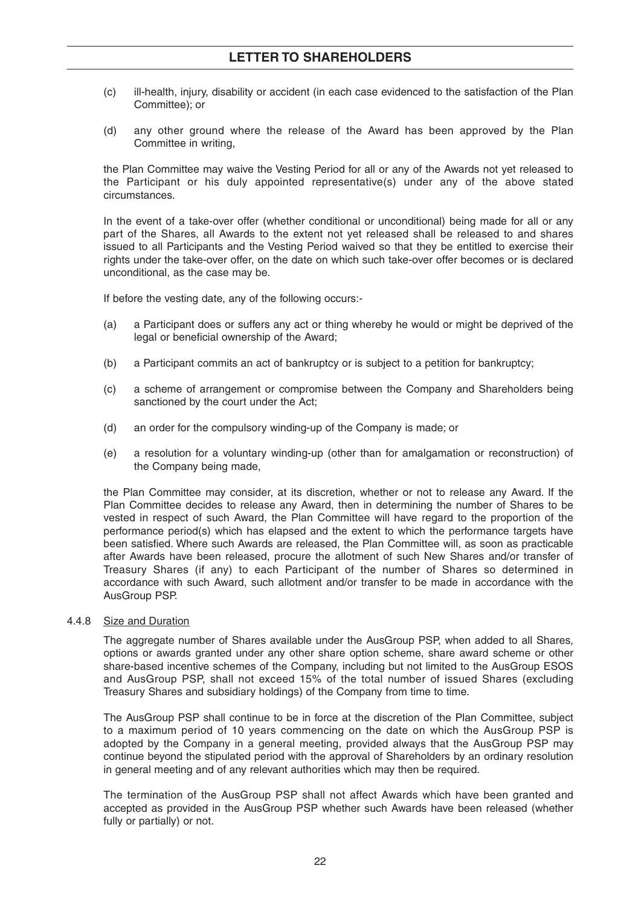(c) ill-health, injury, disability or accident (in each case evidenced to the satisfaction of the Plan Committee); or

(d) any other ground where the release of the Award has been approved by the Plan Committee in writing,

the Plan Committee may waive the Vesting Period for all or any of the Awards not yet released to the Participant or his duly appointed representative(s) under any of the above stated circumstances.

In the event of a take-over offer (whether conditional or unconditional) being made for all or any part of the Shares, all Awards to the extent not yet released shall be released to and shares issued to all Participants and the Vesting Period waived so that they be entitled to exercise their rights under the take-over offer, on the date on which such take-over offer becomes or is declared unconditional, as the case may be.

If before the vesting date, any of the following occurs:-

(a) a Participant does or suffers any act or thing whereby he would or might be deprived of the legal or beneficial ownership of the Award;

(b) a Participant commits an act of bankruptcy or is subject to a petition for bankruptcy;

(c) a scheme of arrangement or compromise between the Company and Shareholders being sanctioned by the court under the Act;

(d) an order for the compulsory winding-up of the Company is made; or

(e) a resolution for a voluntary winding-up (other than for amalgamation or reconstruction) of the Company being made,

the Plan Committee may consider, at its discretion, whether or not to release any Award. If the Plan Committee decides to release any Award, then in determining the number of Shares to be vested in respect of such Award, the Plan Committee will have regard to the proportion of the performance period(s) which has elapsed and the extent to which the performance targets have been satisfied. Where such Awards are released, the Plan Committee will, as soon as practicable after Awards have been released, procure the allotment of such New Shares and/or transfer of Treasury Shares (if any) to each Participant of the number of Shares so determined in accordance with such Award, such allotment and/or transfer to be made in accordance with the AusGroup PSP.

4.4.8 Size and Duration

The aggregate number of Shares available under the AusGroup PSP, when added to all Shares, options or awards granted under any other share option scheme, share award scheme or other share-based incentive schemes of the Company, including but not limited to the AusGroup ESOS and AusGroup PSP, shall not exceed 15% of the total number of issued Shares (excluding Treasury Shares and subsidiary holdings) of the Company from time to time.

The AusGroup PSP shall continue to be in force at the discretion of the Plan Committee, subject to a maximum period of 10 years commencing on the date on which the AusGroup PSP is adopted by the Company in a general meeting, provided always that the AusGroup PSP may continue beyond the stipulated period with the approval of Shareholders by an ordinary resolution in general meeting and of any relevant authorities which may then be required.

The termination of the AusGroup PSP shall not affect Awards which have been granted and accepted as provided in the AusGroup PSP whether such Awards have been released (whether fully or partially) or not.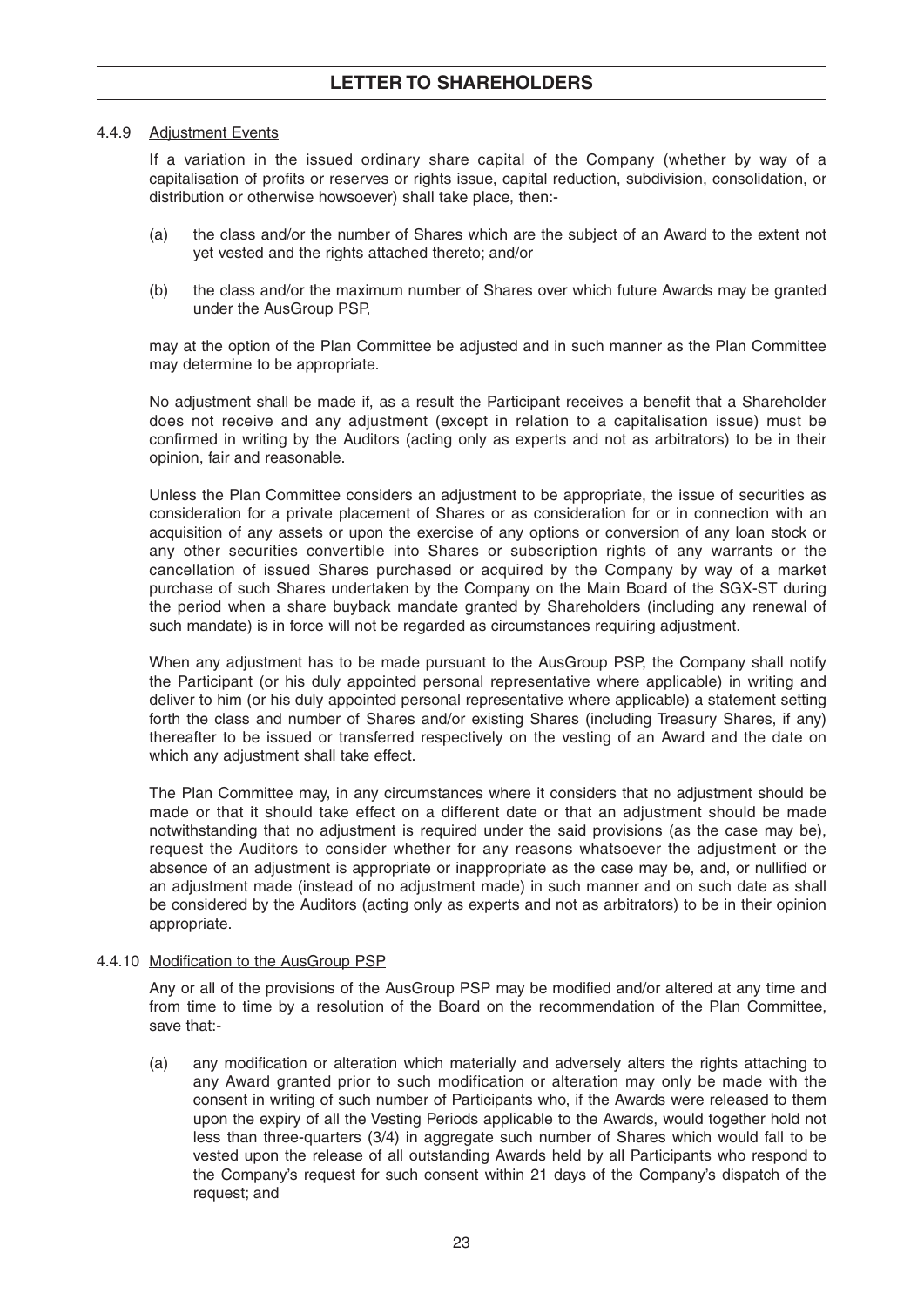#### 4.4.9 Adjustment Events

If a variation in the issued ordinary share capital of the Company (whether by way of a capitalisation of profits or reserves or rights issue, capital reduction, subdivision, consolidation, or distribution or otherwise howsoever) shall take place, then:-

(a) the class and/or the number of Shares which are the subject of an Award to the extent not yet vested and the rights attached thereto; and/or

(b) the class and/or the maximum number of Shares over which future Awards may be granted under the AusGroup PSP,

may at the option of the Plan Committee be adjusted and in such manner as the Plan Committee may determine to be appropriate.

No adjustment shall be made if, as a result the Participant receives a benefit that a Shareholder does not receive and any adjustment (except in relation to a capitalisation issue) must be confirmed in writing by the Auditors (acting only as experts and not as arbitrators) to be in their opinion, fair and reasonable.

Unless the Plan Committee considers an adjustment to be appropriate, the issue of securities as consideration for a private placement of Shares or as consideration for or in connection with an acquisition of any assets or upon the exercise of any options or conversion of any loan stock or any other securities convertible into Shares or subscription rights of any warrants or the cancellation of issued Shares purchased or acquired by the Company by way of a market purchase of such Shares undertaken by the Company on the Main Board of the SGX-ST during the period when a share buyback mandate granted by Shareholders (including any renewal of such mandate) is in force will not be regarded as circumstances requiring adjustment.

When any adjustment has to be made pursuant to the AusGroup PSP, the Company shall notify the Participant (or his duly appointed personal representative where applicable) in writing and deliver to him (or his duly appointed personal representative where applicable) a statement setting forth the class and number of Shares and/or existing Shares (including Treasury Shares, if any) thereafter to be issued or transferred respectively on the vesting of an Award and the date on which any adjustment shall take effect.

The Plan Committee may, in any circumstances where it considers that no adjustment should be made or that it should take effect on a different date or that an adjustment should be made notwithstanding that no adjustment is required under the said provisions (as the case may be), request the Auditors to consider whether for any reasons whatsoever the adjustment or the absence of an adjustment is appropriate or inappropriate as the case may be, and, or nullified or an adjustment made (instead of no adjustment made) in such manner and on such date as shall be considered by the Auditors (acting only as experts and not as arbitrators) to be in their opinion appropriate.

#### 4.4.10 Modification to the AusGroup PSP

Any or all of the provisions of the AusGroup PSP may be modified and/or altered at any time and from time to time by a resolution of the Board on the recommendation of the Plan Committee, save that:-

(a) any modification or alteration which materially and adversely alters the rights attaching to any Award granted prior to such modification or alteration may only be made with the consent in writing of such number of Participants who, if the Awards were released to them upon the expiry of all the Vesting Periods applicable to the Awards, would together hold not less than three-quarters (3/4) in aggregate such number of Shares which would fall to be vested upon the release of all outstanding Awards held by all Participants who respond to the Company's request for such consent within 21 days of the Company's dispatch of the request; and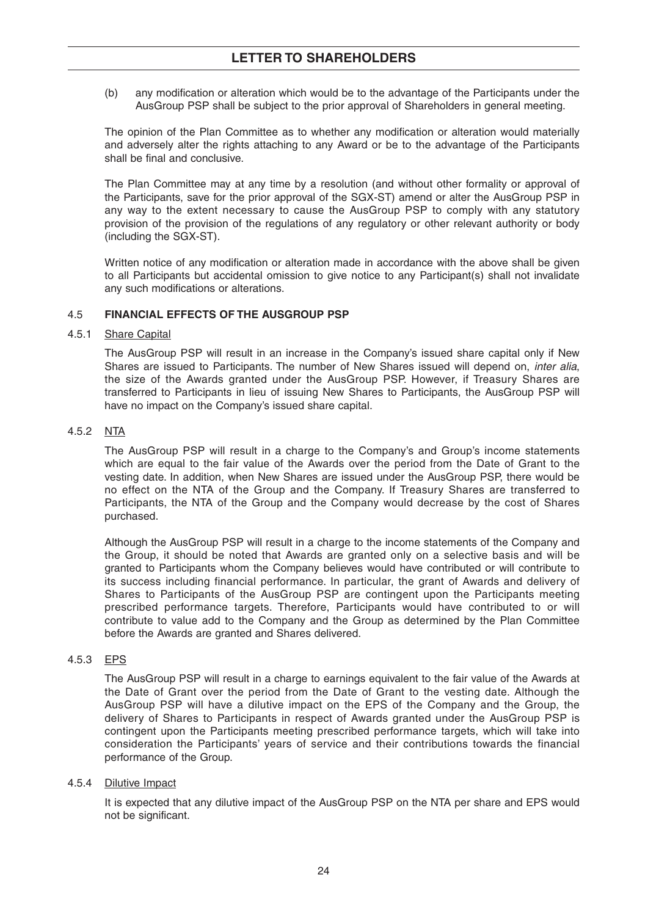(b) any modification or alteration which would be to the advantage of the Participants under the AusGroup PSP shall be subject to the prior approval of Shareholders in general meeting.

The opinion of the Plan Committee as to whether any modification or alteration would materially and adversely alter the rights attaching to any Award or be to the advantage of the Participants shall be final and conclusive.

The Plan Committee may at any time by a resolution (and without other formality or approval of the Participants, save for the prior approval of the SGX-ST) amend or alter the AusGroup PSP in any way to the extent necessary to cause the AusGroup PSP to comply with any statutory provision of the provision of the regulations of any regulatory or other relevant authority or body (including the SGX-ST).

Written notice of any modification or alteration made in accordance with the above shall be given to all Participants but accidental omission to give notice to any Participant(s) shall not invalidate any such modifications or alterations.

## 4.5 FINANCIAL EFFECTS OF THE AUSGROUP PSP

### 4.5.1 Share Capital

The AusGroup PSP will result in an increase in the Company's issued share capital only if New Shares are issued to Participants. The number of New Shares issued will depend on, *inter alia*, the size of the Awards granted under the AusGroup PSP. However, if Treasury Shares are transferred to Participants in lieu of issuing New Shares to Participants, the AusGroup PSP will have no impact on the Company's issued share capital.

### 4.5.2 NTA

The AusGroup PSP will result in a charge to the Company's and Group's income statements which are equal to the fair value of the Awards over the period from the Date of Grant to the vesting date. In addition, when New Shares are issued under the AusGroup PSP, there would be no effect on the NTA of the Group and the Company. If Treasury Shares are transferred to Participants, the NTA of the Group and the Company would decrease by the cost of Shares purchased.

Although the AusGroup PSP will result in a charge to the income statements of the Company and the Group, it should be noted that Awards are granted only on a selective basis and will be granted to Participants whom the Company believes would have contributed or will contribute to its success including financial performance. In particular, the grant of Awards and delivery of Shares to Participants of the AusGroup PSP are contingent upon the Participants meeting prescribed performance targets. Therefore, Participants would have contributed to or will contribute to value add to the Company and the Group as determined by the Plan Committee before the Awards are granted and Shares delivered.

### 4.5.3 EPS

The AusGroup PSP will result in a charge to earnings equivalent to the fair value of the Awards at the Date of Grant over the period from the Date of Grant to the vesting date. Although the AusGroup PSP will have a dilutive impact on the EPS of the Company and the Group, the delivery of Shares to Participants in respect of Awards granted under the AusGroup PSP is contingent upon the Participants meeting prescribed performance targets, which will take into consideration the Participants' years of service and their contributions towards the financial performance of the Group.

### 4.5.4 Dilutive Impact

It is expected that any dilutive impact of the AusGroup PSP on the NTA per share and EPS would not be significant.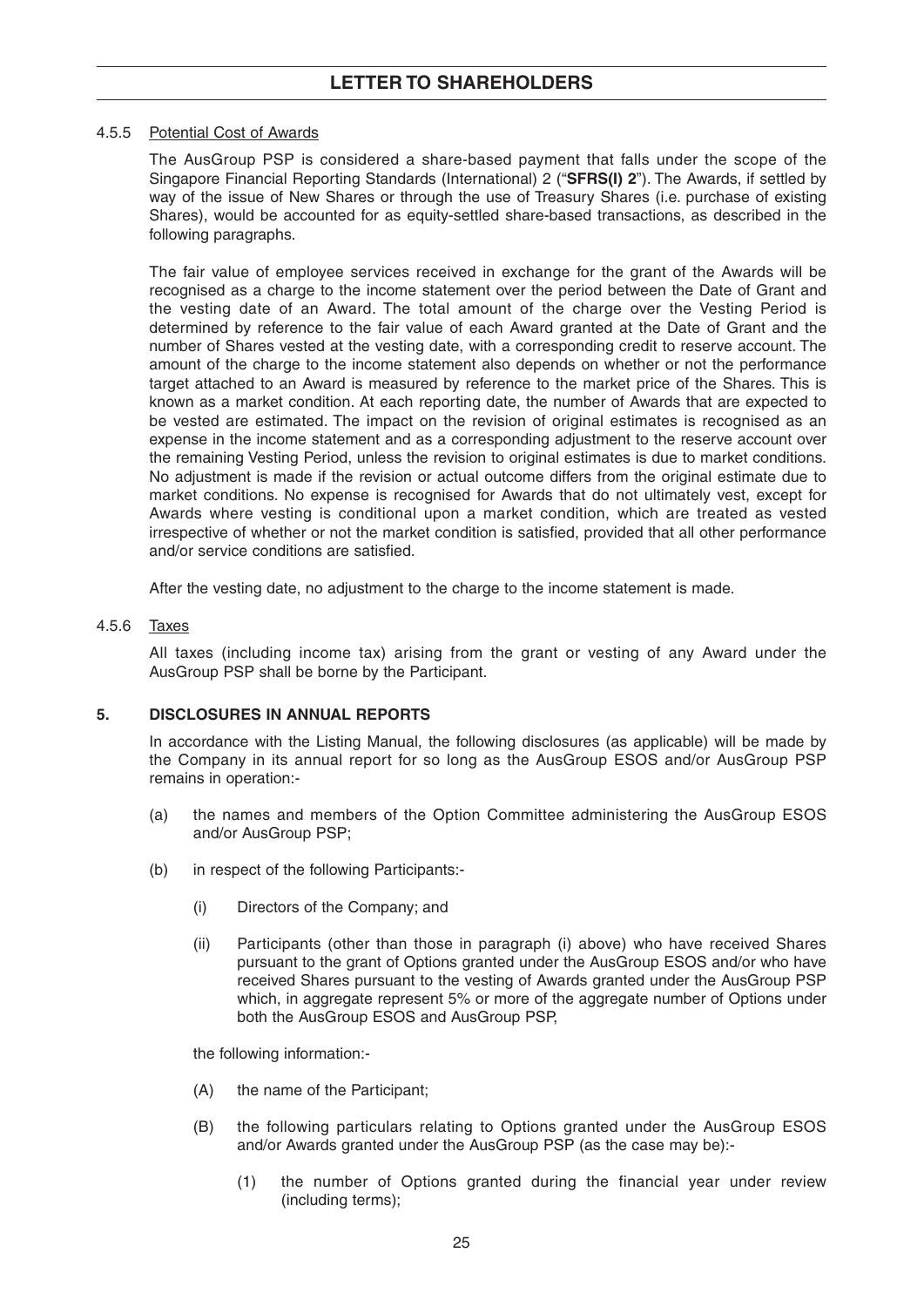#### 4.5.5 Potential Cost of Awards

The AusGroup PSP is considered a share-based payment that falls under the scope of the Singapore Financial Reporting Standards (International) 2 ("**SFRS(I) 2**"). The Awards, if settled by way of the issue of New Shares or through the use of Treasury Shares (i.e. purchase of existing Shares), would be accounted for as equity-settled share-based transactions, as described in the following paragraphs.

The fair value of employee services received in exchange for the grant of the Awards will be recognised as a charge to the income statement over the period between the Date of Grant and the vesting date of an Award. The total amount of the charge over the Vesting Period is determined by reference to the fair value of each Award granted at the Date of Grant and the number of Shares vested at the vesting date, with a corresponding credit to reserve account. The amount of the charge to the income statement also depends on whether or not the performance target attached to an Award is measured by reference to the market price of the Shares. This is known as a market condition. At each reporting date, the number of Awards that are expected to be vested are estimated. The impact on the revision of original estimates is recognised as an expense in the income statement and as a corresponding adjustment to the reserve account over the remaining Vesting Period, unless the revision to original estimates is due to market conditions. No adjustment is made if the revision or actual outcome differs from the original estimate due to market conditions. No expense is recognised for Awards that do not ultimately vest, except for Awards where vesting is conditional upon a market condition, which are treated as vested irrespective of whether or not the market condition is satisfied, provided that all other performance and/or service conditions are satisfied.

After the vesting date, no adjustment to the charge to the income statement is made.

#### 4.5.6 Taxes

All taxes (including income tax) arising from the grant or vesting of any Award under the AusGroup PSP shall be borne by the Participant.

## 5. DISCLOSURES IN ANNUAL REPORTS

In accordance with the Listing Manual, the following disclosures (as applicable) will be made by the Company in its annual report for so long as the AusGroup ESOS and/or AusGroup PSP remains in operation:-

(a) the names and members of the Option Committee administering the AusGroup ESOS and/or AusGroup PSP;

(b) in respect of the following Participants:-

   (i) Directors of the Company; and

   (ii) Participants (other than those in paragraph (i) above) who have received Shares pursuant to the grant of Options granted under the AusGroup ESOS and/or who have received Shares pursuant to the vesting of Awards granted under the AusGroup PSP which, in aggregate represent 5% or more of the aggregate number of Options under both the AusGroup ESOS and AusGroup PSP,

   the following information:-

   (A) the name of the Participant;

   (B) the following particulars relating to Options granted under the AusGroup ESOS and/or Awards granted under the AusGroup PSP (as the case may be):-

      (1) the number of Options granted during the financial year under review (including terms);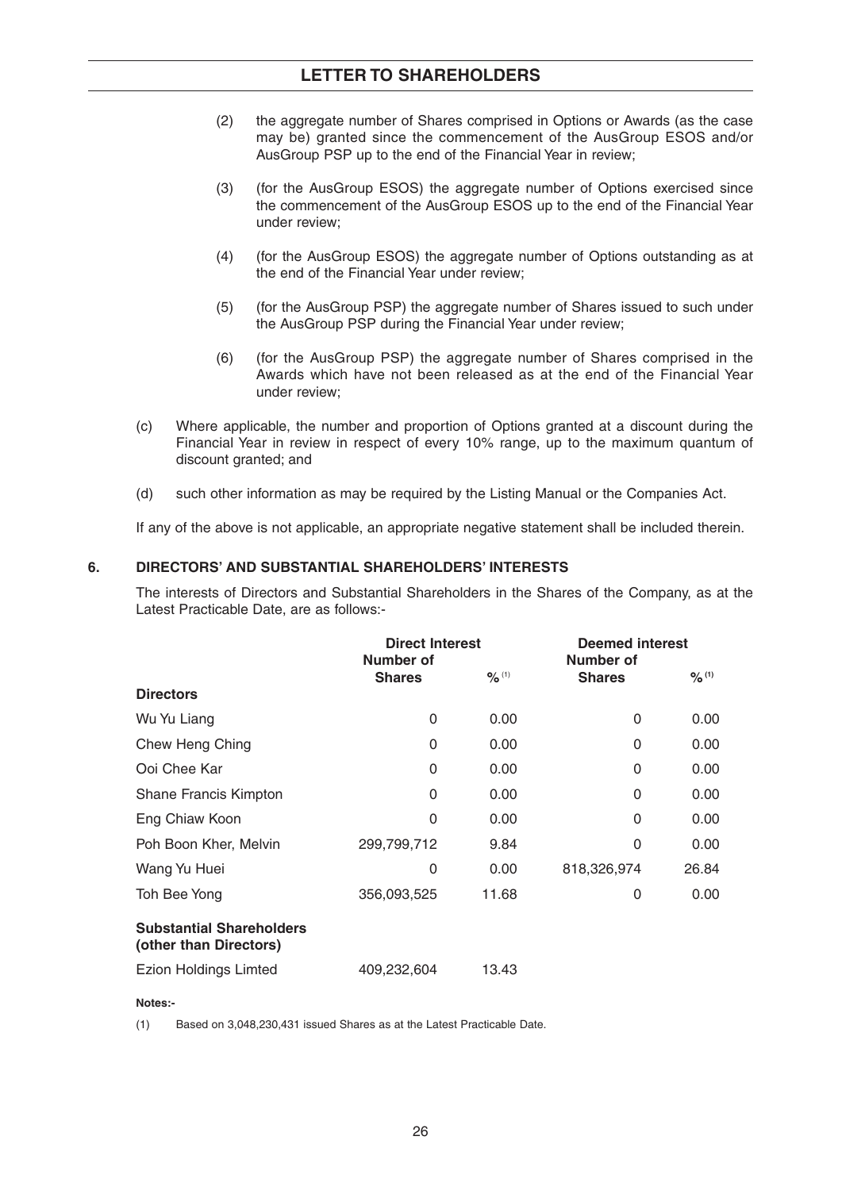(2) the aggregate number of Shares comprised in Options or Awards (as the case may be) granted since the commencement of the AusGroup ESOS and/or AusGroup PSP up to the end of the Financial Year in review;

(3) (for the AusGroup ESOS) the aggregate number of Options exercised since the commencement of the AusGroup ESOS up to the end of the Financial Year under review;

(4) (for the AusGroup ESOS) the aggregate number of Options outstanding as at the end of the Financial Year under review;

(5) (for the AusGroup PSP) the aggregate number of Shares issued to such under the AusGroup PSP during the Financial Year under review;

(6) (for the AusGroup PSP) the aggregate number of Shares comprised in the Awards which have not been released as at the end of the Financial Year under review;

(c) Where applicable, the number and proportion of Options granted at a discount during the Financial Year in review in respect of every 10% range, up to the maximum quantum of discount granted; and

(d) such other information as may be required by the Listing Manual or the Companies Act.

If any of the above is not applicable, an appropriate negative statement shall be included therein.

## 6. DIRECTORS' AND SUBSTANTIAL SHAREHOLDERS' INTERESTS

The interests of Directors and Substantial Shareholders in the Shares of the Company, as at the Latest Practicable Date, are as follows:-

| | Direct Interest | | Deemed interest | |
|---|---|---|---|---|
| | Number of Shares | %[1] | Number of Shares | %[1] |
| **Directors** | | | | |
| Wu Yu Liang | 0 | 0.00 | 0 | 0.00 |
| Chew Heng Ching | 0 | 0.00 | 0 | 0.00 |
| Ooi Chee Kar | 0 | 0.00 | 0 | 0.00 |
| Shane Francis Kimpton | 0 | 0.00 | 0 | 0.00 |
| Eng Chiaw Koon | 0 | 0.00 | 0 | 0.00 |
| Poh Boon Kher, Melvin | 299,799,712 | 9.84 | 0 | 0.00 |
| Wang Yu Huei | 0 | 0.00 | 818,326,974 | 26.84 |
| Toh Bee Yong | 356,093,525 | 11.68 | 0 | 0.00 |
| **Substantial Shareholders (other than Directors)** | | | | |
| Ezion Holdings Limted | 409,232,604 | 13.43 | | |

**Notes:-**

(1) Based on 3,048,230,431 issued Shares as at the Latest Practicable Date.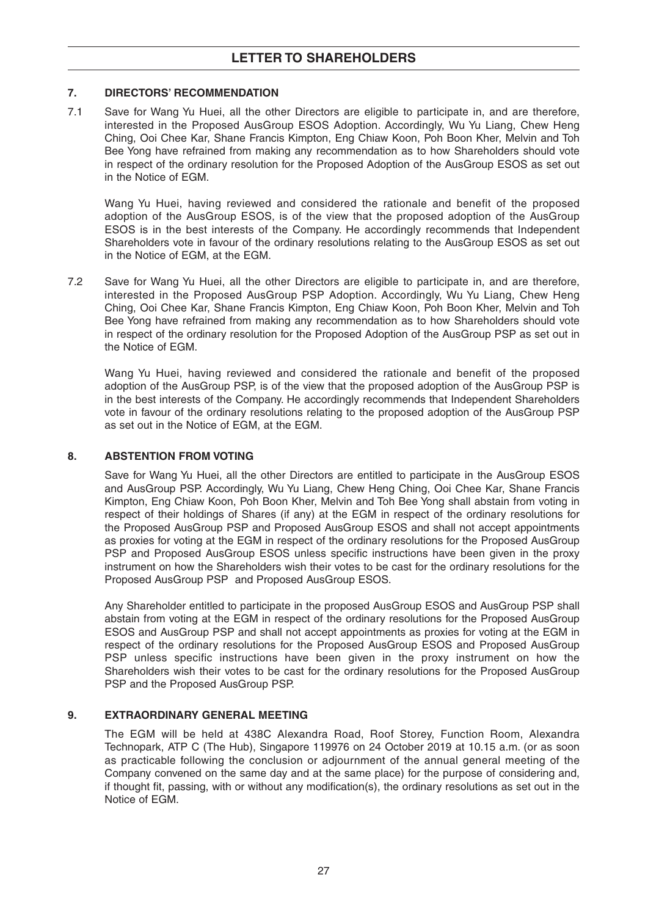# LETTER TO SHAREHOLDERS

## 7. DIRECTORS' RECOMMENDATION

7.1 Save for Wang Yu Huei, all the other Directors are eligible to participate in, and are therefore, interested in the Proposed AusGroup ESOS Adoption. Accordingly, Wu Yu Liang, Chew Heng Ching, Ooi Chee Kar, Shane Francis Kimpton, Eng Chiaw Koon, Poh Boon Kher, Melvin and Toh Bee Yong have refrained from making any recommendation as to how Shareholders should vote in respect of the ordinary resolution for the Proposed Adoption of the AusGroup ESOS as set out in the Notice of EGM.

Wang Yu Huei, having reviewed and considered the rationale and benefit of the proposed adoption of the AusGroup ESOS, is of the view that the proposed adoption of the AusGroup ESOS is in the best interests of the Company. He accordingly recommends that Independent Shareholders vote in favour of the ordinary resolutions relating to the AusGroup ESOS as set out in the Notice of EGM, at the EGM.

7.2 Save for Wang Yu Huei, all the other Directors are eligible to participate in, and are therefore, interested in the Proposed AusGroup PSP Adoption. Accordingly, Wu Yu Liang, Chew Heng Ching, Ooi Chee Kar, Shane Francis Kimpton, Eng Chiaw Koon, Poh Boon Kher, Melvin and Toh Bee Yong have refrained from making any recommendation as to how Shareholders should vote in respect of the ordinary resolution for the Proposed Adoption of the AusGroup PSP as set out in the Notice of EGM.

Wang Yu Huei, having reviewed and considered the rationale and benefit of the proposed adoption of the AusGroup PSP, is of the view that the proposed adoption of the AusGroup PSP is in the best interests of the Company. He accordingly recommends that Independent Shareholders vote in favour of the ordinary resolutions relating to the proposed adoption of the AusGroup PSP as set out in the Notice of EGM, at the EGM.

## 8. ABSTENTION FROM VOTING

Save for Wang Yu Huei, all the other Directors are entitled to participate in the AusGroup ESOS and AusGroup PSP. Accordingly, Wu Yu Liang, Chew Heng Ching, Ooi Chee Kar, Shane Francis Kimpton, Eng Chiaw Koon, Poh Boon Kher, Melvin and Toh Bee Yong shall abstain from voting in respect of their holdings of Shares (if any) at the EGM in respect of the ordinary resolutions for the Proposed AusGroup PSP and Proposed AusGroup ESOS and shall not accept appointments as proxies for voting at the EGM in respect of the ordinary resolutions for the Proposed AusGroup PSP and Proposed AusGroup ESOS unless specific instructions have been given in the proxy instrument on how the Shareholders wish their votes to be cast for the ordinary resolutions for the Proposed AusGroup PSP and Proposed AusGroup ESOS.

Any Shareholder entitled to participate in the proposed AusGroup ESOS and AusGroup PSP shall abstain from voting at the EGM in respect of the ordinary resolutions for the Proposed AusGroup ESOS and AusGroup PSP and shall not accept appointments as proxies for voting at the EGM in respect of the ordinary resolutions for the Proposed AusGroup ESOS and Proposed AusGroup PSP unless specific instructions have been given in the proxy instrument on how the Shareholders wish their votes to be cast for the ordinary resolutions for the Proposed AusGroup PSP and the Proposed AusGroup PSP.

## 9. EXTRAORDINARY GENERAL MEETING

The EGM will be held at 438C Alexandra Road, Roof Storey, Function Room, Alexandra Technopark, ATP C (The Hub), Singapore 119976 on 24 October 2019 at 10.15 a.m. (or as soon as practicable following the conclusion or adjournment of the annual general meeting of the Company convened on the same day and at the same place) for the purpose of considering and, if thought fit, passing, with or without any modification(s), the ordinary resolutions as set out in the Notice of EGM.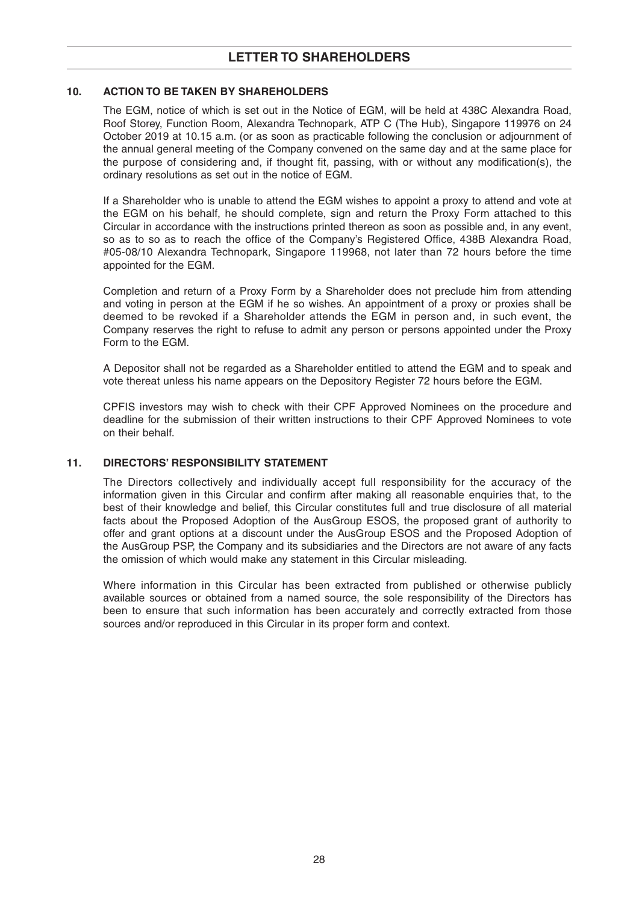## LETTER TO SHAREHOLDERS

### 10. ACTION TO BE TAKEN BY SHAREHOLDERS

The EGM, notice of which is set out in the Notice of EGM, will be held at 438C Alexandra Road, Roof Storey, Function Room, Alexandra Technopark, ATP C (The Hub), Singapore 119976 on 24 October 2019 at 10.15 a.m. (or as soon as practicable following the conclusion or adjournment of the annual general meeting of the Company convened on the same day and at the same place for the purpose of considering and, if thought fit, passing, with or without any modification(s), the ordinary resolutions as set out in the notice of EGM.

If a Shareholder who is unable to attend the EGM wishes to appoint a proxy to attend and vote at the EGM on his behalf, he should complete, sign and return the Proxy Form attached to this Circular in accordance with the instructions printed thereon as soon as possible and, in any event, so as to so as to reach the office of the Company's Registered Office, 438B Alexandra Road, #05-08/10 Alexandra Technopark, Singapore 119968, not later than 72 hours before the time appointed for the EGM.

Completion and return of a Proxy Form by a Shareholder does not preclude him from attending and voting in person at the EGM if he so wishes. An appointment of a proxy or proxies shall be deemed to be revoked if a Shareholder attends the EGM in person and, in such event, the Company reserves the right to refuse to admit any person or persons appointed under the Proxy Form to the EGM.

A Depositor shall not be regarded as a Shareholder entitled to attend the EGM and to speak and vote thereat unless his name appears on the Depository Register 72 hours before the EGM.

CPFIS investors may wish to check with their CPF Approved Nominees on the procedure and deadline for the submission of their written instructions to their CPF Approved Nominees to vote on their behalf.

### 11. DIRECTORS' RESPONSIBILITY STATEMENT

The Directors collectively and individually accept full responsibility for the accuracy of the information given in this Circular and confirm after making all reasonable enquiries that, to the best of their knowledge and belief, this Circular constitutes full and true disclosure of all material facts about the Proposed Adoption of the AusGroup ESOS, the proposed grant of authority to offer and grant options at a discount under the AusGroup ESOS and the Proposed Adoption of the AusGroup PSP, the Company and its subsidiaries and the Directors are not aware of any facts the omission of which would make any statement in this Circular misleading.

Where information in this Circular has been extracted from published or otherwise publicly available sources or obtained from a named source, the sole responsibility of the Directors has been to ensure that such information has been accurately and correctly extracted from those sources and/or reproduced in this Circular in its proper form and context.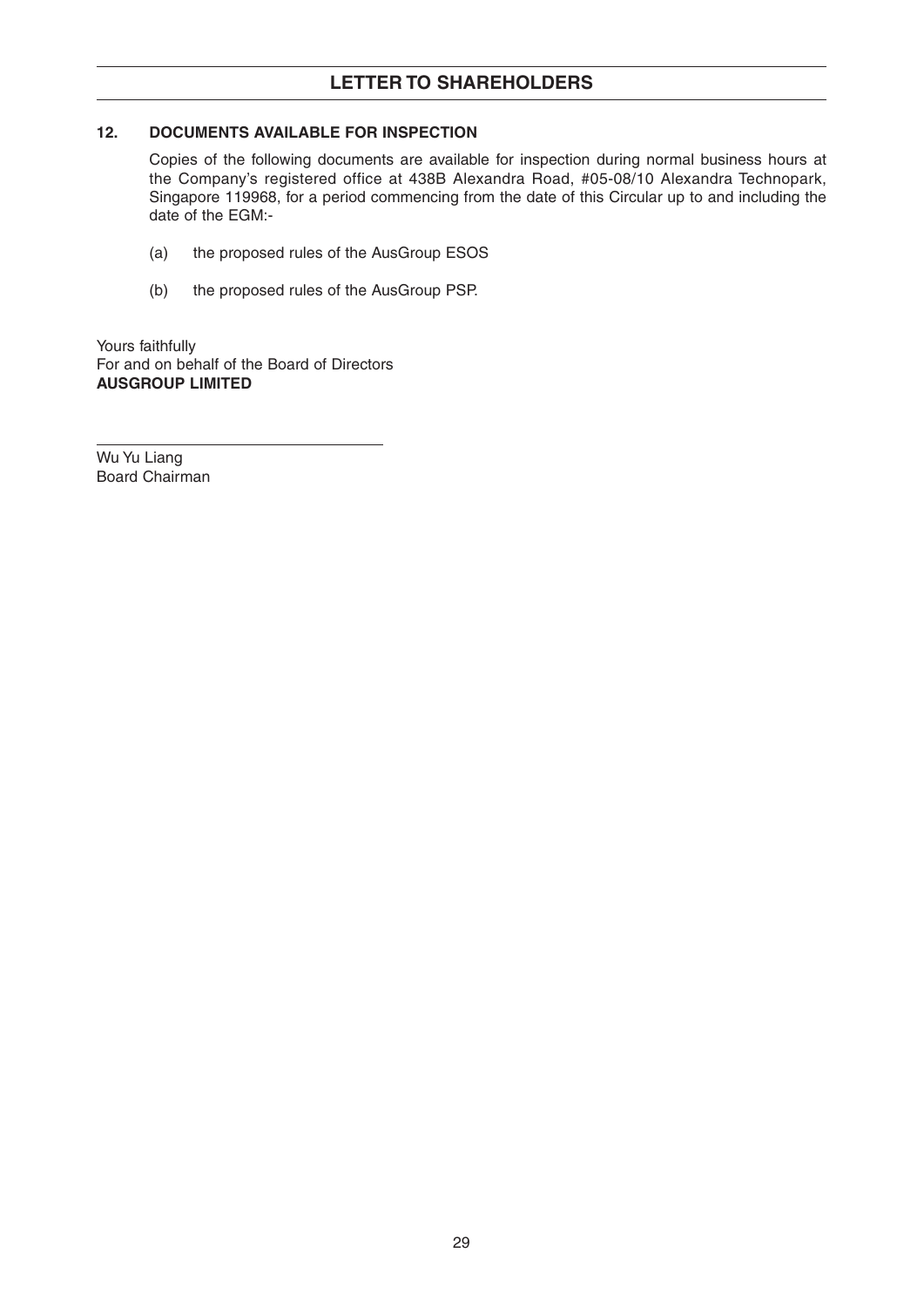## LETTER TO SHAREHOLDERS

### 12. DOCUMENTS AVAILABLE FOR INSPECTION

Copies of the following documents are available for inspection during normal business hours at the Company's registered office at 438B Alexandra Road, #05-08/10 Alexandra Technopark, Singapore 119968, for a period commencing from the date of this Circular up to and including the date of the EGM:-

(a) the proposed rules of the AusGroup ESOS

(b) the proposed rules of the AusGroup PSP.

Yours faithfully
For and on behalf of the Board of Directors
**AUSGROUP LIMITED**

---

Wu Yu Liang
Board Chairman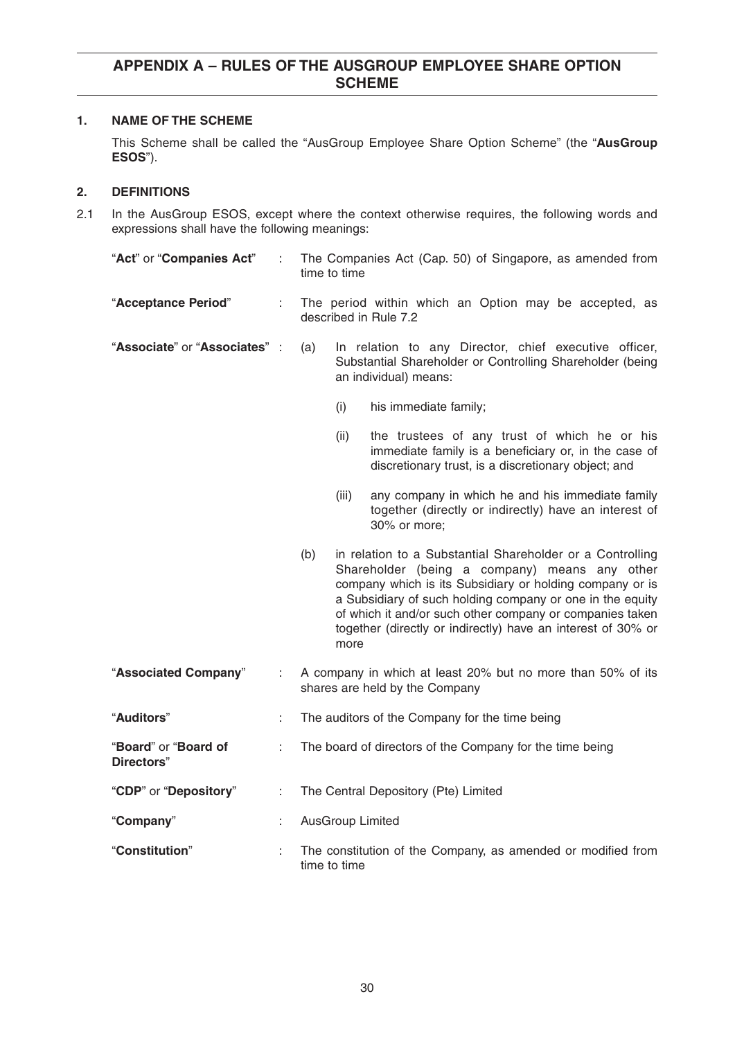## APPENDIX A – RULES OF THE AUSGROUP EMPLOYEE SHARE OPTION SCHEME

### 1. NAME OF THE SCHEME

This Scheme shall be called the "AusGroup Employee Share Option Scheme" (the "**AusGroup ESOS**").

### 2. DEFINITIONS

2.1 In the AusGroup ESOS, except where the context otherwise requires, the following words and expressions shall have the following meanings:

| | | |
|---|---|---|
| "**Act**" or "**Companies Act**" | : | The Companies Act (Cap. 50) of Singapore, as amended from time to time |
| "**Acceptance Period**" | : | The period within which an Option may be accepted, as described in Rule 7.2 |
| "**Associate**" or "**Associates**" | : | (a) In relation to any Director, chief executive officer, Substantial Shareholder or Controlling Shareholder (being an individual) means:<br>(i) his immediate family;<br>(ii) the trustees of any trust of which he or his immediate family is a beneficiary or, in the case of discretionary trust, is a discretionary object; and<br>(iii) any company in which he and his immediate family together (directly or indirectly) have an interest of 30% or more;<br>(b) in relation to a Substantial Shareholder or a Controlling Shareholder (being a company) means any other company which is its Subsidiary or holding company or is a Subsidiary of such holding company or one in the equity of which it and/or such other company or companies taken together (directly or indirectly) have an interest of 30% or more |
| "**Associated Company**" | : | A company in which at least 20% but no more than 50% of its shares are held by the Company |
| "**Auditors**" | : | The auditors of the Company for the time being |
| "**Board**" or "**Board of Directors**" | : | The board of directors of the Company for the time being |
| "**CDP**" or "**Depository**" | : | The Central Depository (Pte) Limited |
| "**Company**" | : | AusGroup Limited |
| "**Constitution**" | : | The constitution of the Company, as amended or modified from time to time |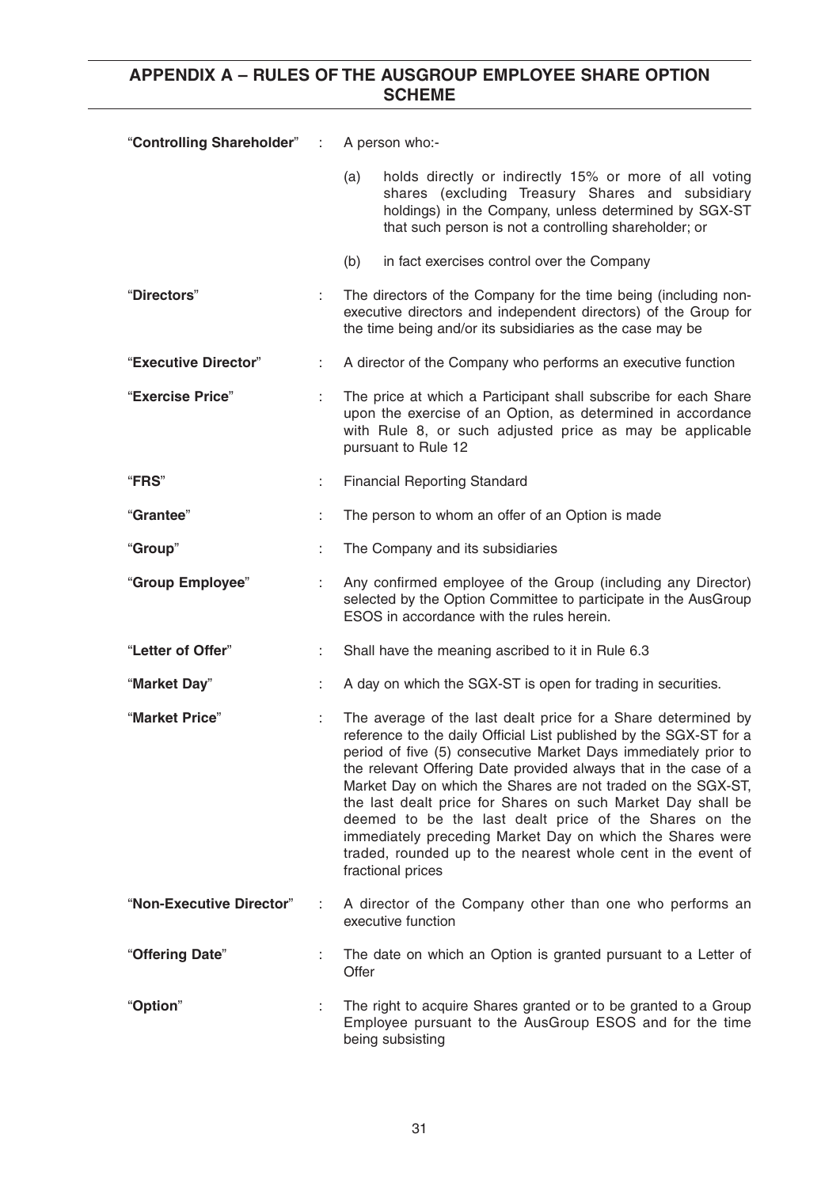## APPENDIX A – RULES OF THE AUSGROUP EMPLOYEE SHARE OPTION SCHEME

| | | |
|---|---|---|
| "**Controlling Shareholder**" | : | A person who:-<br><br>(a) holds directly or indirectly 15% or more of all voting shares (excluding Treasury Shares and subsidiary holdings) in the Company, unless determined by SGX-ST that such person is not a controlling shareholder; or<br><br>(b) in fact exercises control over the Company |
| "**Directors**" | : | The directors of the Company for the time being (including non-executive directors and independent directors) of the Group for the time being and/or its subsidiaries as the case may be |
| "**Executive Director**" | : | A director of the Company who performs an executive function |
| "**Exercise Price**" | : | The price at which a Participant shall subscribe for each Share upon the exercise of an Option, as determined in accordance with Rule 8, or such adjusted price as may be applicable pursuant to Rule 12 |
| "**FRS**" | : | Financial Reporting Standard |
| "**Grantee**" | : | The person to whom an offer of an Option is made |
| "**Group**" | : | The Company and its subsidiaries |
| "**Group Employee**" | : | Any confirmed employee of the Group (including any Director) selected by the Option Committee to participate in the AusGroup ESOS in accordance with the rules herein. |
| "**Letter of Offer**" | : | Shall have the meaning ascribed to it in Rule 6.3 |
| "**Market Day**" | : | A day on which the SGX-ST is open for trading in securities. |
| "**Market Price**" | : | The average of the last dealt price for a Share determined by reference to the daily Official List published by the SGX-ST for a period of five (5) consecutive Market Days immediately prior to the relevant Offering Date provided always that in the case of a Market Day on which the Shares are not traded on the SGX-ST, the last dealt price for Shares on such Market Day shall be deemed to be the last dealt price of the Shares on the immediately preceding Market Day on which the Shares were traded, rounded up to the nearest whole cent in the event of fractional prices |
| "**Non-Executive Director**" | : | A director of the Company other than one who performs an executive function |
| "**Offering Date**" | : | The date on which an Option is granted pursuant to a Letter of Offer |
| "**Option**" | : | The right to acquire Shares granted or to be granted to a Group Employee pursuant to the AusGroup ESOS and for the time being subsisting |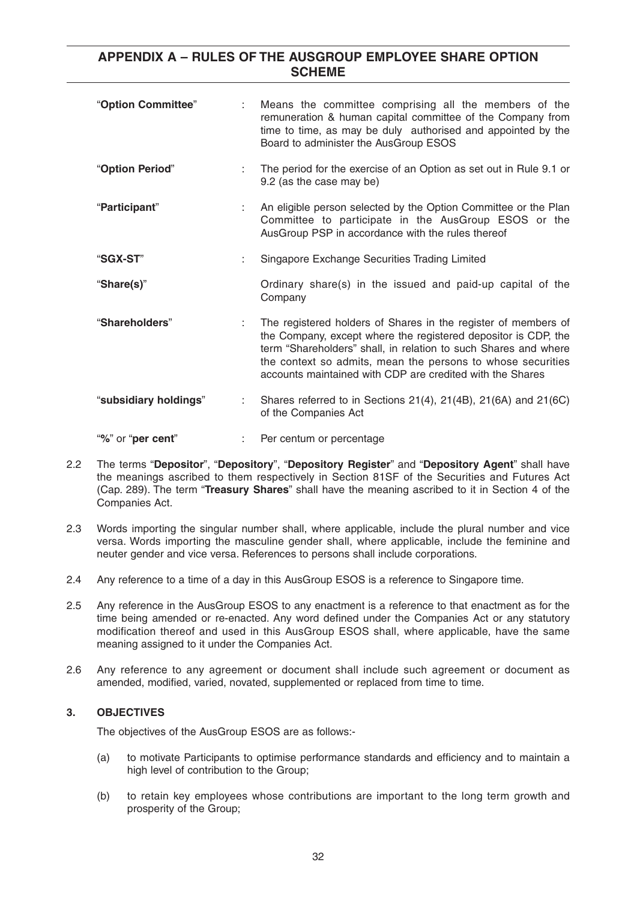| | | |
|---|---|---|
| "**Option Committee**" | : | Means the committee comprising all the members of the remuneration & human capital committee of the Company from time to time, as may be duly authorised and appointed by the Board to administer the AusGroup ESOS |
| "**Option Period**" | : | The period for the exercise of an Option as set out in Rule 9.1 or 9.2 (as the case may be) |
| "**Participant**" | : | An eligible person selected by the Option Committee or the Plan Committee to participate in the AusGroup ESOS or the AusGroup PSP in accordance with the rules thereof |
| "**SGX-ST**" | : | Singapore Exchange Securities Trading Limited |
| "**Share(s)**" | | Ordinary share(s) in the issued and paid-up capital of the Company |
| "**Shareholders**" | : | The registered holders of Shares in the register of members of the Company, except where the registered depositor is CDP, the term "Shareholders" shall, in relation to such Shares and where the context so admits, mean the persons to whose securities accounts maintained with CDP are credited with the Shares |
| "**subsidiary holdings**" | : | Shares referred to in Sections 21(4), 21(4B), 21(6A) and 21(6C) of the Companies Act |
| "**%**" or "**per cent**" | : | Per centum or percentage |

2.2 The terms "**Depositor**", "**Depository**", "**Depository Register**" and "**Depository Agent**" shall have the meanings ascribed to them respectively in Section 81SF of the Securities and Futures Act (Cap. 289). The term "**Treasury Shares**" shall have the meaning ascribed to it in Section 4 of the Companies Act.

2.3 Words importing the singular number shall, where applicable, include the plural number and vice versa. Words importing the masculine gender shall, where applicable, include the feminine and neuter gender and vice versa. References to persons shall include corporations.

2.4 Any reference to a time of a day in this AusGroup ESOS is a reference to Singapore time.

2.5 Any reference in the AusGroup ESOS to any enactment is a reference to that enactment as for the time being amended or re-enacted. Any word defined under the Companies Act or any statutory modification thereof and used in this AusGroup ESOS shall, where applicable, have the same meaning assigned to it under the Companies Act.

2.6 Any reference to any agreement or document shall include such agreement or document as amended, modified, varied, novated, supplemented or replaced from time to time.

### 3. OBJECTIVES

The objectives of the AusGroup ESOS are as follows:-

(a) to motivate Participants to optimise performance standards and efficiency and to maintain a high level of contribution to the Group;

(b) to retain key employees whose contributions are important to the long term growth and prosperity of the Group;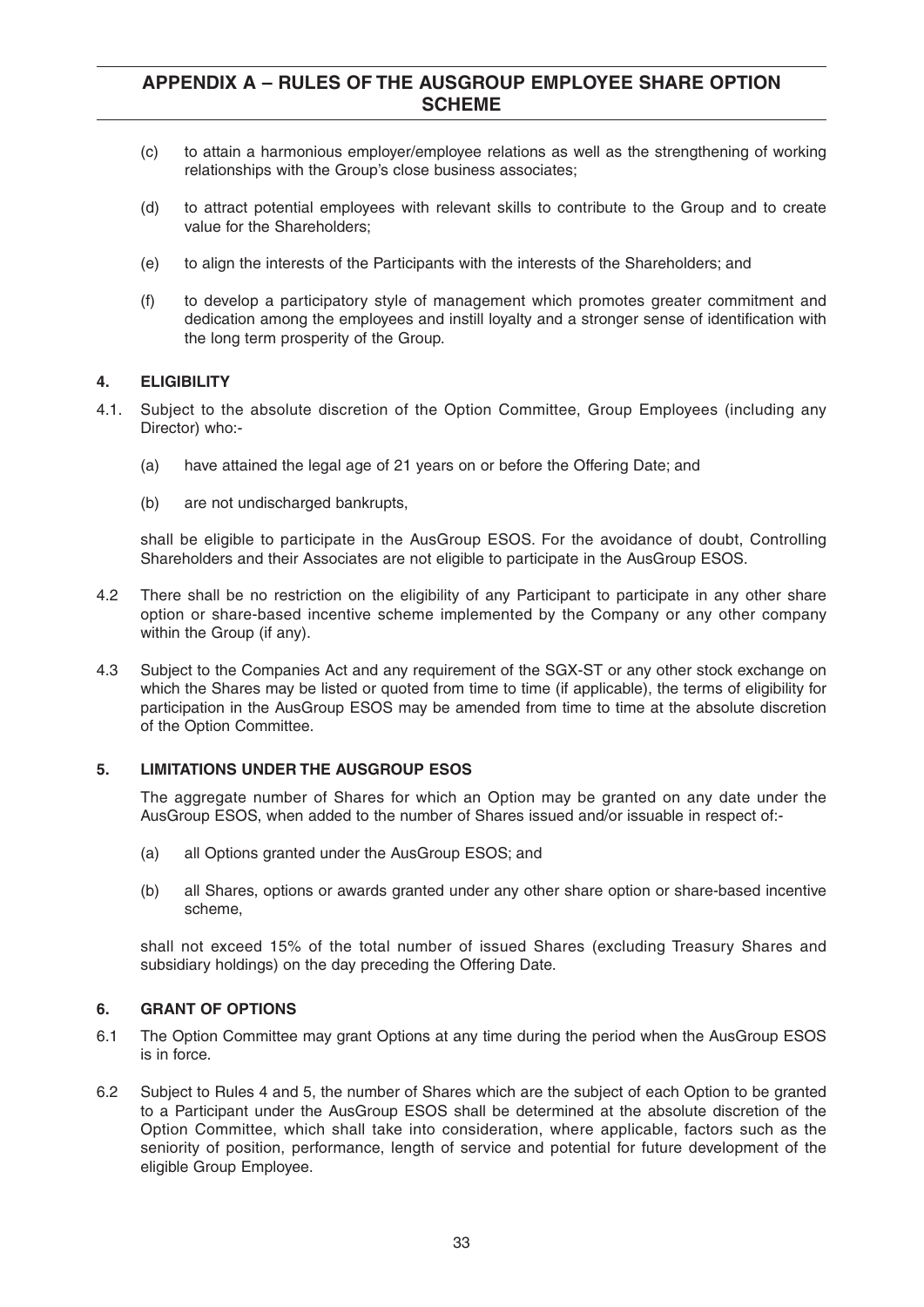(c) to attain a harmonious employer/employee relations as well as the strengthening of working relationships with the Group's close business associates;

(d) to attract potential employees with relevant skills to contribute to the Group and to create value for the Shareholders;

(e) to align the interests of the Participants with the interests of the Shareholders; and

(f) to develop a participatory style of management which promotes greater commitment and dedication among the employees and instill loyalty and a stronger sense of identification with the long term prosperity of the Group.

## 4. ELIGIBILITY

4.1. Subject to the absolute discretion of the Option Committee, Group Employees (including any Director) who:-

(a) have attained the legal age of 21 years on or before the Offering Date; and

(b) are not undischarged bankrupts,

shall be eligible to participate in the AusGroup ESOS. For the avoidance of doubt, Controlling Shareholders and their Associates are not eligible to participate in the AusGroup ESOS.

4.2 There shall be no restriction on the eligibility of any Participant to participate in any other share option or share-based incentive scheme implemented by the Company or any other company within the Group (if any).

4.3 Subject to the Companies Act and any requirement of the SGX-ST or any other stock exchange on which the Shares may be listed or quoted from time to time (if applicable), the terms of eligibility for participation in the AusGroup ESOS may be amended from time to time at the absolute discretion of the Option Committee.

## 5. LIMITATIONS UNDER THE AUSGROUP ESOS

The aggregate number of Shares for which an Option may be granted on any date under the AusGroup ESOS, when added to the number of Shares issued and/or issuable in respect of:-

(a) all Options granted under the AusGroup ESOS; and

(b) all Shares, options or awards granted under any other share option or share-based incentive scheme,

shall not exceed 15% of the total number of issued Shares (excluding Treasury Shares and subsidiary holdings) on the day preceding the Offering Date.

## 6. GRANT OF OPTIONS

6.1 The Option Committee may grant Options at any time during the period when the AusGroup ESOS is in force.

6.2 Subject to Rules 4 and 5, the number of Shares which are the subject of each Option to be granted to a Participant under the AusGroup ESOS shall be determined at the absolute discretion of the Option Committee, which shall take into consideration, where applicable, factors such as the seniority of position, performance, length of service and potential for future development of the eligible Group Employee.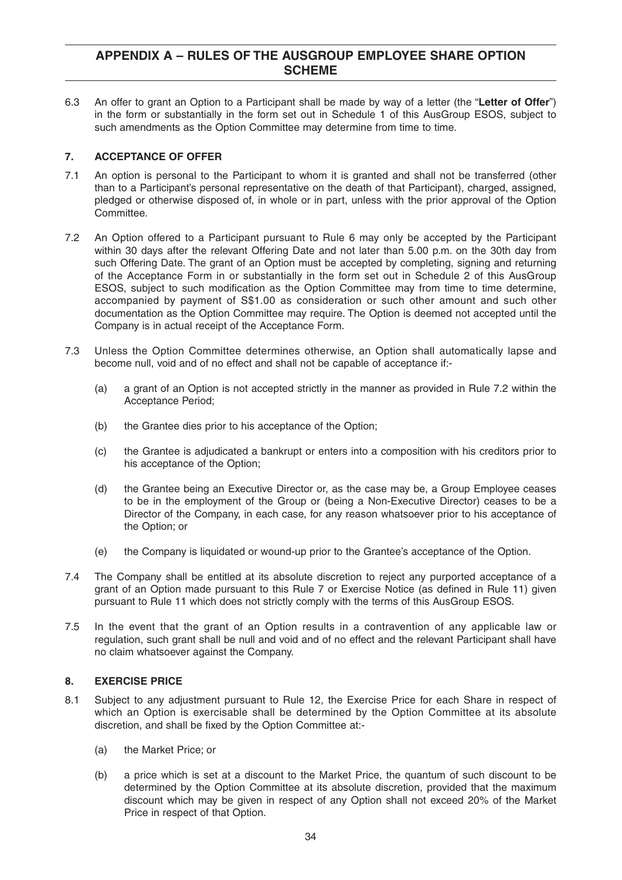6.3 An offer to grant an Option to a Participant shall be made by way of a letter (the "**Letter of Offer**") in the form or substantially in the form set out in Schedule 1 of this AusGroup ESOS, subject to such amendments as the Option Committee may determine from time to time.

## 7. ACCEPTANCE OF OFFER

7.1 An option is personal to the Participant to whom it is granted and shall not be transferred (other than to a Participant's personal representative on the death of that Participant), charged, assigned, pledged or otherwise disposed of, in whole or in part, unless with the prior approval of the Option Committee.

7.2 An Option offered to a Participant pursuant to Rule 6 may only be accepted by the Participant within 30 days after the relevant Offering Date and not later than 5.00 p.m. on the 30th day from such Offering Date. The grant of an Option must be accepted by completing, signing and returning of the Acceptance Form in or substantially in the form set out in Schedule 2 of this AusGroup ESOS, subject to such modification as the Option Committee may from time to time determine, accompanied by payment of S$1.00 as consideration or such other amount and such other documentation as the Option Committee may require. The Option is deemed not accepted until the Company is in actual receipt of the Acceptance Form.

7.3 Unless the Option Committee determines otherwise, an Option shall automatically lapse and become null, void and of no effect and shall not be capable of acceptance if:-

(a) a grant of an Option is not accepted strictly in the manner as provided in Rule 7.2 within the Acceptance Period;

(b) the Grantee dies prior to his acceptance of the Option;

(c) the Grantee is adjudicated a bankrupt or enters into a composition with his creditors prior to his acceptance of the Option;

(d) the Grantee being an Executive Director or, as the case may be, a Group Employee ceases to be in the employment of the Group or (being a Non-Executive Director) ceases to be a Director of the Company, in each case, for any reason whatsoever prior to his acceptance of the Option; or

(e) the Company is liquidated or wound-up prior to the Grantee's acceptance of the Option.

7.4 The Company shall be entitled at its absolute discretion to reject any purported acceptance of a grant of an Option made pursuant to this Rule 7 or Exercise Notice (as defined in Rule 11) given pursuant to Rule 11 which does not strictly comply with the terms of this AusGroup ESOS.

7.5 In the event that the grant of an Option results in a contravention of any applicable law or regulation, such grant shall be null and void and of no effect and the relevant Participant shall have no claim whatsoever against the Company.

## 8. EXERCISE PRICE

8.1 Subject to any adjustment pursuant to Rule 12, the Exercise Price for each Share in respect of which an Option is exercisable shall be determined by the Option Committee at its absolute discretion, and shall be fixed by the Option Committee at:-

(a) the Market Price; or

(b) a price which is set at a discount to the Market Price, the quantum of such discount to be determined by the Option Committee at its absolute discretion, provided that the maximum discount which may be given in respect of any Option shall not exceed 20% of the Market Price in respect of that Option.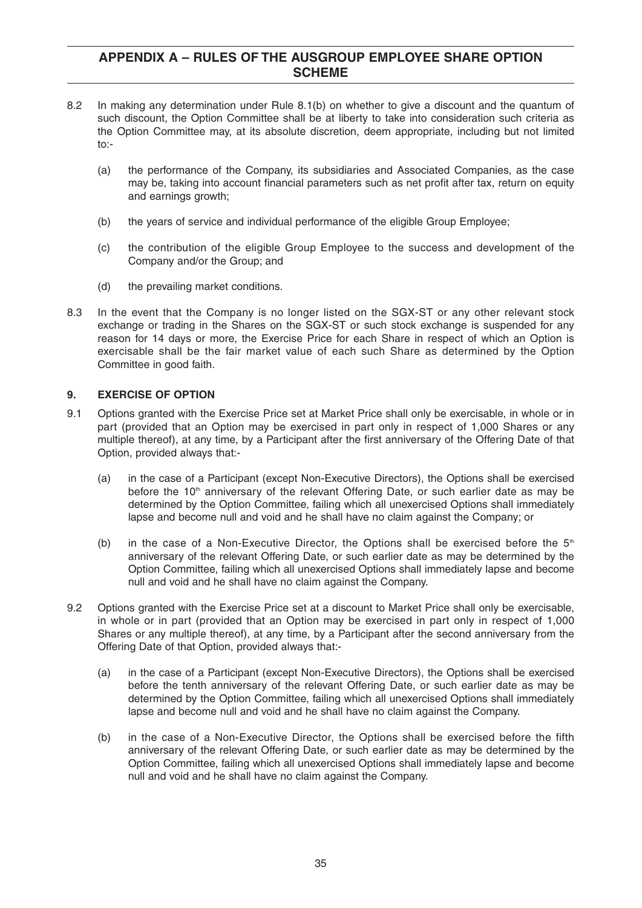8.2 In making any determination under Rule 8.1(b) on whether to give a discount and the quantum of such discount, the Option Committee shall be at liberty to take into consideration such criteria as the Option Committee may, at its absolute discretion, deem appropriate, including but not limited to:-

(a) the performance of the Company, its subsidiaries and Associated Companies, as the case may be, taking into account financial parameters such as net profit after tax, return on equity and earnings growth;

(b) the years of service and individual performance of the eligible Group Employee;

(c) the contribution of the eligible Group Employee to the success and development of the Company and/or the Group; and

(d) the prevailing market conditions.

8.3 In the event that the Company is no longer listed on the SGX-ST or any other relevant stock exchange or trading in the Shares on the SGX-ST or such stock exchange is suspended for any reason for 14 days or more, the Exercise Price for each Share in respect of which an Option is exercisable shall be the fair market value of each such Share as determined by the Option Committee in good faith.

## 9. EXERCISE OF OPTION

9.1 Options granted with the Exercise Price set at Market Price shall only be exercisable, in whole or in part (provided that an Option may be exercised in part only in respect of 1,000 Shares or any multiple thereof), at any time, by a Participant after the first anniversary of the Offering Date of that Option, provided always that:-

(a) in the case of a Participant (except Non-Executive Directors), the Options shall be exercised before the 10th anniversary of the relevant Offering Date, or such earlier date as may be determined by the Option Committee, failing which all unexercised Options shall immediately lapse and become null and void and he shall have no claim against the Company; or

(b) in the case of a Non-Executive Director, the Options shall be exercised before the 5th anniversary of the relevant Offering Date, or such earlier date as may be determined by the Option Committee, failing which all unexercised Options shall immediately lapse and become null and void and he shall have no claim against the Company.

9.2 Options granted with the Exercise Price set at a discount to Market Price shall only be exercisable, in whole or in part (provided that an Option may be exercised in part only in respect of 1,000 Shares or any multiple thereof), at any time, by a Participant after the second anniversary from the Offering Date of that Option, provided always that:-

(a) in the case of a Participant (except Non-Executive Directors), the Options shall be exercised before the tenth anniversary of the relevant Offering Date, or such earlier date as may be determined by the Option Committee, failing which all unexercised Options shall immediately lapse and become null and void and he shall have no claim against the Company.

(b) in the case of a Non-Executive Director, the Options shall be exercised before the fifth anniversary of the relevant Offering Date, or such earlier date as may be determined by the Option Committee, failing which all unexercised Options shall immediately lapse and become null and void and he shall have no claim against the Company.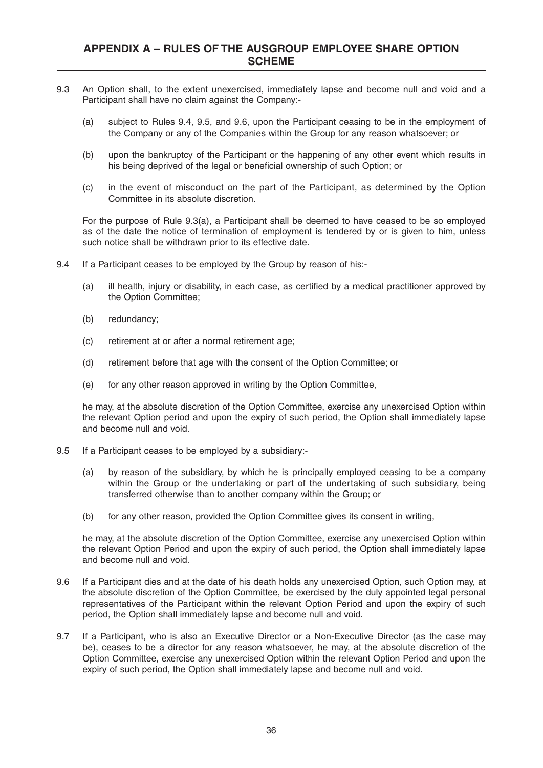9.3 An Option shall, to the extent unexercised, immediately lapse and become null and void and a Participant shall have no claim against the Company:-

   (a) subject to Rules 9.4, 9.5, and 9.6, upon the Participant ceasing to be in the employment of the Company or any of the Companies within the Group for any reason whatsoever; or

   (b) upon the bankruptcy of the Participant or the happening of any other event which results in his being deprived of the legal or beneficial ownership of such Option; or

   (c) in the event of misconduct on the part of the Participant, as determined by the Option Committee in its absolute discretion.

   For the purpose of Rule 9.3(a), a Participant shall be deemed to have ceased to be so employed as of the date the notice of termination of employment is tendered by or is given to him, unless such notice shall be withdrawn prior to its effective date.

9.4 If a Participant ceases to be employed by the Group by reason of his:-

   (a) ill health, injury or disability, in each case, as certified by a medical practitioner approved by the Option Committee;

   (b) redundancy;

   (c) retirement at or after a normal retirement age;

   (d) retirement before that age with the consent of the Option Committee; or

   (e) for any other reason approved in writing by the Option Committee,

   he may, at the absolute discretion of the Option Committee, exercise any unexercised Option within the relevant Option period and upon the expiry of such period, the Option shall immediately lapse and become null and void.

9.5 If a Participant ceases to be employed by a subsidiary:-

   (a) by reason of the subsidiary, by which he is principally employed ceasing to be a company within the Group or the undertaking or part of the undertaking of such subsidiary, being transferred otherwise than to another company within the Group; or

   (b) for any other reason, provided the Option Committee gives its consent in writing,

   he may, at the absolute discretion of the Option Committee, exercise any unexercised Option within the relevant Option Period and upon the expiry of such period, the Option shall immediately lapse and become null and void.

9.6 If a Participant dies and at the date of his death holds any unexercised Option, such Option may, at the absolute discretion of the Option Committee, be exercised by the duly appointed legal personal representatives of the Participant within the relevant Option Period and upon the expiry of such period, the Option shall immediately lapse and become null and void.

9.7 If a Participant, who is also an Executive Director or a Non-Executive Director (as the case may be), ceases to be a director for any reason whatsoever, he may, at the absolute discretion of the Option Committee, exercise any unexercised Option within the relevant Option Period and upon the expiry of such period, the Option shall immediately lapse and become null and void.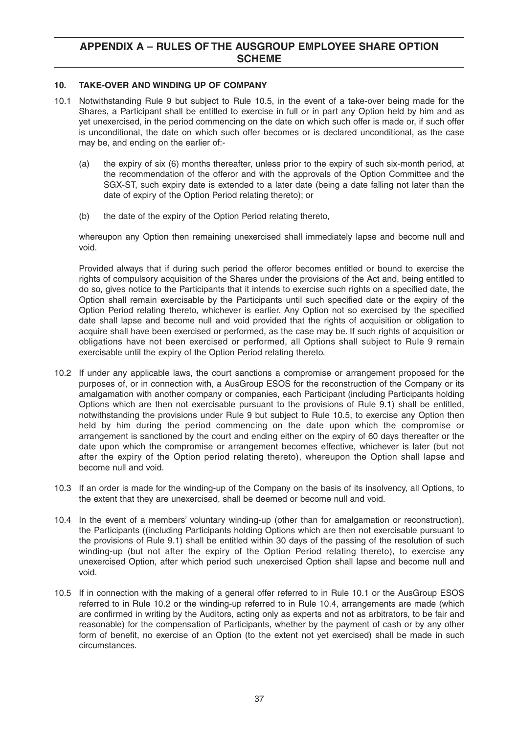## 10. TAKE-OVER AND WINDING UP OF COMPANY

10.1 Notwithstanding Rule 9 but subject to Rule 10.5, in the event of a take-over being made for the Shares, a Participant shall be entitled to exercise in full or in part any Option held by him and as yet unexercised, in the period commencing on the date on which such offer is made or, if such offer is unconditional, the date on which such offer becomes or is declared unconditional, as the case may be, and ending on the earlier of:-

(a) the expiry of six (6) months thereafter, unless prior to the expiry of such six-month period, at the recommendation of the offeror and with the approvals of the Option Committee and the SGX-ST, such expiry date is extended to a later date (being a date falling not later than the date of expiry of the Option Period relating thereto); or

(b) the date of the expiry of the Option Period relating thereto,

whereupon any Option then remaining unexercised shall immediately lapse and become null and void.

Provided always that if during such period the offeror becomes entitled or bound to exercise the rights of compulsory acquisition of the Shares under the provisions of the Act and, being entitled to do so, gives notice to the Participants that it intends to exercise such rights on a specified date, the Option shall remain exercisable by the Participants until such specified date or the expiry of the Option Period relating thereto, whichever is earlier. Any Option not so exercised by the specified date shall lapse and become null and void provided that the rights of acquisition or obligation to acquire shall have been exercised or performed, as the case may be. If such rights of acquisition or obligations have not been exercised or performed, all Options shall subject to Rule 9 remain exercisable until the expiry of the Option Period relating thereto.

10.2 If under any applicable laws, the court sanctions a compromise or arrangement proposed for the purposes of, or in connection with, a AusGroup ESOS for the reconstruction of the Company or its amalgamation with another company or companies, each Participant (including Participants holding Options which are then not exercisable pursuant to the provisions of Rule 9.1) shall be entitled, notwithstanding the provisions under Rule 9 but subject to Rule 10.5, to exercise any Option then held by him during the period commencing on the date upon which the compromise or arrangement is sanctioned by the court and ending either on the expiry of 60 days thereafter or the date upon which the compromise or arrangement becomes effective, whichever is later (but not after the expiry of the Option period relating thereto), whereupon the Option shall lapse and become null and void.

10.3 If an order is made for the winding-up of the Company on the basis of its insolvency, all Options, to the extent that they are unexercised, shall be deemed or become null and void.

10.4 In the event of a members' voluntary winding-up (other than for amalgamation or reconstruction), the Participants ((including Participants holding Options which are then not exercisable pursuant to the provisions of Rule 9.1) shall be entitled within 30 days of the passing of the resolution of such winding-up (but not after the expiry of the Option Period relating thereto), to exercise any unexercised Option, after which period such unexercised Option shall lapse and become null and void.

10.5 If in connection with the making of a general offer referred to in Rule 10.1 or the AusGroup ESOS referred to in Rule 10.2 or the winding-up referred to in Rule 10.4, arrangements are made (which are confirmed in writing by the Auditors, acting only as experts and not as arbitrators, to be fair and reasonable) for the compensation of Participants, whether by the payment of cash or by any other form of benefit, no exercise of an Option (to the extent not yet exercised) shall be made in such circumstances.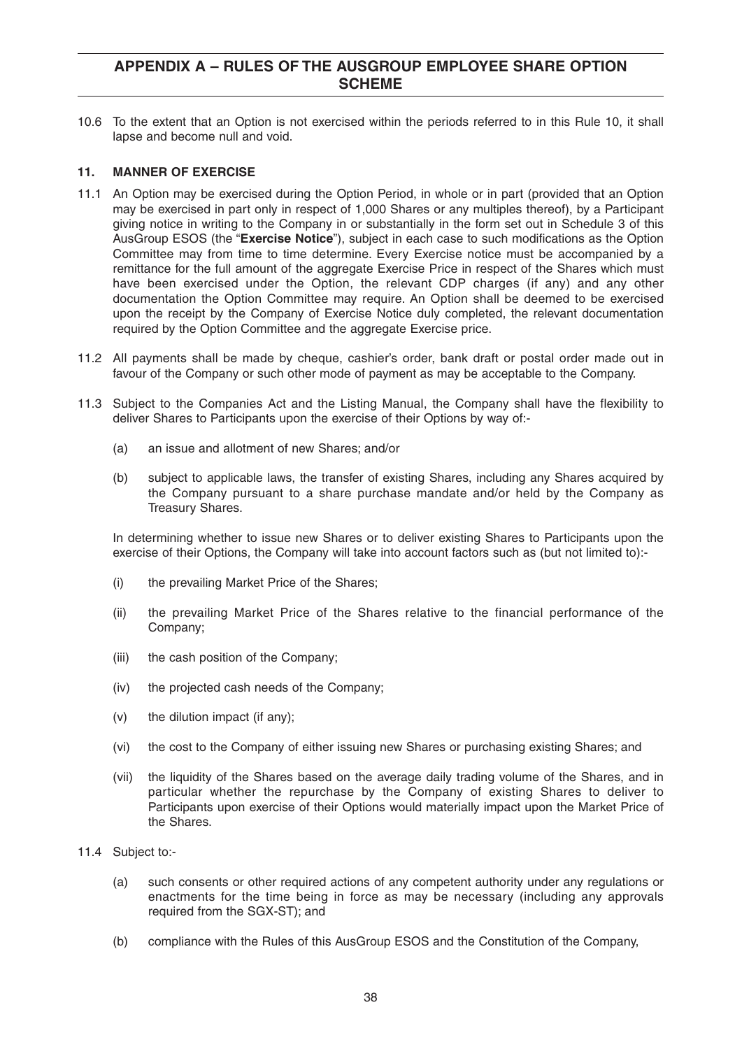10.6 To the extent that an Option is not exercised within the periods referred to in this Rule 10, it shall lapse and become null and void.

### 11. MANNER OF EXERCISE

11.1 An Option may be exercised during the Option Period, in whole or in part (provided that an Option may be exercised in part only in respect of 1,000 Shares or any multiples thereof), by a Participant giving notice in writing to the Company in or substantially in the form set out in Schedule 3 of this AusGroup ESOS (the "**Exercise Notice**"), subject in each case to such modifications as the Option Committee may from time to time determine. Every Exercise notice must be accompanied by a remittance for the full amount of the aggregate Exercise Price in respect of the Shares which must have been exercised under the Option, the relevant CDP charges (if any) and any other documentation the Option Committee may require. An Option shall be deemed to be exercised upon the receipt by the Company of Exercise Notice duly completed, the relevant documentation required by the Option Committee and the aggregate Exercise price.

11.2 All payments shall be made by cheque, cashier's order, bank draft or postal order made out in favour of the Company or such other mode of payment as may be acceptable to the Company.

11.3 Subject to the Companies Act and the Listing Manual, the Company shall have the flexibility to deliver Shares to Participants upon the exercise of their Options by way of:-

(a) an issue and allotment of new Shares; and/or

(b) subject to applicable laws, the transfer of existing Shares, including any Shares acquired by the Company pursuant to a share purchase mandate and/or held by the Company as Treasury Shares.

In determining whether to issue new Shares or to deliver existing Shares to Participants upon the exercise of their Options, the Company will take into account factors such as (but not limited to):-

(i) the prevailing Market Price of the Shares;

(ii) the prevailing Market Price of the Shares relative to the financial performance of the Company;

(iii) the cash position of the Company;

(iv) the projected cash needs of the Company;

(v) the dilution impact (if any);

(vi) the cost to the Company of either issuing new Shares or purchasing existing Shares; and

(vii) the liquidity of the Shares based on the average daily trading volume of the Shares, and in particular whether the repurchase by the Company of existing Shares to deliver to Participants upon exercise of their Options would materially impact upon the Market Price of the Shares.

11.4 Subject to:-

(a) such consents or other required actions of any competent authority under any regulations or enactments for the time being in force as may be necessary (including any approvals required from the SGX-ST); and

(b) compliance with the Rules of this AusGroup ESOS and the Constitution of the Company,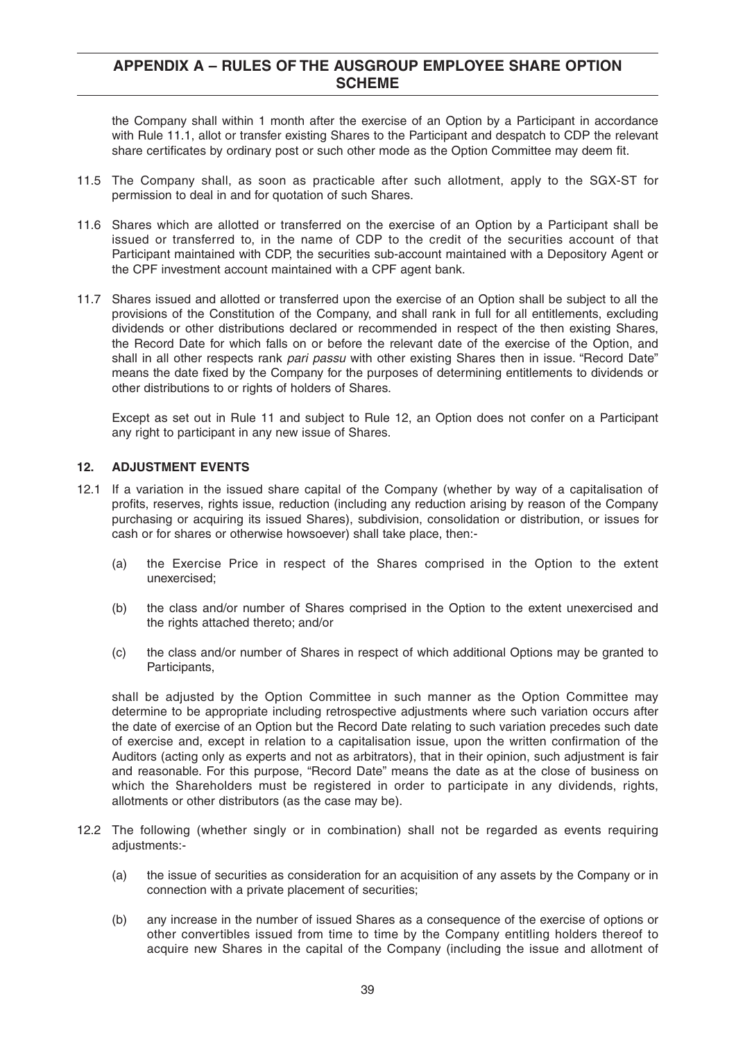the Company shall within 1 month after the exercise of an Option by a Participant in accordance with Rule 11.1, allot or transfer existing Shares to the Participant and despatch to CDP the relevant share certificates by ordinary post or such other mode as the Option Committee may deem fit.

11.5 The Company shall, as soon as practicable after such allotment, apply to the SGX-ST for permission to deal in and for quotation of such Shares.

11.6 Shares which are allotted or transferred on the exercise of an Option by a Participant shall be issued or transferred to, in the name of CDP to the credit of the securities account of that Participant maintained with CDP, the securities sub-account maintained with a Depository Agent or the CPF investment account maintained with a CPF agent bank.

11.7 Shares issued and allotted or transferred upon the exercise of an Option shall be subject to all the provisions of the Constitution of the Company, and shall rank in full for all entitlements, excluding dividends or other distributions declared or recommended in respect of the then existing Shares, the Record Date for which falls on or before the relevant date of the exercise of the Option, and shall in all other respects rank *pari passu* with other existing Shares then in issue. "Record Date" means the date fixed by the Company for the purposes of determining entitlements to dividends or other distributions to or rights of holders of Shares.

Except as set out in Rule 11 and subject to Rule 12, an Option does not confer on a Participant any right to participant in any new issue of Shares.

## 12. ADJUSTMENT EVENTS

12.1 If a variation in the issued share capital of the Company (whether by way of a capitalisation of profits, reserves, rights issue, reduction (including any reduction arising by reason of the Company purchasing or acquiring its issued Shares), subdivision, consolidation or distribution, or issues for cash or for shares or otherwise howsoever) shall take place, then:-

(a) the Exercise Price in respect of the Shares comprised in the Option to the extent unexercised;

(b) the class and/or number of Shares comprised in the Option to the extent unexercised and the rights attached thereto; and/or

(c) the class and/or number of Shares in respect of which additional Options may be granted to Participants,

shall be adjusted by the Option Committee in such manner as the Option Committee may determine to be appropriate including retrospective adjustments where such variation occurs after the date of exercise of an Option but the Record Date relating to such variation precedes such date of exercise and, except in relation to a capitalisation issue, upon the written confirmation of the Auditors (acting only as experts and not as arbitrators), that in their opinion, such adjustment is fair and reasonable. For this purpose, "Record Date" means the date as at the close of business on which the Shareholders must be registered in order to participate in any dividends, rights, allotments or other distributors (as the case may be).

12.2 The following (whether singly or in combination) shall not be regarded as events requiring adjustments:-

(a) the issue of securities as consideration for an acquisition of any assets by the Company or in connection with a private placement of securities;

(b) any increase in the number of issued Shares as a consequence of the exercise of options or other convertibles issued from time to time by the Company entitling holders thereof to acquire new Shares in the capital of the Company (including the issue and allotment of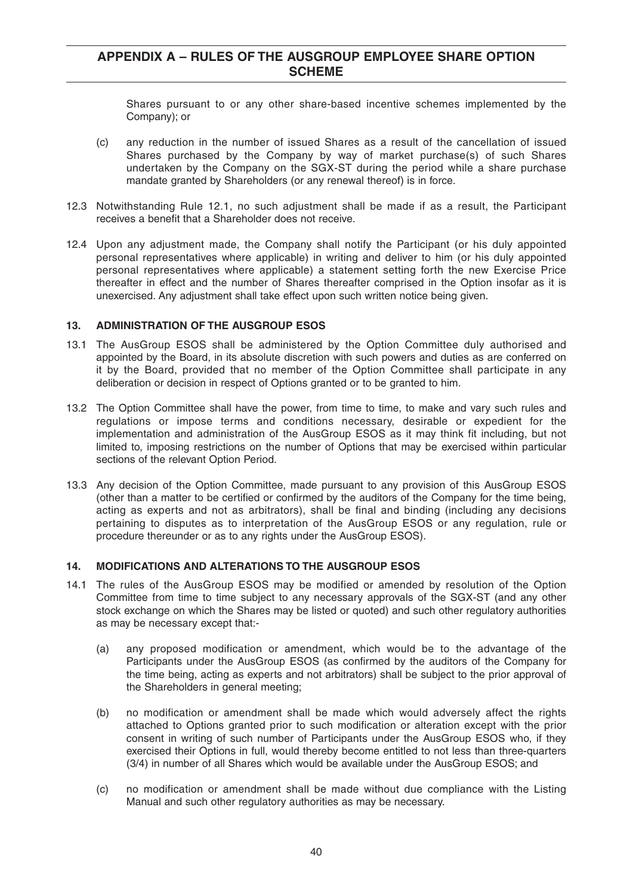Shares pursuant to or any other share-based incentive schemes implemented by the Company); or

(c) any reduction in the number of issued Shares as a result of the cancellation of issued Shares purchased by the Company by way of market purchase(s) of such Shares undertaken by the Company on the SGX-ST during the period while a share purchase mandate granted by Shareholders (or any renewal thereof) is in force.

12.3 Notwithstanding Rule 12.1, no such adjustment shall be made if as a result, the Participant receives a benefit that a Shareholder does not receive.

12.4 Upon any adjustment made, the Company shall notify the Participant (or his duly appointed personal representatives where applicable) in writing and deliver to him (or his duly appointed personal representatives where applicable) a statement setting forth the new Exercise Price thereafter in effect and the number of Shares thereafter comprised in the Option insofar as it is unexercised. Any adjustment shall take effect upon such written notice being given.

### 13. ADMINISTRATION OF THE AUSGROUP ESOS

13.1 The AusGroup ESOS shall be administered by the Option Committee duly authorised and appointed by the Board, in its absolute discretion with such powers and duties as are conferred on it by the Board, provided that no member of the Option Committee shall participate in any deliberation or decision in respect of Options granted or to be granted to him.

13.2 The Option Committee shall have the power, from time to time, to make and vary such rules and regulations or impose terms and conditions necessary, desirable or expedient for the implementation and administration of the AusGroup ESOS as it may think fit including, but not limited to, imposing restrictions on the number of Options that may be exercised within particular sections of the relevant Option Period.

13.3 Any decision of the Option Committee, made pursuant to any provision of this AusGroup ESOS (other than a matter to be certified or confirmed by the auditors of the Company for the time being, acting as experts and not as arbitrators), shall be final and binding (including any decisions pertaining to disputes as to interpretation of the AusGroup ESOS or any regulation, rule or procedure thereunder or as to any rights under the AusGroup ESOS).

### 14. MODIFICATIONS AND ALTERATIONS TO THE AUSGROUP ESOS

14.1 The rules of the AusGroup ESOS may be modified or amended by resolution of the Option Committee from time to time subject to any necessary approvals of the SGX-ST (and any other stock exchange on which the Shares may be listed or quoted) and such other regulatory authorities as may be necessary except that:-

(a) any proposed modification or amendment, which would be to the advantage of the Participants under the AusGroup ESOS (as confirmed by the auditors of the Company for the time being, acting as experts and not arbitrators) shall be subject to the prior approval of the Shareholders in general meeting;

(b) no modification or amendment shall be made which would adversely affect the rights attached to Options granted prior to such modification or alteration except with the prior consent in writing of such number of Participants under the AusGroup ESOS who, if they exercised their Options in full, would thereby become entitled to not less than three-quarters (3/4) in number of all Shares which would be available under the AusGroup ESOS; and

(c) no modification or amendment shall be made without due compliance with the Listing Manual and such other regulatory authorities as may be necessary.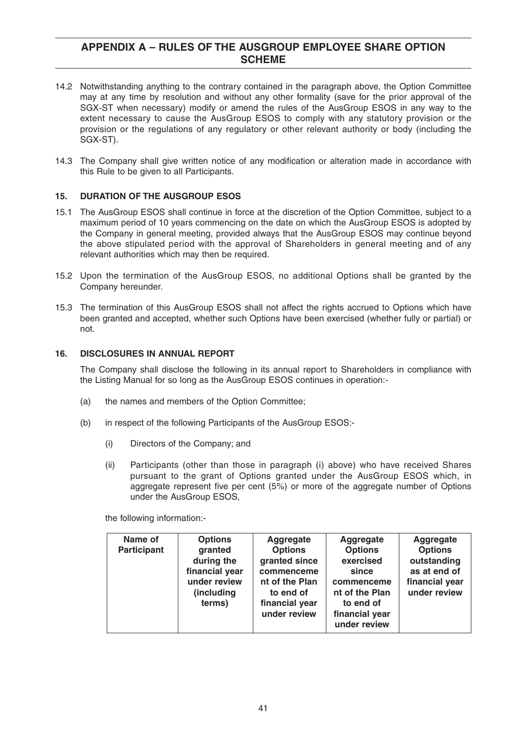14.2 Notwithstanding anything to the contrary contained in the paragraph above, the Option Committee may at any time by resolution and without any other formality (save for the prior approval of the SGX-ST when necessary) modify or amend the rules of the AusGroup ESOS in any way to the extent necessary to cause the AusGroup ESOS to comply with any statutory provision or the provision or the regulations of any regulatory or other relevant authority or body (including the SGX-ST).

14.3 The Company shall give written notice of any modification or alteration made in accordance with this Rule to be given to all Participants.

### 15. DURATION OF THE AUSGROUP ESOS

15.1 The AusGroup ESOS shall continue in force at the discretion of the Option Committee, subject to a maximum period of 10 years commencing on the date on which the AusGroup ESOS is adopted by the Company in general meeting, provided always that the AusGroup ESOS may continue beyond the above stipulated period with the approval of Shareholders in general meeting and of any relevant authorities which may then be required.

15.2 Upon the termination of the AusGroup ESOS, no additional Options shall be granted by the Company hereunder.

15.3 The termination of this AusGroup ESOS shall not affect the rights accrued to Options which have been granted and accepted, whether such Options have been exercised (whether fully or partial) or not.

### 16. DISCLOSURES IN ANNUAL REPORT

The Company shall disclose the following in its annual report to Shareholders in compliance with the Listing Manual for so long as the AusGroup ESOS continues in operation:-

(a) the names and members of the Option Committee;

(b) in respect of the following Participants of the AusGroup ESOS:-

(i) Directors of the Company; and

(ii) Participants (other than those in paragraph (i) above) who have received Shares pursuant to the grant of Options granted under the AusGroup ESOS which, in aggregate represent five per cent (5%) or more of the aggregate number of Options under the AusGroup ESOS,

the following information:-

| Name of Participant | Options granted during the financial year under review (including terms) | Aggregate Options granted since commencement of the Plan to end of financial year under review | Aggregate Options exercised since commencement of the Plan to end of financial year under review | Aggregate Options outstanding as at end of financial year under review |
|---|---|---|---|---|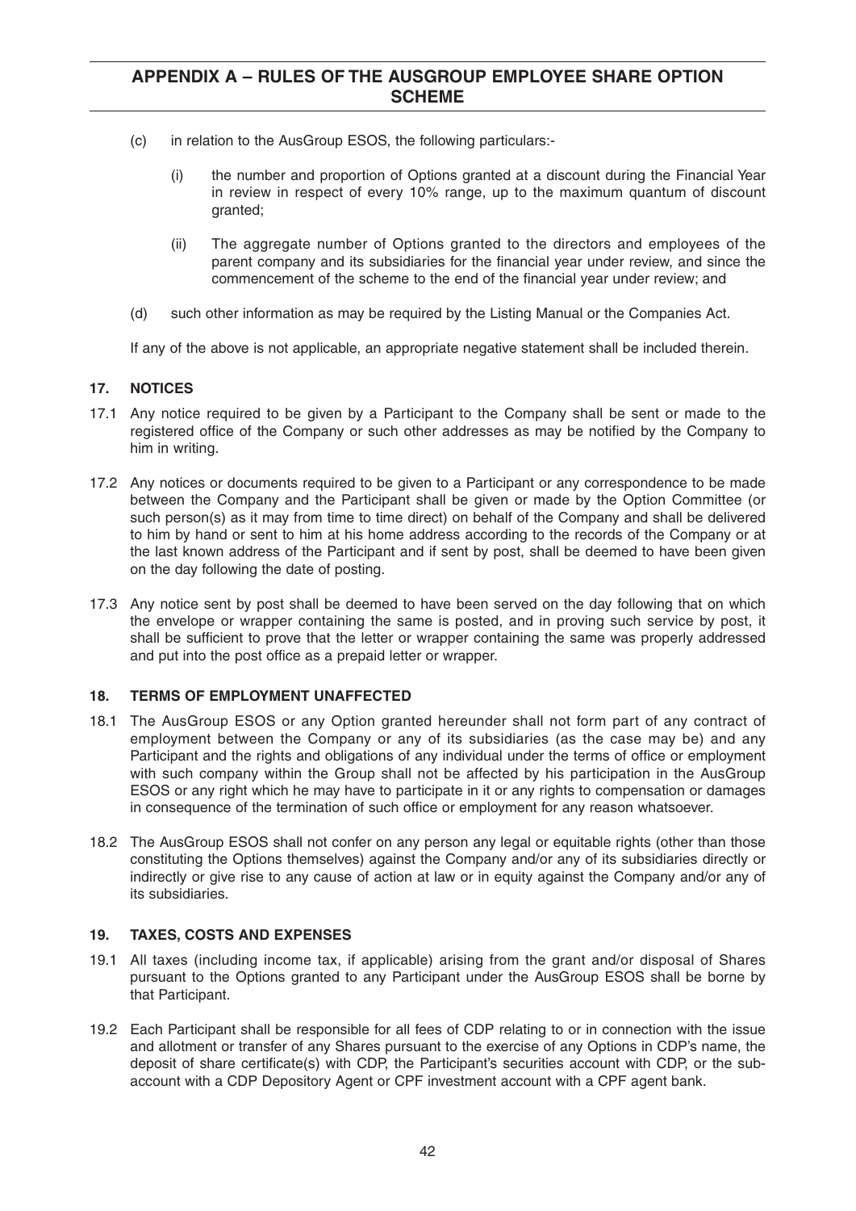(c) in relation to the AusGroup ESOS, the following particulars:-

    (i) the number and proportion of Options granted at a discount during the Financial Year in review in respect of every 10% range, up to the maximum quantum of discount granted;

    (ii) The aggregate number of Options granted to the directors and employees of the parent company and its subsidiaries for the financial year under review, and since the commencement of the scheme to the end of the financial year under review; and

(d) such other information as may be required by the Listing Manual or the Companies Act.

If any of the above is not applicable, an appropriate negative statement shall be included therein.

## 17. NOTICES

17.1 Any notice required to be given by a Participant to the Company shall be sent or made to the registered office of the Company or such other addresses as may be notified by the Company to him in writing.

17.2 Any notices or documents required to be given to a Participant or any correspondence to be made between the Company and the Participant shall be given or made by the Option Committee (or such person(s) as it may from time to time direct) on behalf of the Company and shall be delivered to him by hand or sent to him at his home address according to the records of the Company or at the last known address of the Participant and if sent by post, shall be deemed to have been given on the day following the date of posting.

17.3 Any notice sent by post shall be deemed to have been served on the day following that on which the envelope or wrapper containing the same is posted, and in proving such service by post, it shall be sufficient to prove that the letter or wrapper containing the same was properly addressed and put into the post office as a prepaid letter or wrapper.

## 18. TERMS OF EMPLOYMENT UNAFFECTED

18.1 The AusGroup ESOS or any Option granted hereunder shall not form part of any contract of employment between the Company or any of its subsidiaries (as the case may be) and any Participant and the rights and obligations of any individual under the terms of office or employment with such company within the Group shall not be affected by his participation in the AusGroup ESOS or any right which he may have to participate in it or any rights to compensation or damages in consequence of the termination of such office or employment for any reason whatsoever.

18.2 The AusGroup ESOS shall not confer on any person any legal or equitable rights (other than those constituting the Options themselves) against the Company and/or any of its subsidiaries directly or indirectly or give rise to any cause of action at law or in equity against the Company and/or any of its subsidiaries.

## 19. TAXES, COSTS AND EXPENSES

19.1 All taxes (including income tax, if applicable) arising from the grant and/or disposal of Shares pursuant to the Options granted to any Participant under the AusGroup ESOS shall be borne by that Participant.

19.2 Each Participant shall be responsible for all fees of CDP relating to or in connection with the issue and allotment or transfer of any Shares pursuant to the exercise of any Options in CDP's name, the deposit of share certificate(s) with CDP, the Participant's securities account with CDP, or the sub-account with a CDP Depository Agent or CPF investment account with a CPF agent bank.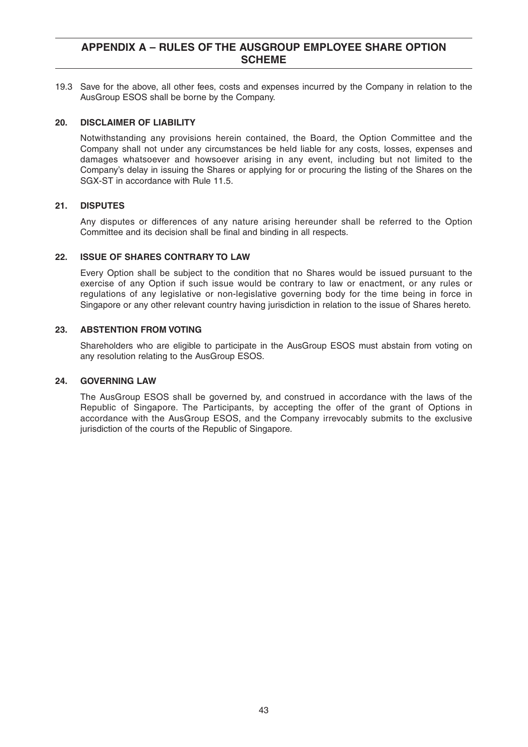19.3 Save for the above, all other fees, costs and expenses incurred by the Company in relation to the AusGroup ESOS shall be borne by the Company.

### 20. DISCLAIMER OF LIABILITY

Notwithstanding any provisions herein contained, the Board, the Option Committee and the Company shall not under any circumstances be held liable for any costs, losses, expenses and damages whatsoever and howsoever arising in any event, including but not limited to the Company's delay in issuing the Shares or applying for or procuring the listing of the Shares on the SGX-ST in accordance with Rule 11.5.

### 21. DISPUTES

Any disputes or differences of any nature arising hereunder shall be referred to the Option Committee and its decision shall be final and binding in all respects.

### 22. ISSUE OF SHARES CONTRARY TO LAW

Every Option shall be subject to the condition that no Shares would be issued pursuant to the exercise of any Option if such issue would be contrary to law or enactment, or any rules or regulations of any legislative or non-legislative governing body for the time being in force in Singapore or any other relevant country having jurisdiction in relation to the issue of Shares hereto.

### 23. ABSTENTION FROM VOTING

Shareholders who are eligible to participate in the AusGroup ESOS must abstain from voting on any resolution relating to the AusGroup ESOS.

### 24. GOVERNING LAW

The AusGroup ESOS shall be governed by, and construed in accordance with the laws of the Republic of Singapore. The Participants, by accepting the offer of the grant of Options in accordance with the AusGroup ESOS, and the Company irrevocably submits to the exclusive jurisdiction of the courts of the Republic of Singapore.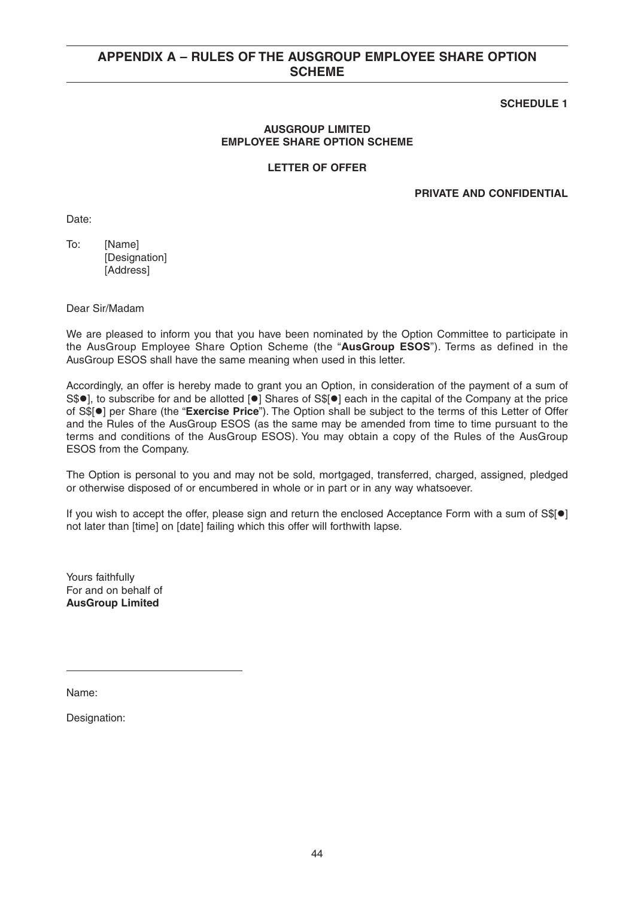## APPENDIX A – RULES OF THE AUSGROUP EMPLOYEE SHARE OPTION SCHEME

**SCHEDULE 1**

**AUSGROUP LIMITED**
**EMPLOYEE SHARE OPTION SCHEME**

**LETTER OF OFFER**

**PRIVATE AND CONFIDENTIAL**

Date:

To: [Name]
[Designation]
[Address]

Dear Sir/Madam

We are pleased to inform you that you have been nominated by the Option Committee to participate in the AusGroup Employee Share Option Scheme (the "**AusGroup ESOS**"). Terms as defined in the AusGroup ESOS shall have the same meaning when used in this letter.

Accordingly, an offer is hereby made to grant you an Option, in consideration of the payment of a sum of S$●], to subscribe for and be allotted [●] Shares of S$[●] each in the capital of the Company at the price of S$[●] per Share (the "**Exercise Price**"). The Option shall be subject to the terms of this Letter of Offer and the Rules of the AusGroup ESOS (as the same may be amended from time to time pursuant to the terms and conditions of the AusGroup ESOS). You may obtain a copy of the Rules of the AusGroup ESOS from the Company.

The Option is personal to you and may not be sold, mortgaged, transferred, charged, assigned, pledged or otherwise disposed of or encumbered in whole or in part or in any way whatsoever.

If you wish to accept the offer, please sign and return the enclosed Acceptance Form with a sum of S$[●] not later than [time] on [date] failing which this offer will forthwith lapse.

Yours faithfully
For and on behalf of
**AusGroup Limited**

\_\_\_\_\_\_\_\_\_\_\_\_\_\_\_\_\_\_\_\_\_\_\_\_\_\_\_\_\_\_

Name:

Designation: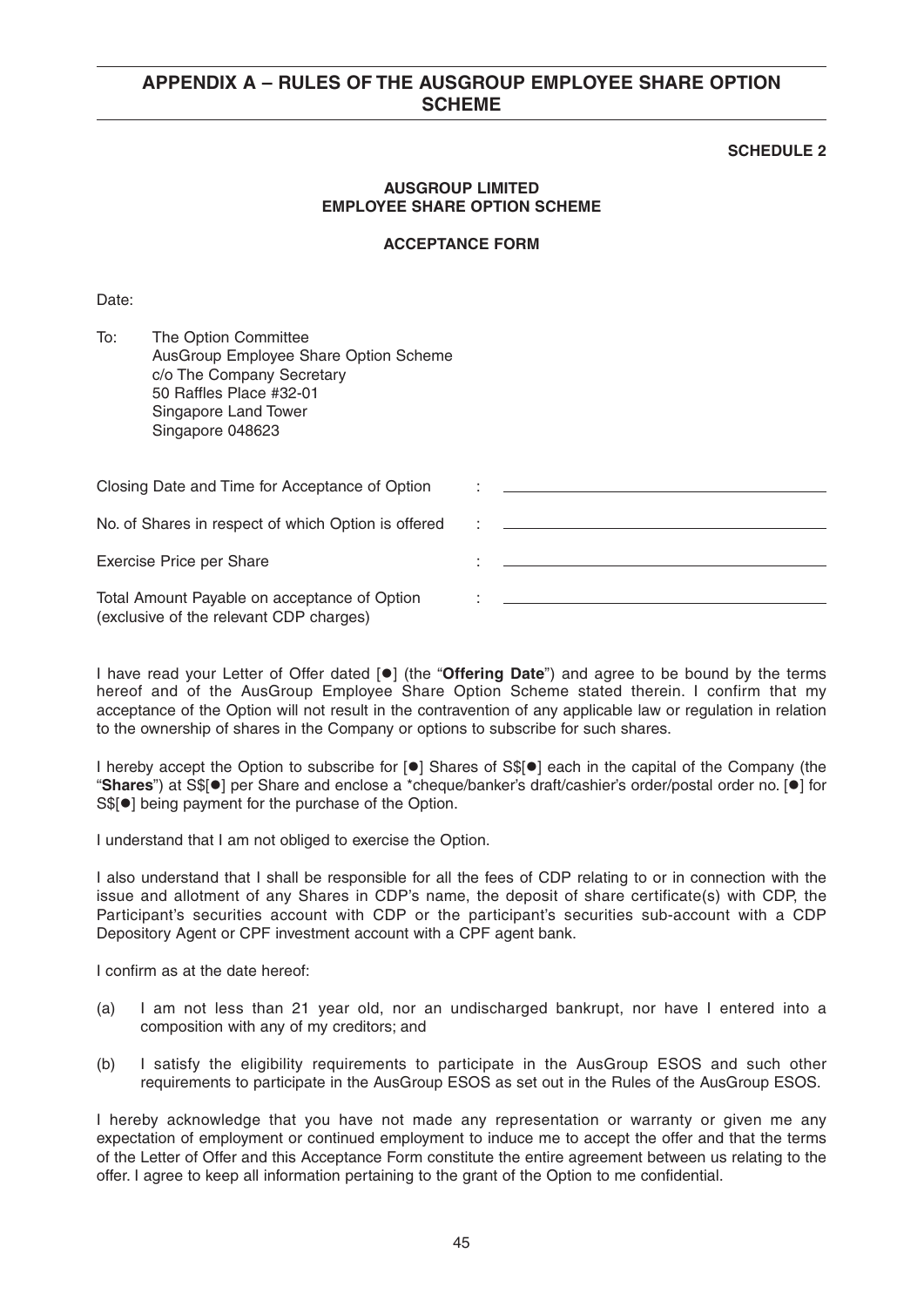**SCHEDULE 2**

**AUSGROUP LIMITED**
**EMPLOYEE SHARE OPTION SCHEME**

**ACCEPTANCE FORM**

Date:

To: The Option Committee
AusGroup Employee Share Option Scheme
c/o The Company Secretary
50 Raffles Place #32-01
Singapore Land Tower
Singapore 048623

| | | |
|---|---|---|
| Closing Date and Time for Acceptance of Option | : | ____________________ |
| No. of Shares in respect of which Option is offered | : | ____________________ |
| Exercise Price per Share | : | ____________________ |
| Total Amount Payable on acceptance of Option (exclusive of the relevant CDP charges) | : | ____________________ |

I have read your Letter of Offer dated [●] (the "**Offering Date**") and agree to be bound by the terms hereof and of the AusGroup Employee Share Option Scheme stated therein. I confirm that my acceptance of the Option will not result in the contravention of any applicable law or regulation in relation to the ownership of shares in the Company or options to subscribe for such shares.

I hereby accept the Option to subscribe for [●] Shares of S$[●] each in the capital of the Company (the "**Shares**") at S$[●] per Share and enclose a *cheque/banker's draft/cashier's order/postal order no. [●] for S$[●] being payment for the purchase of the Option.

I understand that I am not obliged to exercise the Option.

I also understand that I shall be responsible for all the fees of CDP relating to or in connection with the issue and allotment of any Shares in CDP's name, the deposit of share certificate(s) with CDP, the Participant's securities account with CDP or the participant's securities sub-account with a CDP Depository Agent or CPF investment account with a CPF agent bank.

I confirm as at the date hereof:

(a) I am not less than 21 year old, nor an undischarged bankrupt, nor have I entered into a composition with any of my creditors; and

(b) I satisfy the eligibility requirements to participate in the AusGroup ESOS and such other requirements to participate in the AusGroup ESOS as set out in the Rules of the AusGroup ESOS.

I hereby acknowledge that you have not made any representation or warranty or given me any expectation of employment or continued employment to induce me to accept the offer and that the terms of the Letter of Offer and this Acceptance Form constitute the entire agreement between us relating to the offer. I agree to keep all information pertaining to the grant of the Option to me confidential.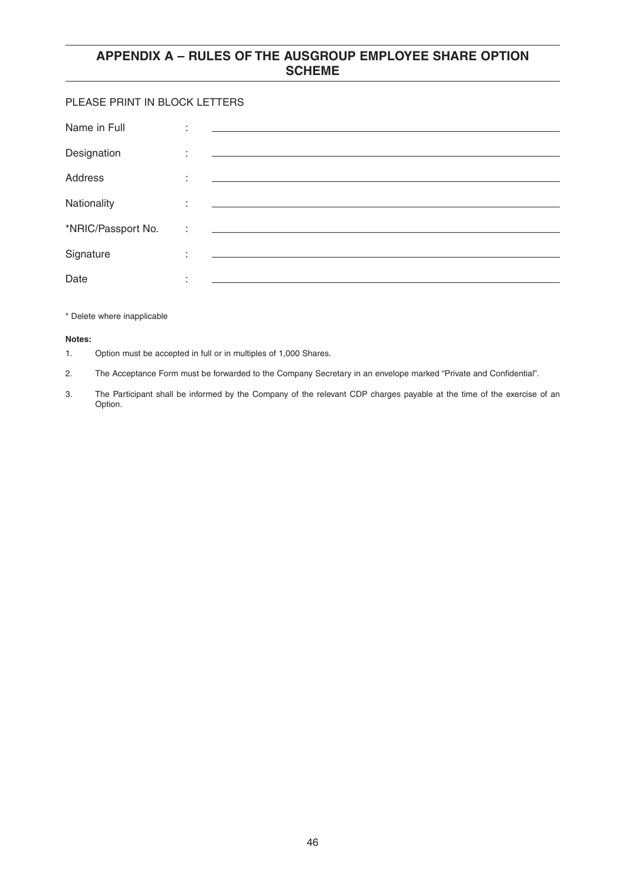## APPENDIX A – RULES OF THE AUSGROUP EMPLOYEE SHARE OPTION SCHEME

PLEASE PRINT IN BLOCK LETTERS

| | | |
|---|---|---|
| Name in Full | : | |
| Designation | : | |
| Address | : | |
| Nationality | : | |
| *NRIC/Passport No. | : | |
| Signature | : | |
| Date | : | |

* Delete where inapplicable

**Notes:**

1. Option must be accepted in full or in multiples of 1,000 Shares.
2. The Acceptance Form must be forwarded to the Company Secretary in an envelope marked "Private and Confidential".
3. The Participant shall be informed by the Company of the relevant CDP charges payable at the time of the exercise of an Option.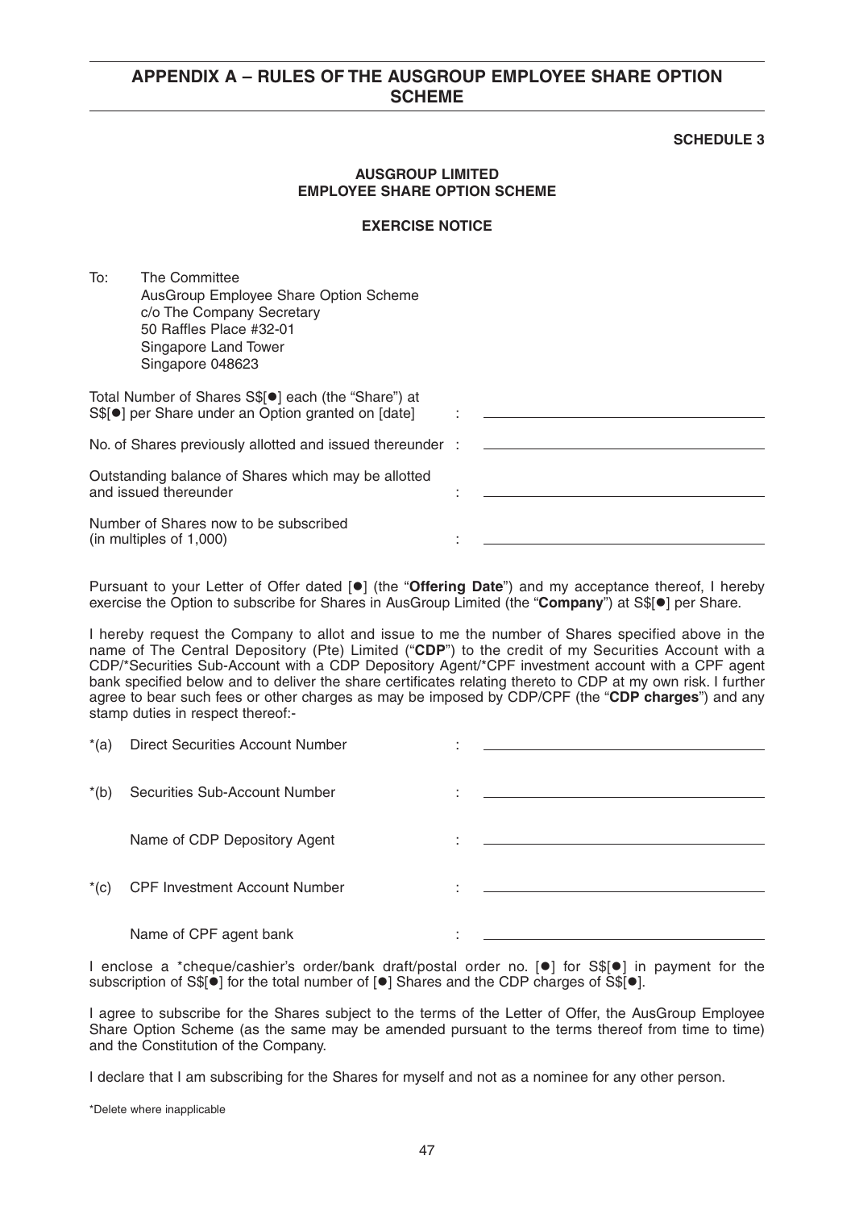## APPENDIX A – RULES OF THE AUSGROUP EMPLOYEE SHARE OPTION SCHEME

**SCHEDULE 3**

**AUSGROUP LIMITED**
**EMPLOYEE SHARE OPTION SCHEME**

**EXERCISE NOTICE**

To: The Committee
AusGroup Employee Share Option Scheme
c/o The Company Secretary
50 Raffles Place #32-01
Singapore Land Tower
Singapore 048623

| | | |
|---|---|---|
| Total Number of Shares S$[●] each (the "Share") at S$[●] per Share under an Option granted on [date] | : | ______________________ |
| No. of Shares previously allotted and issued thereunder | : | ______________________ |
| Outstanding balance of Shares which may be allotted and issued thereunder | : | ______________________ |
| Number of Shares now to be subscribed (in multiples of 1,000) | : | ______________________ |

Pursuant to your Letter of Offer dated [●] (the "**Offering Date**") and my acceptance thereof, I hereby exercise the Option to subscribe for Shares in AusGroup Limited (the "**Company**") at S$[●] per Share.

I hereby request the Company to allot and issue to me the number of Shares specified above in the name of The Central Depository (Pte) Limited ("**CDP**") to the credit of my Securities Account with a CDP/*Securities Sub-Account with a CDP Depository Agent/*CPF investment account with a CPF agent bank specified below and to deliver the share certificates relating thereto to CDP at my own risk. I further agree to bear such fees or other charges as may be imposed by CDP/CPF (the "**CDP charges**") and any stamp duties in respect thereof:-

| | | | |
|---|---|---|---|
| *(a) | Direct Securities Account Number | : | ______________________ |
| *(b) | Securities Sub-Account Number | : | ______________________ |
| | Name of CDP Depository Agent | : | ______________________ |
| *(c) | CPF Investment Account Number | : | ______________________ |
| | Name of CPF agent bank | : | ______________________ |

I enclose a *cheque/cashier's order/bank draft/postal order no. [●] for S$[●] in payment for the subscription of S$[●] for the total number of [●] Shares and the CDP charges of S$[●].

I agree to subscribe for the Shares subject to the terms of the Letter of Offer, the AusGroup Employee Share Option Scheme (as the same may be amended pursuant to the terms thereof from time to time) and the Constitution of the Company.

I declare that I am subscribing for the Shares for myself and not as a nominee for any other person.

*Delete where inapplicable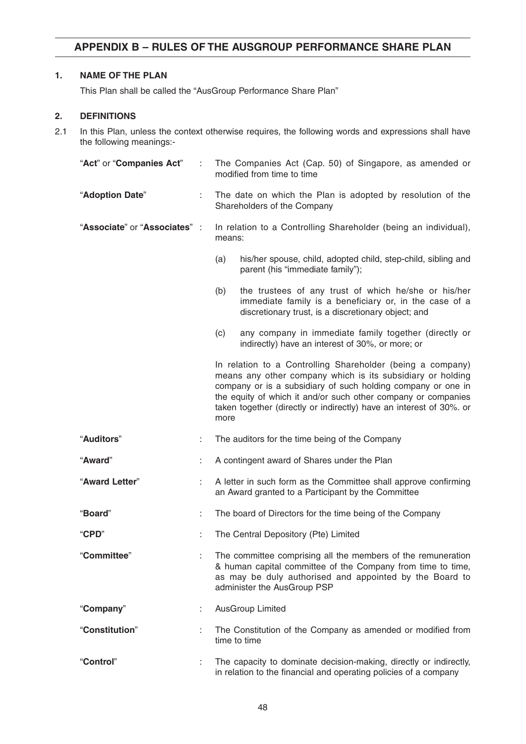## APPENDIX B – RULES OF THE AUSGROUP PERFORMANCE SHARE PLAN

### 1. NAME OF THE PLAN

This Plan shall be called the "AusGroup Performance Share Plan"

### 2. DEFINITIONS

2.1 In this Plan, unless the context otherwise requires, the following words and expressions shall have the following meanings:-

| | | |
|---|---|---|
| "**Act**" or "**Companies Act**" | : | The Companies Act (Cap. 50) of Singapore, as amended or modified from time to time |
| "**Adoption Date**" | : | The date on which the Plan is adopted by resolution of the Shareholders of the Company |
| "**Associate**" or "**Associates**" | : | In relation to a Controlling Shareholder (being an individual), means:<br><br>(a) his/her spouse, child, adopted child, step-child, sibling and parent (his "immediate family");<br><br>(b) the trustees of any trust of which he/she or his/her immediate family is a beneficiary or, in the case of a discretionary trust, is a discretionary object; and<br><br>(c) any company in immediate family together (directly or indirectly) have an interest of 30%, or more; or<br><br>In relation to a Controlling Shareholder (being a company) means any other company which is its subsidiary or holding company or is a subsidiary of such holding company or one in the equity of which it and/or such other company or companies taken together (directly or indirectly) have an interest of 30%. or more |
| "**Auditors**" | : | The auditors for the time being of the Company |
| "**Award**" | : | A contingent award of Shares under the Plan |
| "**Award Letter**" | : | A letter in such form as the Committee shall approve confirming an Award granted to a Participant by the Committee |
| "**Board**" | : | The board of Directors for the time being of the Company |
| "**CPD**" | : | The Central Depository (Pte) Limited |
| "**Committee**" | : | The committee comprising all the members of the remuneration & human capital committee of the Company from time to time, as may be duly authorised and appointed by the Board to administer the AusGroup PSP |
| "**Company**" | : | AusGroup Limited |
| "**Constitution**" | : | The Constitution of the Company as amended or modified from time to time |
| "**Control**" | : | The capacity to dominate decision-making, directly or indirectly, in relation to the financial and operating policies of a company |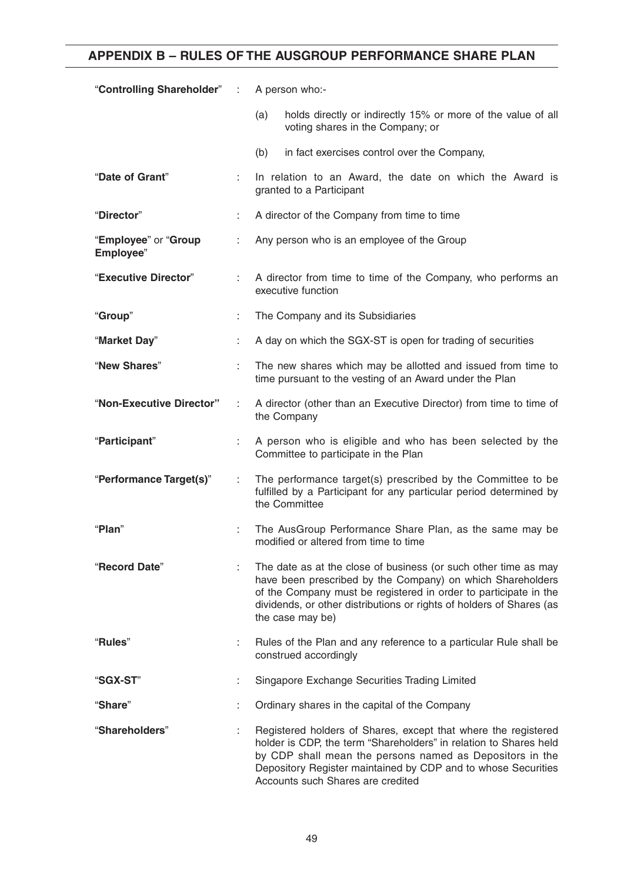## APPENDIX B – RULES OF THE AUSGROUP PERFORMANCE SHARE PLAN

| | | |
|---|---|---|
| "**Controlling Shareholder**" | : | A person who:-<br>(a) holds directly or indirectly 15% or more of the value of all voting shares in the Company; or<br>(b) in fact exercises control over the Company, |
| "**Date of Grant**" | : | In relation to an Award, the date on which the Award is granted to a Participant |
| "**Director**" | : | A director of the Company from time to time |
| "**Employee**" or "**Group Employee**" | : | Any person who is an employee of the Group |
| "**Executive Director**" | : | A director from time to time of the Company, who performs an executive function |
| "**Group**" | : | The Company and its Subsidiaries |
| "**Market Day**" | : | A day on which the SGX-ST is open for trading of securities |
| "**New Shares**" | : | The new shares which may be allotted and issued from time to time pursuant to the vesting of an Award under the Plan |
| "**Non-Executive Director**" | : | A director (other than an Executive Director) from time to time of the Company |
| "**Participant**" | : | A person who is eligible and who has been selected by the Committee to participate in the Plan |
| "**Performance Target(s)**" | : | The performance target(s) prescribed by the Committee to be fulfilled by a Participant for any particular period determined by the Committee |
| "**Plan**" | : | The AusGroup Performance Share Plan, as the same may be modified or altered from time to time |
| "**Record Date**" | : | The date as at the close of business (or such other time as may have been prescribed by the Company) on which Shareholders of the Company must be registered in order to participate in the dividends, or other distributions or rights of holders of Shares (as the case may be) |
| "**Rules**" | : | Rules of the Plan and any reference to a particular Rule shall be construed accordingly |
| "**SGX-ST**" | : | Singapore Exchange Securities Trading Limited |
| "**Share**" | : | Ordinary shares in the capital of the Company |
| "**Shareholders**" | : | Registered holders of Shares, except that where the registered holder is CDP, the term "Shareholders" in relation to Shares held by CDP shall mean the persons named as Depositors in the Depository Register maintained by CDP and to whose Securities Accounts such Shares are credited |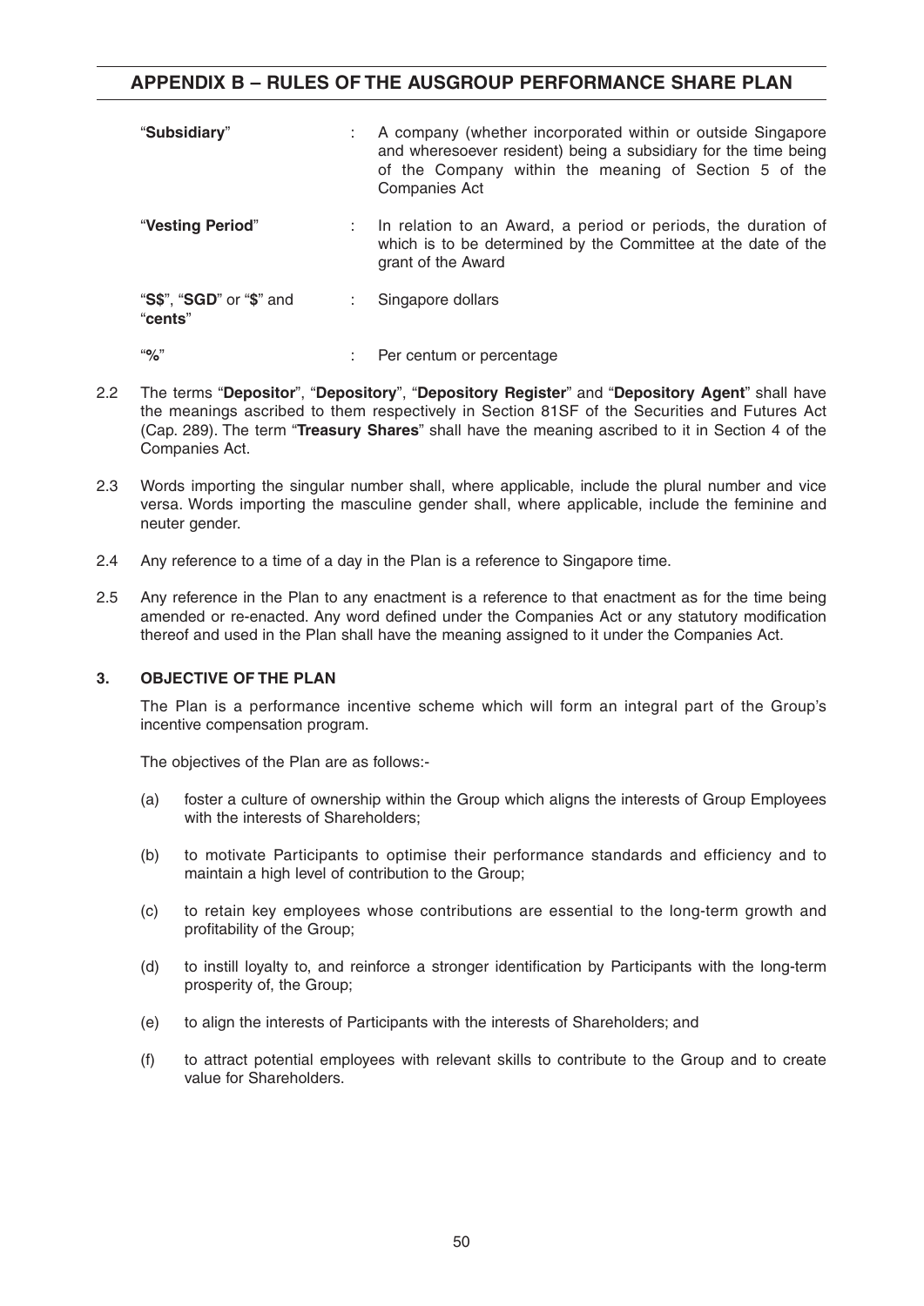| | | |
|---|---|---|
| "**Subsidiary**" | : | A company (whether incorporated within or outside Singapore and wheresoever resident) being a subsidiary for the time being of the Company within the meaning of Section 5 of the Companies Act |
| "**Vesting Period**" | : | In relation to an Award, a period or periods, the duration of which is to be determined by the Committee at the date of the grant of the Award |
| "**S$**", "**SGD**" or "**$**" and "**cents**" | : | Singapore dollars |
| "**%**" | : | Per centum or percentage |

2.2 The terms "**Depositor**", "**Depository**", "**Depository Register**" and "**Depository Agent**" shall have the meanings ascribed to them respectively in Section 81SF of the Securities and Futures Act (Cap. 289). The term "**Treasury Shares**" shall have the meaning ascribed to it in Section 4 of the Companies Act.

2.3 Words importing the singular number shall, where applicable, include the plural number and vice versa. Words importing the masculine gender shall, where applicable, include the feminine and neuter gender.

2.4 Any reference to a time of a day in the Plan is a reference to Singapore time.

2.5 Any reference in the Plan to any enactment is a reference to that enactment as for the time being amended or re-enacted. Any word defined under the Companies Act or any statutory modification thereof and used in the Plan shall have the meaning assigned to it under the Companies Act.

### 3. OBJECTIVE OF THE PLAN

The Plan is a performance incentive scheme which will form an integral part of the Group's incentive compensation program.

The objectives of the Plan are as follows:-

(a) foster a culture of ownership within the Group which aligns the interests of Group Employees with the interests of Shareholders;

(b) to motivate Participants to optimise their performance standards and efficiency and to maintain a high level of contribution to the Group;

(c) to retain key employees whose contributions are essential to the long-term growth and profitability of the Group;

(d) to instill loyalty to, and reinforce a stronger identification by Participants with the long-term prosperity of, the Group;

(e) to align the interests of Participants with the interests of Shareholders; and

(f) to attract potential employees with relevant skills to contribute to the Group and to create value for Shareholders.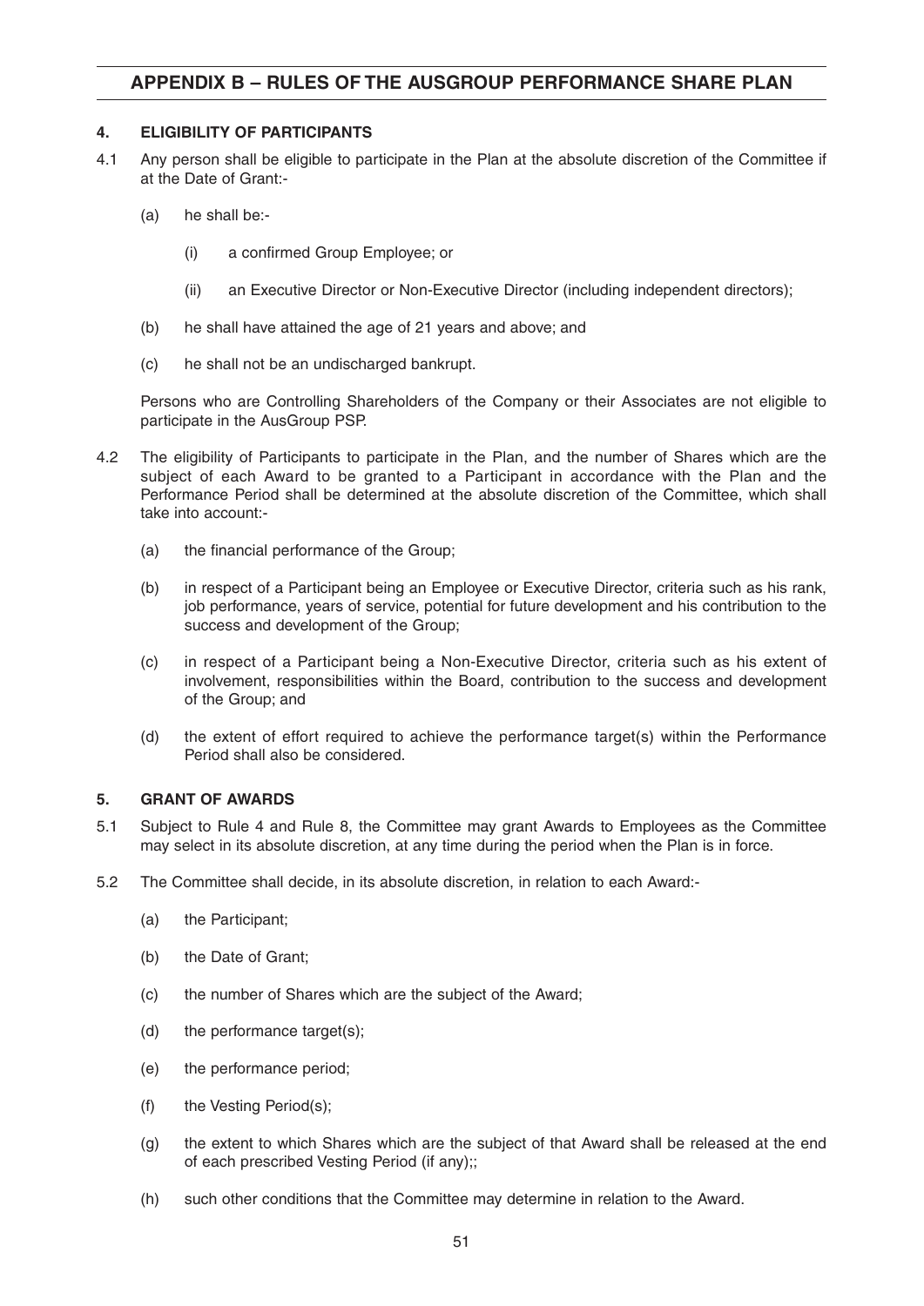## APPENDIX B – RULES OF THE AUSGROUP PERFORMANCE SHARE PLAN

### 4. ELIGIBILITY OF PARTICIPANTS

4.1 Any person shall be eligible to participate in the Plan at the absolute discretion of the Committee if at the Date of Grant:-

(a) he shall be:-

(i) a confirmed Group Employee; or

(ii) an Executive Director or Non-Executive Director (including independent directors);

(b) he shall have attained the age of 21 years and above; and

(c) he shall not be an undischarged bankrupt.

Persons who are Controlling Shareholders of the Company or their Associates are not eligible to participate in the AusGroup PSP.

4.2 The eligibility of Participants to participate in the Plan, and the number of Shares which are the subject of each Award to be granted to a Participant in accordance with the Plan and the Performance Period shall be determined at the absolute discretion of the Committee, which shall take into account:-

(a) the financial performance of the Group;

(b) in respect of a Participant being an Employee or Executive Director, criteria such as his rank, job performance, years of service, potential for future development and his contribution to the success and development of the Group;

(c) in respect of a Participant being a Non-Executive Director, criteria such as his extent of involvement, responsibilities within the Board, contribution to the success and development of the Group; and

(d) the extent of effort required to achieve the performance target(s) within the Performance Period shall also be considered.

### 5. GRANT OF AWARDS

5.1 Subject to Rule 4 and Rule 8, the Committee may grant Awards to Employees as the Committee may select in its absolute discretion, at any time during the period when the Plan is in force.

5.2 The Committee shall decide, in its absolute discretion, in relation to each Award:-

(a) the Participant;

(b) the Date of Grant;

(c) the number of Shares which are the subject of the Award;

(d) the performance target(s);

(e) the performance period;

(f) the Vesting Period(s);

(g) the extent to which Shares which are the subject of that Award shall be released at the end of each prescribed Vesting Period (if any);;

(h) such other conditions that the Committee may determine in relation to the Award.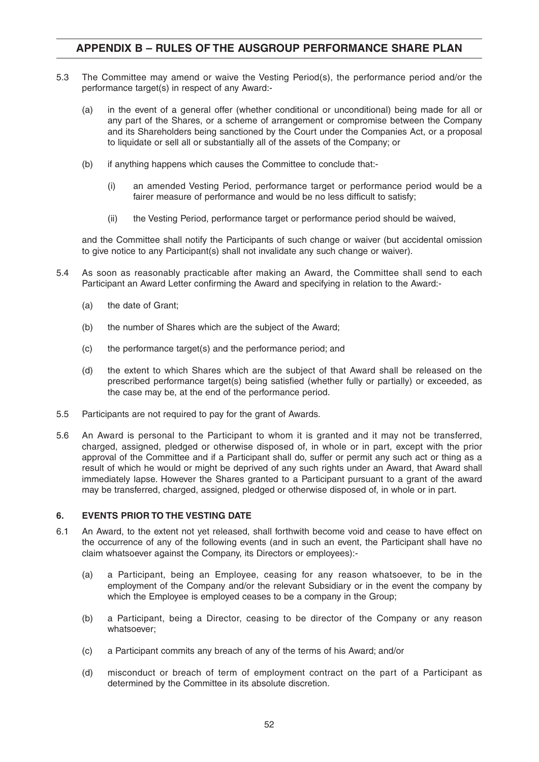5.3 The Committee may amend or waive the Vesting Period(s), the performance period and/or the performance target(s) in respect of any Award:-

(a) in the event of a general offer (whether conditional or unconditional) being made for all or any part of the Shares, or a scheme of arrangement or compromise between the Company and its Shareholders being sanctioned by the Court under the Companies Act, or a proposal to liquidate or sell all or substantially all of the assets of the Company; or

(b) if anything happens which causes the Committee to conclude that:-

(i) an amended Vesting Period, performance target or performance period would be a fairer measure of performance and would be no less difficult to satisfy;

(ii) the Vesting Period, performance target or performance period should be waived,

and the Committee shall notify the Participants of such change or waiver (but accidental omission to give notice to any Participant(s) shall not invalidate any such change or waiver).

5.4 As soon as reasonably practicable after making an Award, the Committee shall send to each Participant an Award Letter confirming the Award and specifying in relation to the Award:-

(a) the date of Grant;

(b) the number of Shares which are the subject of the Award;

(c) the performance target(s) and the performance period; and

(d) the extent to which Shares which are the subject of that Award shall be released on the prescribed performance target(s) being satisfied (whether fully or partially) or exceeded, as the case may be, at the end of the performance period.

5.5 Participants are not required to pay for the grant of Awards.

5.6 An Award is personal to the Participant to whom it is granted and it may not be transferred, charged, assigned, pledged or otherwise disposed of, in whole or in part, except with the prior approval of the Committee and if a Participant shall do, suffer or permit any such act or thing as a result of which he would or might be deprived of any such rights under an Award, that Award shall immediately lapse. However the Shares granted to a Participant pursuant to a grant of the award may be transferred, charged, assigned, pledged or otherwise disposed of, in whole or in part.

### 6. EVENTS PRIOR TO THE VESTING DATE

6.1 An Award, to the extent not yet released, shall forthwith become void and cease to have effect on the occurrence of any of the following events (and in such an event, the Participant shall have no claim whatsoever against the Company, its Directors or employees):-

(a) a Participant, being an Employee, ceasing for any reason whatsoever, to be in the employment of the Company and/or the relevant Subsidiary or in the event the company by which the Employee is employed ceases to be a company in the Group;

(b) a Participant, being a Director, ceasing to be director of the Company or any reason whatsoever;

(c) a Participant commits any breach of any of the terms of his Award; and/or

(d) misconduct or breach of term of employment contract on the part of a Participant as determined by the Committee in its absolute discretion.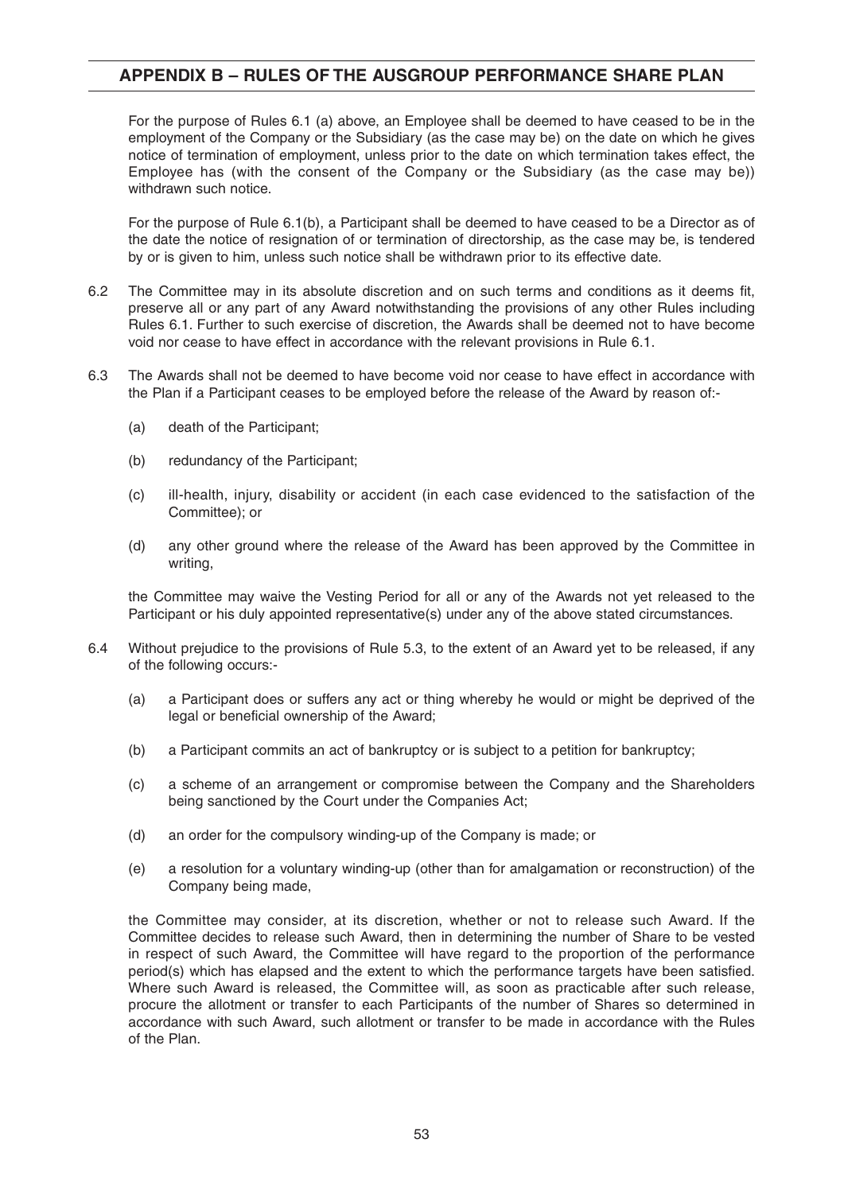For the purpose of Rules 6.1 (a) above, an Employee shall be deemed to have ceased to be in the employment of the Company or the Subsidiary (as the case may be) on the date on which he gives notice of termination of employment, unless prior to the date on which termination takes effect, the Employee has (with the consent of the Company or the Subsidiary (as the case may be)) withdrawn such notice.

For the purpose of Rule 6.1(b), a Participant shall be deemed to have ceased to be a Director as of the date the notice of resignation of or termination of directorship, as the case may be, is tendered by or is given to him, unless such notice shall be withdrawn prior to its effective date.

6.2 The Committee may in its absolute discretion and on such terms and conditions as it deems fit, preserve all or any part of any Award notwithstanding the provisions of any other Rules including Rules 6.1. Further to such exercise of discretion, the Awards shall be deemed not to have become void nor cease to have effect in accordance with the relevant provisions in Rule 6.1.

6.3 The Awards shall not be deemed to have become void nor cease to have effect in accordance with the Plan if a Participant ceases to be employed before the release of the Award by reason of:-

   (a) death of the Participant;

   (b) redundancy of the Participant;

   (c) ill-health, injury, disability or accident (in each case evidenced to the satisfaction of the Committee); or

   (d) any other ground where the release of the Award has been approved by the Committee in writing,

   the Committee may waive the Vesting Period for all or any of the Awards not yet released to the Participant or his duly appointed representative(s) under any of the above stated circumstances.

6.4 Without prejudice to the provisions of Rule 5.3, to the extent of an Award yet to be released, if any of the following occurs:-

   (a) a Participant does or suffers any act or thing whereby he would or might be deprived of the legal or beneficial ownership of the Award;

   (b) a Participant commits an act of bankruptcy or is subject to a petition for bankruptcy;

   (c) a scheme of an arrangement or compromise between the Company and the Shareholders being sanctioned by the Court under the Companies Act;

   (d) an order for the compulsory winding-up of the Company is made; or

   (e) a resolution for a voluntary winding-up (other than for amalgamation or reconstruction) of the Company being made,

   the Committee may consider, at its discretion, whether or not to release such Award. If the Committee decides to release such Award, then in determining the number of Share to be vested in respect of such Award, the Committee will have regard to the proportion of the performance period(s) which has elapsed and the extent to which the performance targets have been satisfied. Where such Award is released, the Committee will, as soon as practicable after such release, procure the allotment or transfer to each Participants of the number of Shares so determined in accordance with such Award, such allotment or transfer to be made in accordance with the Rules of the Plan.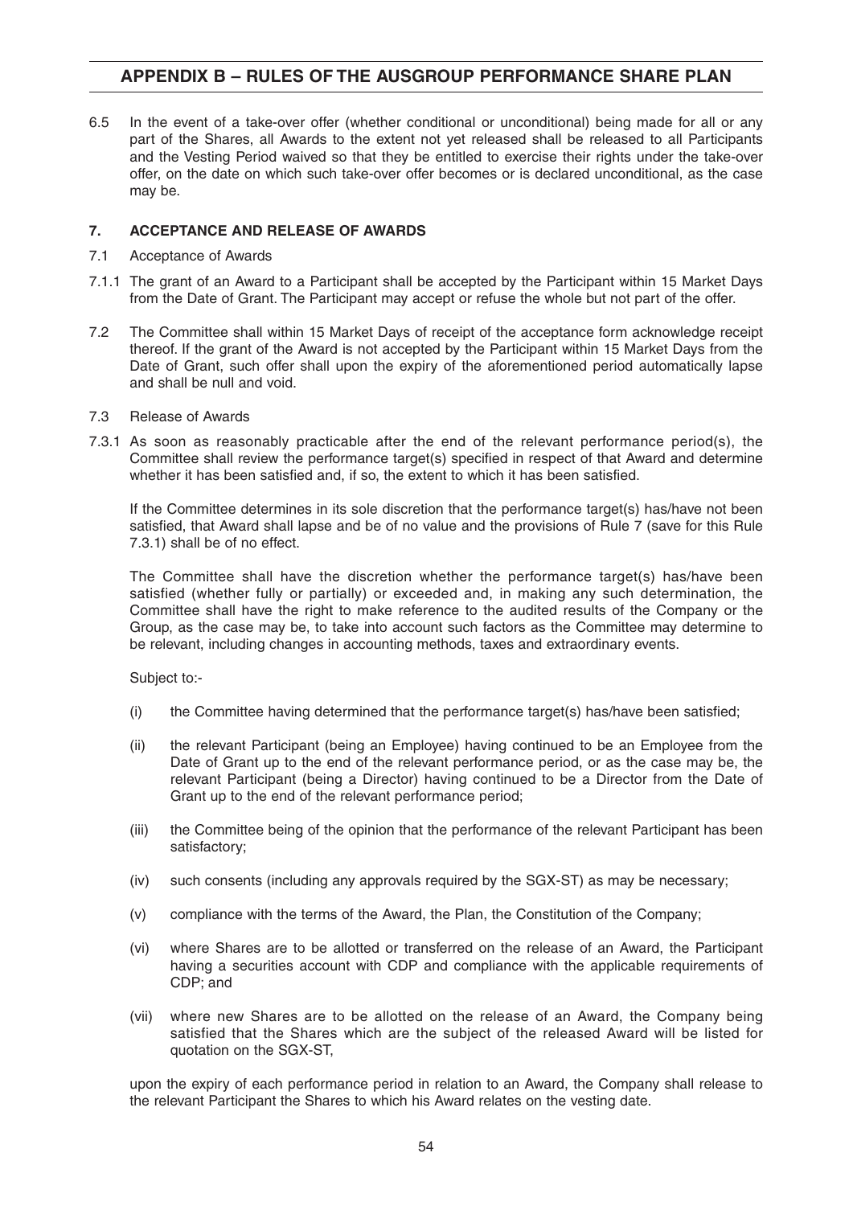6.5 In the event of a take-over offer (whether conditional or unconditional) being made for all or any part of the Shares, all Awards to the extent not yet released shall be released to all Participants and the Vesting Period waived so that they be entitled to exercise their rights under the take-over offer, on the date on which such take-over offer becomes or is declared unconditional, as the case may be.

**7. ACCEPTANCE AND RELEASE OF AWARDS**

7.1 Acceptance of Awards

7.1.1 The grant of an Award to a Participant shall be accepted by the Participant within 15 Market Days from the Date of Grant. The Participant may accept or refuse the whole but not part of the offer.

7.2 The Committee shall within 15 Market Days of receipt of the acceptance form acknowledge receipt thereof. If the grant of the Award is not accepted by the Participant within 15 Market Days from the Date of Grant, such offer shall upon the expiry of the aforementioned period automatically lapse and shall be null and void.

7.3 Release of Awards

7.3.1 As soon as reasonably practicable after the end of the relevant performance period(s), the Committee shall review the performance target(s) specified in respect of that Award and determine whether it has been satisfied and, if so, the extent to which it has been satisfied.

If the Committee determines in its sole discretion that the performance target(s) has/have not been satisfied, that Award shall lapse and be of no value and the provisions of Rule 7 (save for this Rule 7.3.1) shall be of no effect.

The Committee shall have the discretion whether the performance target(s) has/have been satisfied (whether fully or partially) or exceeded and, in making any such determination, the Committee shall have the right to make reference to the audited results of the Company or the Group, as the case may be, to take into account such factors as the Committee may determine to be relevant, including changes in accounting methods, taxes and extraordinary events.

Subject to:-

(i) the Committee having determined that the performance target(s) has/have been satisfied;

(ii) the relevant Participant (being an Employee) having continued to be an Employee from the Date of Grant up to the end of the relevant performance period, or as the case may be, the relevant Participant (being a Director) having continued to be a Director from the Date of Grant up to the end of the relevant performance period;

(iii) the Committee being of the opinion that the performance of the relevant Participant has been satisfactory;

(iv) such consents (including any approvals required by the SGX-ST) as may be necessary;

(v) compliance with the terms of the Award, the Plan, the Constitution of the Company;

(vi) where Shares are to be allotted or transferred on the release of an Award, the Participant having a securities account with CDP and compliance with the applicable requirements of CDP; and

(vii) where new Shares are to be allotted on the release of an Award, the Company being satisfied that the Shares which are the subject of the released Award will be listed for quotation on the SGX-ST,

upon the expiry of each performance period in relation to an Award, the Company shall release to the relevant Participant the Shares to which his Award relates on the vesting date.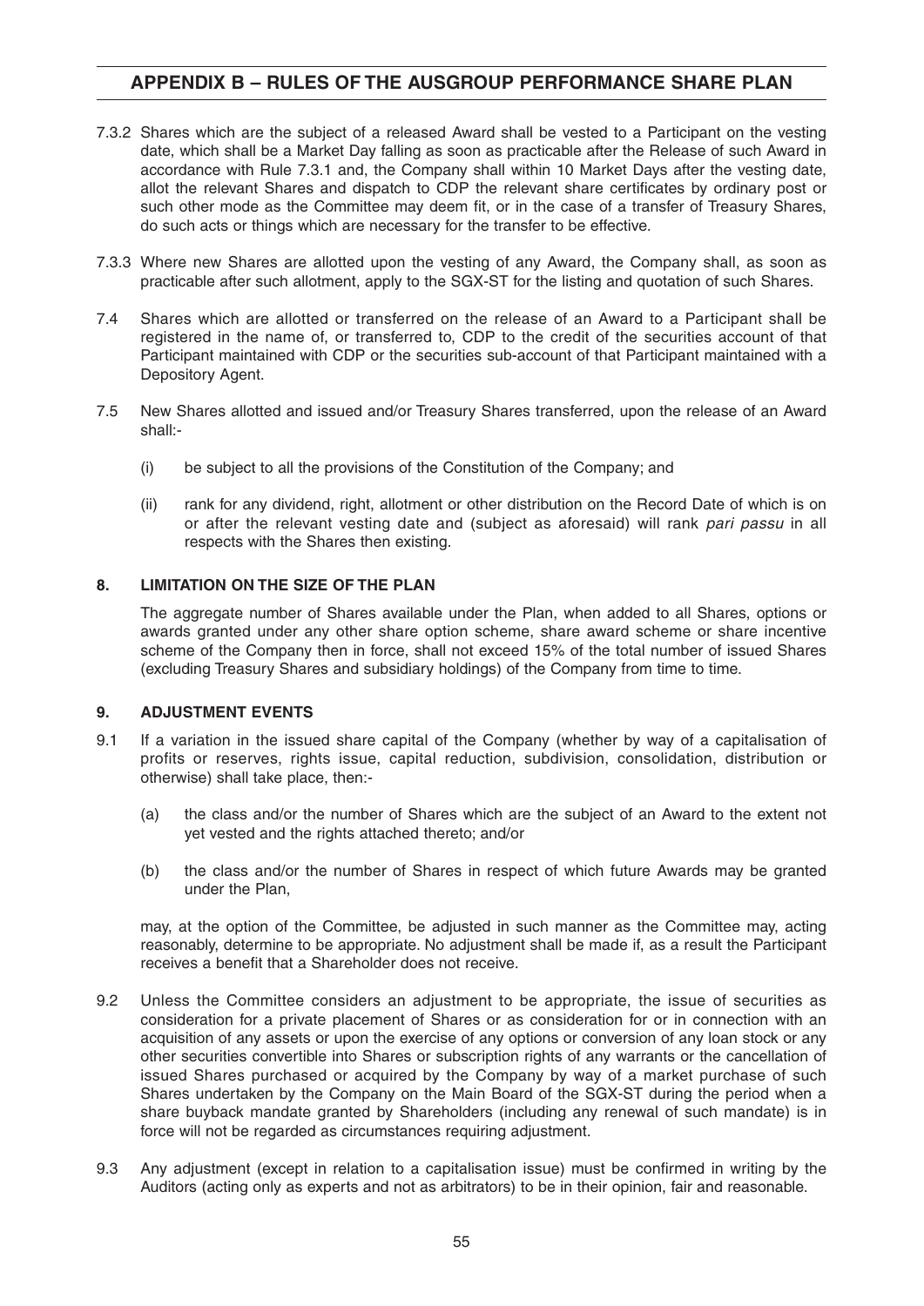7.3.2 Shares which are the subject of a released Award shall be vested to a Participant on the vesting date, which shall be a Market Day falling as soon as practicable after the Release of such Award in accordance with Rule 7.3.1 and, the Company shall within 10 Market Days after the vesting date, allot the relevant Shares and dispatch to CDP the relevant share certificates by ordinary post or such other mode as the Committee may deem fit, or in the case of a transfer of Treasury Shares, do such acts or things which are necessary for the transfer to be effective.

7.3.3 Where new Shares are allotted upon the vesting of any Award, the Company shall, as soon as practicable after such allotment, apply to the SGX-ST for the listing and quotation of such Shares.

7.4 Shares which are allotted or transferred on the release of an Award to a Participant shall be registered in the name of, or transferred to, CDP to the credit of the securities account of that Participant maintained with CDP or the securities sub-account of that Participant maintained with a Depository Agent.

7.5 New Shares allotted and issued and/or Treasury Shares transferred, upon the release of an Award shall:-

(i) be subject to all the provisions of the Constitution of the Company; and

(ii) rank for any dividend, right, allotment or other distribution on the Record Date of which is on or after the relevant vesting date and (subject as aforesaid) will rank *pari passu* in all respects with the Shares then existing.

## 8. LIMITATION ON THE SIZE OF THE PLAN

The aggregate number of Shares available under the Plan, when added to all Shares, options or awards granted under any other share option scheme, share award scheme or share incentive scheme of the Company then in force, shall not exceed 15% of the total number of issued Shares (excluding Treasury Shares and subsidiary holdings) of the Company from time to time.

## 9. ADJUSTMENT EVENTS

9.1 If a variation in the issued share capital of the Company (whether by way of a capitalisation of profits or reserves, rights issue, capital reduction, subdivision, consolidation, distribution or otherwise) shall take place, then:-

(a) the class and/or the number of Shares which are the subject of an Award to the extent not yet vested and the rights attached thereto; and/or

(b) the class and/or the number of Shares in respect of which future Awards may be granted under the Plan,

may, at the option of the Committee, be adjusted in such manner as the Committee may, acting reasonably, determine to be appropriate. No adjustment shall be made if, as a result the Participant receives a benefit that a Shareholder does not receive.

9.2 Unless the Committee considers an adjustment to be appropriate, the issue of securities as consideration for a private placement of Shares or as consideration for or in connection with an acquisition of any assets or upon the exercise of any options or conversion of any loan stock or any other securities convertible into Shares or subscription rights of any warrants or the cancellation of issued Shares purchased or acquired by the Company by way of a market purchase of such Shares undertaken by the Company on the Main Board of the SGX-ST during the period when a share buyback mandate granted by Shareholders (including any renewal of such mandate) is in force will not be regarded as circumstances requiring adjustment.

9.3 Any adjustment (except in relation to a capitalisation issue) must be confirmed in writing by the Auditors (acting only as experts and not as arbitrators) to be in their opinion, fair and reasonable.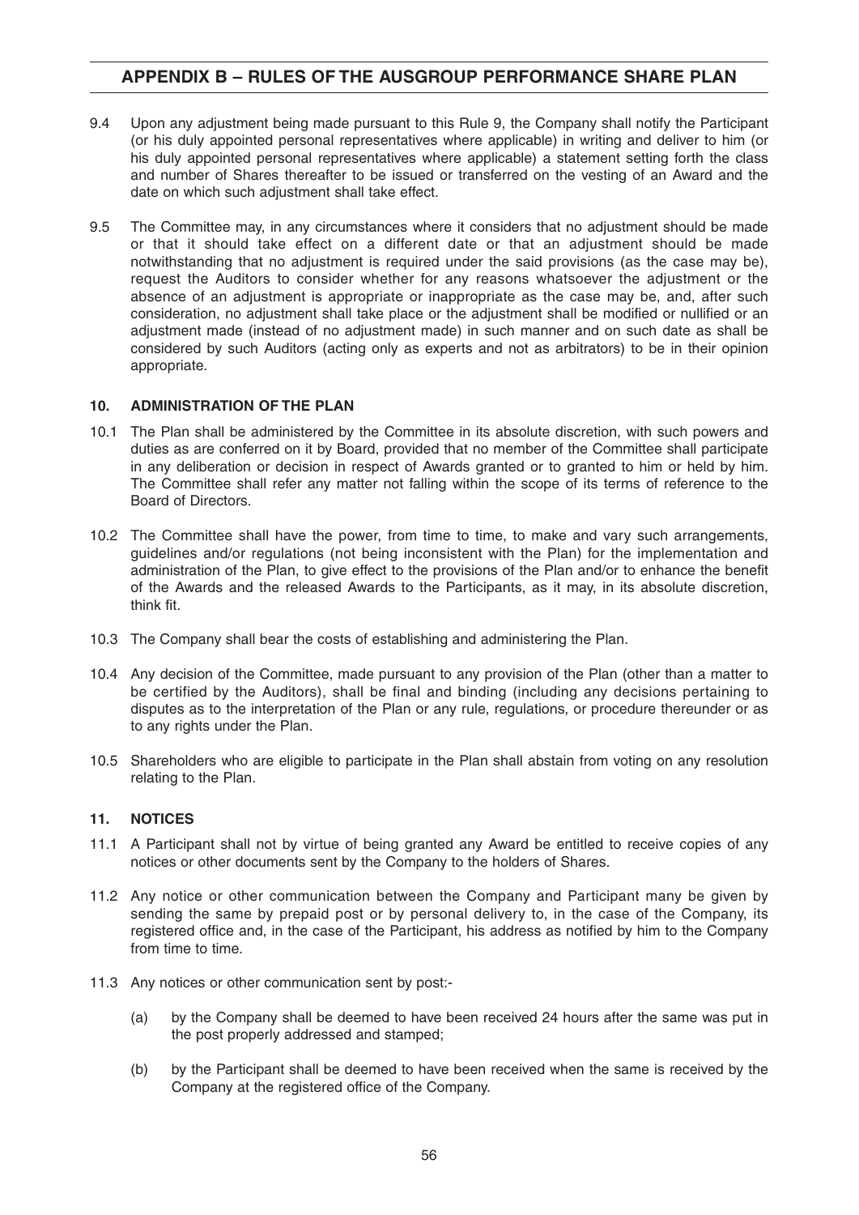9.4 Upon any adjustment being made pursuant to this Rule 9, the Company shall notify the Participant (or his duly appointed personal representatives where applicable) in writing and deliver to him (or his duly appointed personal representatives where applicable) a statement setting forth the class and number of Shares thereafter to be issued or transferred on the vesting of an Award and the date on which such adjustment shall take effect.

9.5 The Committee may, in any circumstances where it considers that no adjustment should be made or that it should take effect on a different date or that an adjustment should be made notwithstanding that no adjustment is required under the said provisions (as the case may be), request the Auditors to consider whether for any reasons whatsoever the adjustment or the absence of an adjustment is appropriate or inappropriate as the case may be, and, after such consideration, no adjustment shall take place or the adjustment shall be modified or nullified or an adjustment made (instead of no adjustment made) in such manner and on such date as shall be considered by such Auditors (acting only as experts and not as arbitrators) to be in their opinion appropriate.

### 10. ADMINISTRATION OF THE PLAN

10.1 The Plan shall be administered by the Committee in its absolute discretion, with such powers and duties as are conferred on it by Board, provided that no member of the Committee shall participate in any deliberation or decision in respect of Awards granted or to granted to him or held by him. The Committee shall refer any matter not falling within the scope of its terms of reference to the Board of Directors.

10.2 The Committee shall have the power, from time to time, to make and vary such arrangements, guidelines and/or regulations (not being inconsistent with the Plan) for the implementation and administration of the Plan, to give effect to the provisions of the Plan and/or to enhance the benefit of the Awards and the released Awards to the Participants, as it may, in its absolute discretion, think fit.

10.3 The Company shall bear the costs of establishing and administering the Plan.

10.4 Any decision of the Committee, made pursuant to any provision of the Plan (other than a matter to be certified by the Auditors), shall be final and binding (including any decisions pertaining to disputes as to the interpretation of the Plan or any rule, regulations, or procedure thereunder or as to any rights under the Plan.

10.5 Shareholders who are eligible to participate in the Plan shall abstain from voting on any resolution relating to the Plan.

### 11. NOTICES

11.1 A Participant shall not by virtue of being granted any Award be entitled to receive copies of any notices or other documents sent by the Company to the holders of Shares.

11.2 Any notice or other communication between the Company and Participant many be given by sending the same by prepaid post or by personal delivery to, in the case of the Company, its registered office and, in the case of the Participant, his address as notified by him to the Company from time to time.

11.3 Any notices or other communication sent by post:-

(a) by the Company shall be deemed to have been received 24 hours after the same was put in the post properly addressed and stamped;

(b) by the Participant shall be deemed to have been received when the same is received by the Company at the registered office of the Company.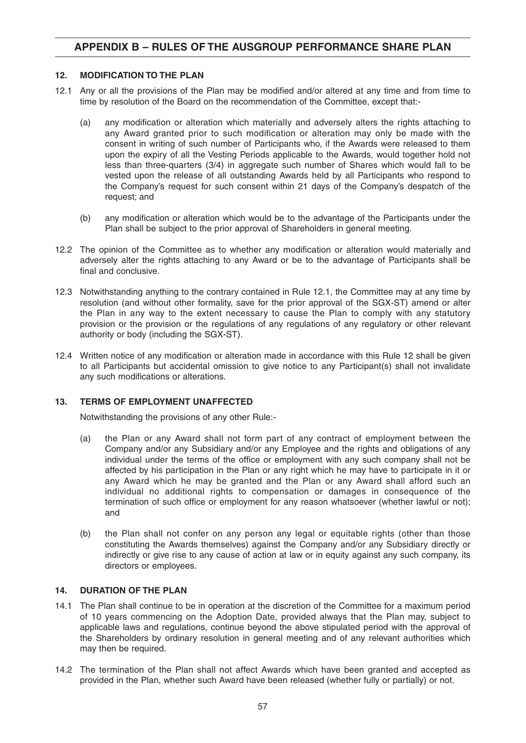## 12. MODIFICATION TO THE PLAN

12.1 Any or all the provisions of the Plan may be modified and/or altered at any time and from time to time by resolution of the Board on the recommendation of the Committee, except that:-

(a) any modification or alteration which materially and adversely alters the rights attaching to any Award granted prior to such modification or alteration may only be made with the consent in writing of such number of Participants who, if the Awards were released to them upon the expiry of all the Vesting Periods applicable to the Awards, would together hold not less than three-quarters (3/4) in aggregate such number of Shares which would fall to be vested upon the release of all outstanding Awards held by all Participants who respond to the Company's request for such consent within 21 days of the Company's despatch of the request; and

(b) any modification or alteration which would be to the advantage of the Participants under the Plan shall be subject to the prior approval of Shareholders in general meeting.

12.2 The opinion of the Committee as to whether any modification or alteration would materially and adversely alter the rights attaching to any Award or be to the advantage of Participants shall be final and conclusive.

12.3 Notwithstanding anything to the contrary contained in Rule 12.1, the Committee may at any time by resolution (and without other formality, save for the prior approval of the SGX-ST) amend or alter the Plan in any way to the extent necessary to cause the Plan to comply with any statutory provision or the provision or the regulations of any regulations of any regulatory or other relevant authority or body (including the SGX-ST).

12.4 Written notice of any modification or alteration made in accordance with this Rule 12 shall be given to all Participants but accidental omission to give notice to any Participant(s) shall not invalidate any such modifications or alterations.

## 13. TERMS OF EMPLOYMENT UNAFFECTED

Notwithstanding the provisions of any other Rule:-

(a) the Plan or any Award shall not form part of any contract of employment between the Company and/or any Subsidiary and/or any Employee and the rights and obligations of any individual under the terms of the office or employment with any such company shall not be affected by his participation in the Plan or any right which he may have to participate in it or any Award which he may be granted and the Plan or any Award shall afford such an individual no additional rights to compensation or damages in consequence of the termination of such office or employment for any reason whatsoever (whether lawful or not); and

(b) the Plan shall not confer on any person any legal or equitable rights (other than those constituting the Awards themselves) against the Company and/or any Subsidiary directly or indirectly or give rise to any cause of action at law or in equity against any such company, its directors or employees.

## 14. DURATION OF THE PLAN

14.1 The Plan shall continue to be in operation at the discretion of the Committee for a maximum period of 10 years commencing on the Adoption Date, provided always that the Plan may, subject to applicable laws and regulations, continue beyond the above stipulated period with the approval of the Shareholders by ordinary resolution in general meeting and of any relevant authorities which may then be required.

14.2 The termination of the Plan shall not affect Awards which have been granted and accepted as provided in the Plan, whether such Award have been released (whether fully or partially) or not.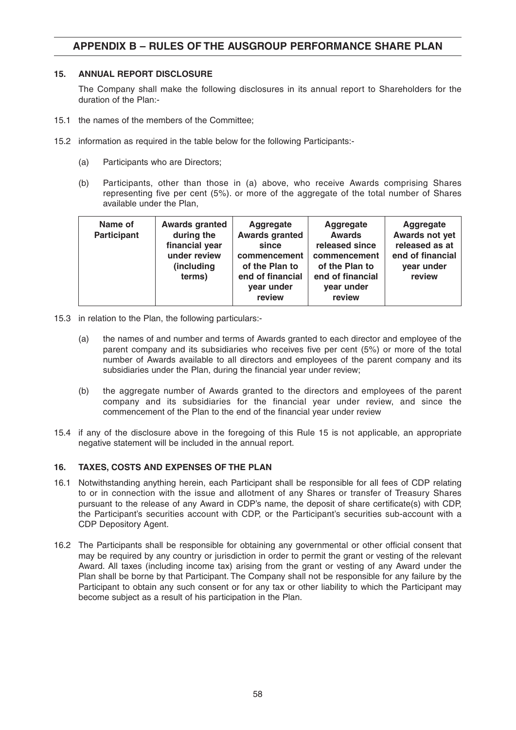## APPENDIX B – RULES OF THE AUSGROUP PERFORMANCE SHARE PLAN

### 15. ANNUAL REPORT DISCLOSURE

The Company shall make the following disclosures in its annual report to Shareholders for the duration of the Plan:-

15.1 the names of the members of the Committee;

15.2 information as required in the table below for the following Participants:-

(a) Participants who are Directors;

(b) Participants, other than those in (a) above, who receive Awards comprising Shares representing five per cent (5%). or more of the aggregate of the total number of Shares available under the Plan,

| Name of Participant | Awards granted during the financial year under review (including terms) | Aggregate Awards granted since commencement of the Plan to end of financial year under review | Aggregate Awards released since commencement of the Plan to end of financial year under review | Aggregate Awards not yet released as at end of financial year under review |
|---|---|---|---|---|
| | | | | |

15.3 in relation to the Plan, the following particulars:-

(a) the names of and number and terms of Awards granted to each director and employee of the parent company and its subsidiaries who receives five per cent (5%) or more of the total number of Awards available to all directors and employees of the parent company and its subsidiaries under the Plan, during the financial year under review;

(b) the aggregate number of Awards granted to the directors and employees of the parent company and its subsidiaries for the financial year under review, and since the commencement of the Plan to the end of the financial year under review

15.4 if any of the disclosure above in the foregoing of this Rule 15 is not applicable, an appropriate negative statement will be included in the annual report.

### 16. TAXES, COSTS AND EXPENSES OF THE PLAN

16.1 Notwithstanding anything herein, each Participant shall be responsible for all fees of CDP relating to or in connection with the issue and allotment of any Shares or transfer of Treasury Shares pursuant to the release of any Award in CDP's name, the deposit of share certificate(s) with CDP, the Participant's securities account with CDP, or the Participant's securities sub-account with a CDP Depository Agent.

16.2 The Participants shall be responsible for obtaining any governmental or other official consent that may be required by any country or jurisdiction in order to permit the grant or vesting of the relevant Award. All taxes (including income tax) arising from the grant or vesting of any Award under the Plan shall be borne by that Participant. The Company shall not be responsible for any failure by the Participant to obtain any such consent or for any tax or other liability to which the Participant may become subject as a result of his participation in the Plan.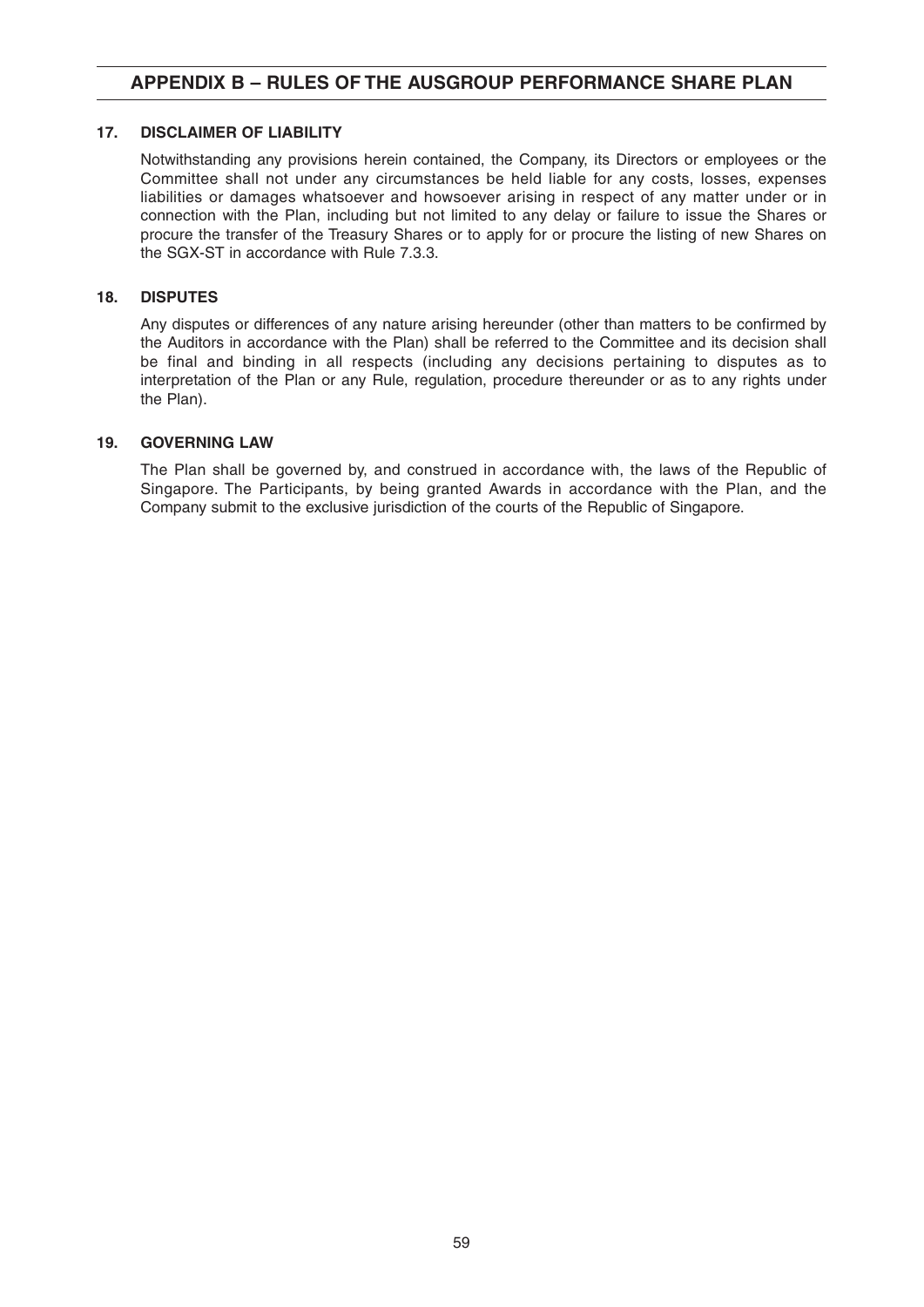### 17. DISCLAIMER OF LIABILITY

Notwithstanding any provisions herein contained, the Company, its Directors or employees or the Committee shall not under any circumstances be held liable for any costs, losses, expenses liabilities or damages whatsoever and howsoever arising in respect of any matter under or in connection with the Plan, including but not limited to any delay or failure to issue the Shares or procure the transfer of the Treasury Shares or to apply for or procure the listing of new Shares on the SGX-ST in accordance with Rule 7.3.3.

### 18. DISPUTES

Any disputes or differences of any nature arising hereunder (other than matters to be confirmed by the Auditors in accordance with the Plan) shall be referred to the Committee and its decision shall be final and binding in all respects (including any decisions pertaining to disputes as to interpretation of the Plan or any Rule, regulation, procedure thereunder or as to any rights under the Plan).

### 19. GOVERNING LAW

The Plan shall be governed by, and construed in accordance with, the laws of the Republic of Singapore. The Participants, by being granted Awards in accordance with the Plan, and the Company submit to the exclusive jurisdiction of the courts of the Republic of Singapore.